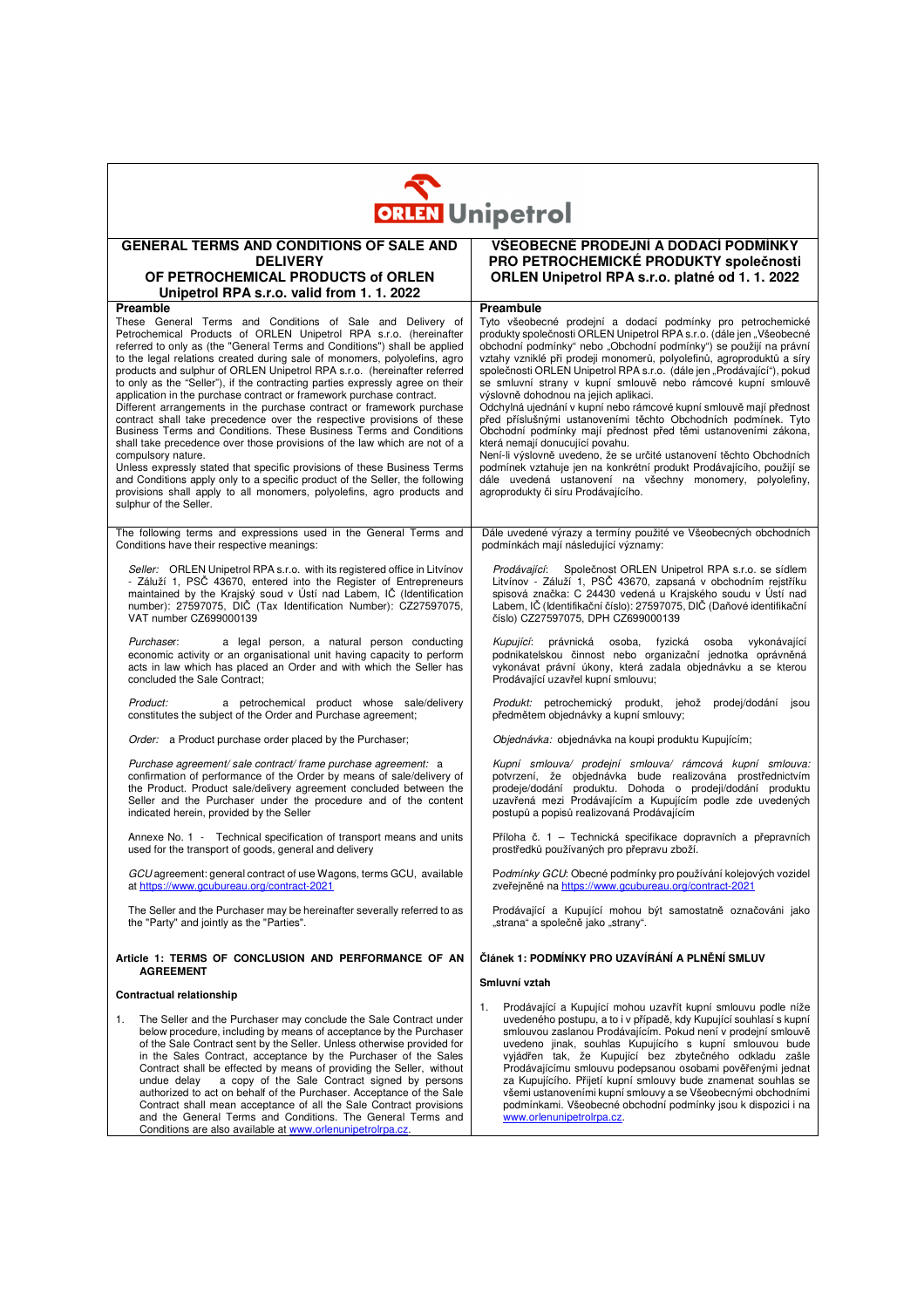# GENERAL TERMS AND CONDITIONS OF SALE AND DELIVERY OF PETROCHEMICAL PRODUCTS of ORLEN Unipetrol RPA s.r.o. valid from 1. 1. 2022

## Preamble

These General Terms and Conditions of Sale and Delivery of Petrochemical Products of ORLEN Unipetrol RPA s.r.o. (hereinafter referred to only as (the "General Terms and Conditions") shall be applied to the legal relations created during sale of monomers, polyolefins, agro products and sulphur of ORLEN Unipetrol RPA s.r.o. (hereinafter referred to only as the "Seller"), if the contracting parties expressly agree on their application in the purchase contract or framework purchase contract.

Different arrangements in the purchase contract or framework purchase contract shall take precedence over the respective provisions of these Business Terms and Conditions. These Business Terms and Conditions shall take precedence over those provisions of the law which are not of a compulsory nature.

Unless expressly stated that specific provisions of these Business Terms and Conditions apply only to a specific product of the Seller, the following provisions shall apply to all monomers, polyolefins, agro products and sulphur of the Seller.

The following terms and expressions used in the General Terms and Conditions have their respective meanings:

*Seller:* ORLEN Unipetrol RPA s.r.o. with its registered office in Litvínov - Záluží 1, PSČ 43670, entered into the Register of Entrepreneurs maintained by the Krajský soud v Ústí nad Labem, IČ (Identification number): 27597075, DIČ (Tax Identification Number): CZ27597075, VAT number CZ699000139

*Purchaser*: a legal person, a natural person conducting economic activity or an organisational unit having capacity to perform acts in law which has placed an Order and with which the Seller has concluded the Sale Contract;

*Product:* a petrochemical product whose sale/delivery constitutes the subject of the Order and Purchase agreement;

*Order:* a Product purchase order placed by the Purchaser;

*Purchase agreement/ sale contract/ frame purchase agreement:* a confirmation of performance of the Order by means of sale/delivery of the Product. Product sale/delivery agreement concluded between the Seller and the Purchaser under the procedure and of the content indicated herein, provided by the Seller

Annexe No. 1 - Technical specification of transport means and units used for the transport of goods, general and delivery

*GCU* agreement: general contract of use Wagons, terms GCU, available at https://www.gcubureau.org/contract-2021

The Seller and the Purchaser may be hereinafter severally referred to as the "Party" and jointly as the "Parties".

## Article 1: TERMS OF CONCLUSION AND PERFORMANCE OF AN AGREEMENT

### Contractual relationship

1. The Seller and the Purchaser may conclude the Sale Contract under below procedure, including by means of acceptance by the Purchaser of the Sale Contract sent by the Seller. Unless otherwise provided for in the Sales Contract, acceptance by the Purchaser of the Sales Contract shall be effected by means of providing the Seller, without undue delay a copy of the Sale Contract signed by persons authorized to act on behalf of the Purchaser. Acceptance of the Sale Contract shall mean acceptance of all the Sale Contract provisions and the General Terms and Conditions. The General Terms and Conditions are also available at www.orlenunipetrolrpa.cz.

# VŠEOBECNÉ PRODEJNÍ A DODACÍ PODMÍNKY PRO PETROCHEMICKÉ PRODUKTY společnosti ORLEN Unipetrol RPA s.r.o. platné od 1. 1. 2022

## Preambule

Tyto všeobecné prodejní a dodací podmínky pro petrochemické produkty společnosti ORLEN Unipetrol RPA s.r.o. (dále jen „Všeobecné obchodní podmínky" nebo „Obchodní podmínky") se použijí na právní vztahy vzniklé při prodeji monomerů, polyolefinů, agroproduktů a síry společnosti ORLEN Unipetrol RPA s.r.o. (dále jen „Prodávající"), pokud se smluvní strany v kupní smlouvě nebo rámcové kupní smlouvě výslovně dohodnou na jejich aplikaci.

Odchylná ujednání v kupní nebo rámcové kupní smlouvě mají přednost před příslušnými ustanoveními těchto Obchodních podmínek. Tyto Obchodní podmínky mají přednost před těmi ustanoveními zákona, která nemají donucující povahu.

Není-li výslovně uvedeno, že se určité ustanovení těchto Obchodních podmínek vztahuje jen na konkrétní produkt Prodávajícího, použijí se dále uvedená ustanovení na všechny monomery, polyolefiny, agroprodukty či síru Prodávajícího.

Dále uvedené výrazy a termíny použité ve Všeobecných obchodních podmínkách mají následující významy:

*Prodávající:* Společnost ORLEN Unipetrol RPA s.r.o. se sídlem Litvínov - Záluží 1, PSČ 43670, zapsaná v obchodním rejstříku spisová značka: C 24430 vedená u Krajského soudu v Ústí nad Labem, IČ (Identifikační číslo): 27597075, DIČ (Daňové identifikační číslo) CZ27597075, DPH CZ699000139

*Kupující:* právnická osoba, fyzická osoba vykonávající podnikatelskou činnost nebo organizační jednotka oprávněná vykonávat právní úkony, která zadala objednávku a se kterou Prodávající uzavřel kupní smlouvu;

*Produkt:* petrochemický produkt, jehož prodej/dodání jsou předmětem objednávky a kupní smlouvy;

*Objednávka:* objednávka na koupi produktu Kupujícím;

*Kupní smlouva/ prodejní smlouva/ rámcová kupní smlouva:* potvrzení, že objednávka bude realizována prostřednictvím prodeje/dodání produktu. Dohoda o prodeji/dodání produktu uzavřená mezi Prodávajícím a Kupujícím podle zde uvedených postupů a popisů realizovaná Prodávajícím

Příloha č. 1 – Technická specifikace dopravních a přepravních prostředků používaných pro přepravu zboží.

*Podmínky GCU*: Obecné podmínky pro používání kolejových vozidel zveřejněné na https://www.gcubureau.org/contract-2021

Prodávající a Kupující mohou být samostatně označováni jako „strana" a společně jako „strany".

## Článek 1: PODMÍNKY PRO UZAVÍRÁNÍ A PLNĚNÍ SMLUV

### Smluvní vztah

1. Prodávající a Kupující mohou uzavřít kupní smlouvu podle níže uvedeného postupu, a to i v případě, kdy Kupující souhlasí s kupní smlouvou zaslanou Prodávajícím. Pokud není v prodejní smlouvě uvedeno jinak, souhlas Kupujícího s kupní smlouvou bude vyjádřen tak, že Kupující bez zbytečného odkladu zašle Prodávajícímu smlouvu podepsanou osobami pověřenými jednat za Kupujícího. Přijetí kupní smlouvy bude znamenat souhlas se všemi ustanoveními kupní smlouvy a se Všeobecnými obchodními podmínkami. Všeobecné obchodní podmínky jsou k dispozici i na www.orlenunipetrolrpa.cz.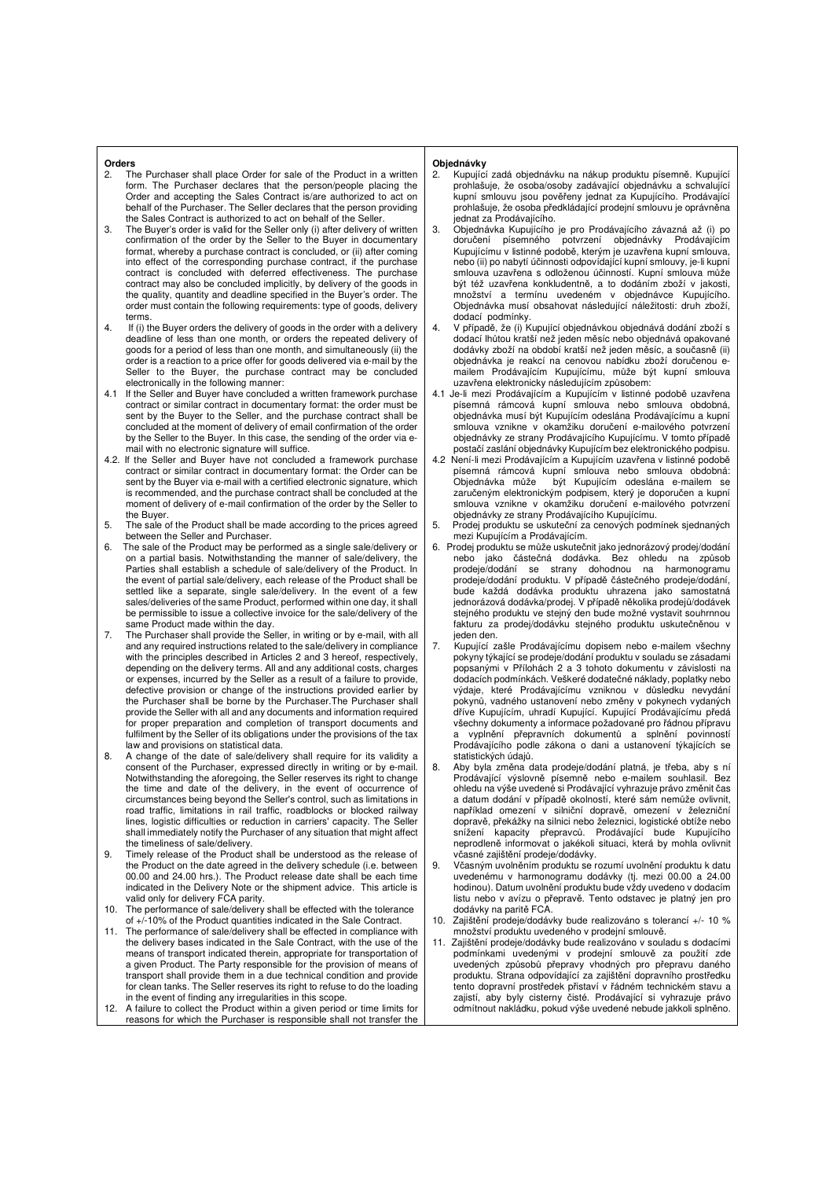**Orders**

2. The Purchaser shall place Order for sale of the Product in a written form. The Purchaser declares that the person/people placing the Order and accepting the Sales Contract is/are authorized to act on behalf of the Purchaser. The Seller declares that the person providing the Sales Contract is authorized to act on behalf of the Seller.
3. The Buyer's order is valid for the Seller only (i) after delivery of written confirmation of the order by the Seller to the Buyer in documentary format, whereby a purchase contract is concluded, or (ii) after coming into effect of the corresponding purchase contract, if the purchase contract is concluded with deferred effectiveness. The purchase contract may also be concluded implicitly, by delivery of the goods in the quality, quantity and deadline specified in the Buyer's order. The order must contain the following requirements: type of goods, delivery terms.
4. If (i) the Buyer orders the delivery of goods in the order with a delivery deadline of less than one month, or orders the repeated delivery of goods for a period of less than one month, and simultaneously (ii) the order is a reaction to a price offer for goods delivered via e-mail by the Seller to the Buyer, the purchase contract may be concluded electronically in the following manner:

4.1 If the Seller and Buyer have concluded a written framework purchase contract or similar contract in documentary format: the order must be sent by the Buyer to the Seller, and the purchase contract shall be concluded at the moment of delivery of email confirmation of the order by the Seller to the Buyer. In this case, the sending of the order via e-mail with no electronic signature will suffice.

4.2. If the Seller and Buyer have not concluded a framework purchase contract or similar contract in documentary format: the Order can be sent by the Buyer via e-mail with a certified electronic signature, which is recommended, and the purchase contract shall be concluded at the moment of delivery of e-mail confirmation of the order by the Seller to the Buyer.

5. The sale of the Product shall be made according to the prices agreed between the Seller and Purchaser.
6. The sale of the Product may be performed as a single sale/delivery or on a partial basis. Notwithstanding the manner of sale/delivery, the Parties shall establish a schedule of sale/delivery of the Product. In the event of partial sale/delivery, each release of the Product shall be settled like a separate, single sale/delivery. In the event of a few sales/deliveries of the same Product, performed within one day, it shall be permissible to issue a collective invoice for the sale/delivery of the same Product made within the day.
7. The Purchaser shall provide the Seller, in writing or by e-mail, with all and any required instructions related to the sale/delivery in compliance with the principles described in Articles 2 and 3 hereof, respectively, depending on the delivery terms. All and any additional costs, charges or expenses, incurred by the Seller as a result of a failure to provide, defective provision or change of the instructions provided earlier by the Purchaser shall be borne by the Purchaser.The Purchaser shall provide the Seller with all and any documents and information required for proper preparation and completion of transport documents and fulfilment by the Seller of its obligations under the provisions of the tax law and provisions on statistical data.
8. A change of the date of sale/delivery shall require for its validity a consent of the Purchaser, expressed directly in writing or by e-mail. Notwithstanding the aforegoing, the Seller reserves its right to change the time and date of the delivery, in the event of occurrence of circumstances being beyond the Seller's control, such as limitations in road traffic, limitations in rail traffic, roadblocks or blocked railway lines, logistic difficulties or reduction in carriers' capacity. The Seller shall immediately notify the Purchaser of any situation that might affect the timeliness of sale/delivery.
9. Timely release of the Product shall be understood as the release of the Product on the date agreed in the delivery schedule (i.e. between 00.00 and 24.00 hrs.). The Product release date shall be each time indicated in the Delivery Note or the shipment advice. This article is valid only for delivery FCA parity.
10. The performance of sale/delivery shall be effected with the tolerance of +/-10% of the Product quantities indicated in the Sale Contract.
11. The performance of sale/delivery shall be effected in compliance with the delivery bases indicated in the Sale Contract, with the use of the means of transport indicated therein, appropriate for transportation of a given Product. The Party responsible for the provision of means of transport shall provide them in a due technical condition and provide for clean tanks. The Seller reserves its right to refuse to do the loading in the event of finding any irregularities in this scope.
12. A failure to collect the Product within a given period or time limits for reasons for which the Purchaser is responsible shall not transfer the

**Objednávky**

2. Kupující zadá objednávku na nákup produktu písemně. Kupující prohlašuje, že osoba/osoby zadávající objednávku a schvalující kupní smlouvu jsou pověřeny jednat za Kupujícího. Prodávající prohlašuje, že osoba předkládající prodejní smlouvu je oprávněna jednat za Prodávajícího.
3. Objednávka Kupujícího je pro Prodávajícího závazná až (i) po doručení písemného potvrzení objednávky Prodávajícím Kupujícímu v listinné podobě, kterým je uzavřena kupní smlouva, nebo (ii) po nabytí účinnosti odpovídající kupní smlouvy, je-li kupní smlouva uzavřena s odloženou účinností. Kupní smlouva může být též uzavřena konkludentně, a to dodáním zboží v jakosti, množství a termínu uvedeném v objednávce Kupujícího. Objednávka musí obsahovat následující náležitosti: druh zboží, dodací podmínky.
4. V případě, že (i) Kupující objednávkou objednává dodání zboží s dodací lhůtou kratší než jeden měsíc nebo objednává opakované dodávky zboží na období kratší než jeden měsíc, a současně (ii) objednávka je reakcí na cenovou nabídku zboží doručenou e-mailem Prodávajícím Kupujícímu, může být kupní smlouva uzavřena elektronicky následujícím způsobem:

4.1 Je-li mezi Prodávajícím a Kupujícím v listinné podobě uzavřena písemná rámcová kupní smlouva nebo smlouva obdobná, objednávka musí být Kupujícím odeslána Prodávajícímu a kupní smlouva vznikne v okamžiku doručení e-mailového potvrzení objednávky ze strany Prodávajícího Kupujícímu. V tomto případě postačí zaslání objednávky Kupujícím bez elektronického podpisu.

4.2 Není-li mezi Prodávajícím a Kupujícím uzavřena v listinné podobě písemná rámcová kupní smlouva nebo smlouva obdobná: Objednávka může být Kupujícím odeslána e-mailem se zaručeným elektronickým podpisem, který je doporučen a kupní smlouva vznikne v okamžiku doručení e-mailového potvrzení objednávky ze strany Prodávajícího Kupujícímu.

5. Prodej produktu se uskuteční za cenových podmínek sjednaných mezi Kupujícím a Prodávajícím.
6. Prodej produktu se může uskutečnit jako jednorázový prodej/dodání nebo jako částečná dodávka. Bez ohledu na způsob prodeje/dodání se strany dohodnou na harmonogramu prodeje/dodání produktu. V případě částečného prodeje/dodání, bude každá dodávka produktu uhrazena jako samostatná jednorázová dodávka/prodej. V případě několika prodejů/dodávek stejného produktu ve stejný den bude možné vystavit souhrnnou fakturu za prodej/dodávku stejného produktu uskutečněnou v jeden den.
7. Kupující zašle Prodávajícímu dopisem nebo e-mailem všechny pokyny týkající se prodeje/dodání produktu v souladu se zásadami popsanými v Přílohách 2 a 3 tohoto dokumentu v závislosti na dodacích podmínkách. Veškeré dodatečné náklady, poplatky nebo výdaje, které Prodávajícímu vzniknou v důsledku nevydání pokynů, vadného ustanovení nebo změny v pokynech vydaných dříve Kupujícím, uhradí Kupující. Kupující Prodávajícímu předá všechny dokumenty a informace požadované pro řádnou přípravu a vyplnění přepravních dokumentů a splnění povinností Prodávajícího podle zákona o dani a ustanovení týkajících se statistických údajů.
8. Aby byla změna data prodeje/dodání platná, je třeba, aby s ní Prodávající výslovně písemně nebo e-mailem souhlasil. Bez ohledu na výše uvedené si Prodávající vyhrazuje právo změnit čas a datum dodání v případě okolností, které sám nemůže ovlivnit, například omezení v silniční dopravě, omezení v železniční dopravě, překážky na silnici nebo železnici, logistické obtíže nebo snížení kapacity přepravců. Prodávající bude Kupujícího neprodleně informovat o jakékoli situaci, která by mohla ovlivnit včasné zajištění prodeje/dodávky.
9. Včasným uvolněním produktu se rozumí uvolnění produktu k datu uvedenému v harmonogramu dodávky (tj. mezi 00.00 a 24.00 hodinou). Datum uvolnění produktu bude vždy uvedeno v dodacím listu nebo v avízu o přepravě. Tento odstavec je platný jen pro dodávky na paritě FCA.
10. Zajištění prodeje/dodávky bude realizováno s tolerancí +/- 10 % množství produktu uvedeného v prodejní smlouvě.
11. Zajištění prodeje/dodávky bude realizováno v souladu s dodacími podmínkami uvedenými v prodejní smlouvě za použití zde uvedených způsobů přepravy vhodných pro přepravu daného produktu. Strana odpovídající za zajištění dopravního prostředku tento dopravní prostředek přistaví v řádném technickém stavu a zajistí, aby byly cisterny čisté. Prodávající si vyhrazuje právo odmítnout nakládku, pokud výše uvedené nebude jakkoli splněno.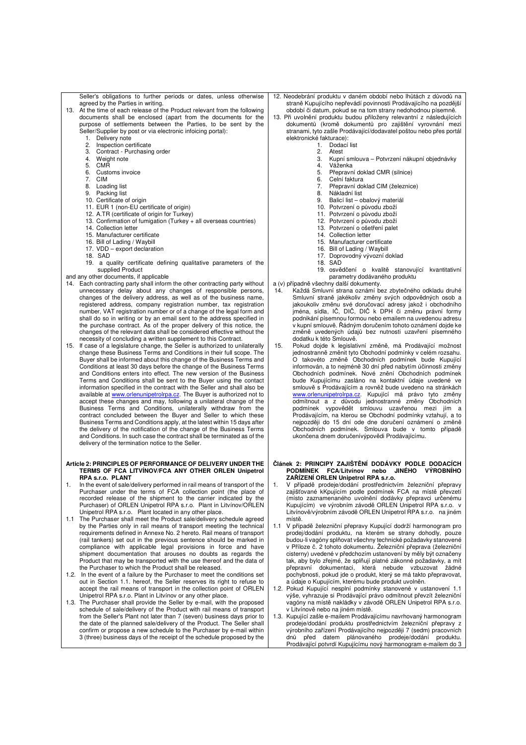Seller's obligations to further periods or dates, unless otherwise agreed by the Parties in writing.

13. At the time of each release of the Product relevant from the following documents shall be enclosed (apart from the documents for the purpose of settlements between the Parties, to be sent by the Seller/Supplier by post or via electronic infoicing portal):
    1. Delivery note
    2. Inspection certificate
    3. Contract - Purchasing order
    4. Weight note
    5. CMR
    6. Customs invoice
    7. CIM
    8. Loading list
    9. Packing list
    10. Certificate of origin
    11. EUR 1 (non-EU certificate of origin)
    12. A.TR (certificate of origin for Turkey)
    13. Confirmation of fumigation (Turkey + all overseas countries)
    14. Collection letter
    15. Manufacturer certificate
    16. Bill of Lading / Waybill
    17. VDD – export declaration
    18. SAD
    19. a quality certificate defining qualitative parameters of the supplied Product

and any other documents, if applicable

14. Each contracting party shall inform the other contracting party without unnecessary delay about any changes of responsible persons, changes of the delivery address, as well as of the business name, registered address, company registration number, tax registration number, VAT registration number or of a change of the legal form and shall do so in writing or by an email sent to the address specified in the purchase contract. As of the proper delivery of this notice, the changes of the relevant data shall be considered effective without the necessity of concluding a written supplement to this Contract.
15. If case of a legislature change, the Seller is authorized to unilaterally change these Business Terms and Conditions in their full scope. The Buyer shall be informed about this change of the Business Terms and Conditions at least 30 days before the change of the Business Terms and Conditions enters into effect. The new version of the Business Terms and Conditions shall be sent to the Buyer using the contact information specified in the contract with the Seller and shall also be available at www.orlenunipetrolrpa.cz. The Buyer is authorized not to accept these changes and may, following a unilateral change of the Business Terms and Conditions, unilaterally withdraw from the contract concluded between the Buyer and Seller to which these Business Terms and Conditions apply, at the latest within 15 days after the delivery of the notification of the change of the Business Terms and Conditions. In such case the contract shall be terminated as of the delivery of the termination notice to the Seller.

### Article 2: PRINCIPLES OF PERFORMANCE OF DELIVERY UNDER THE TERMS OF FCA LITVÍNOV/FCA ANY OTHER ORLEN Unipetrol RPA s.r.o. PLANT

1. In the event of sale/delivery performed in rail means of transport of the Purchaser under the terms of FCA collection point (the place of recorded release of the shipment to the carrier indicated by the Purchaser) of ORLEN Unipetrol RPA s.r.o. Plant in Litvínov/ORLEN Unipetrol RPA s.r.o. Plant located in any other place.

1.1 The Purchaser shall meet the Product sale/delivery schedule agreed by the Parties only in rail means of transport meeting the technical requirements defined in Annexe No. 2 hereto. Rail means of transport (rail tankers) set out in the previous sentence should be marked in compliance with applicable legal provisions in force and have shipment documentation that arouses no doubts as regards the Product that may be transported with the use thereof and the data of the Purchaser to which the Product shall be released.

1.2. In the event of a failure by the Purchaser to meet the conditions set out in Section 1.1. hereof, the Seller reserves its right to refuse to accept the rail means of transport in the collection point of ORLEN Unipetrol RPA s.r.o. Plant in Litvínov or any other place.

1.3. The Purchaser shall provide the Seller by e-mail, with the proposed schedule of sale/delivery of the Product with rail means of transport from the Seller's Plant not later than 7 (seven) business days prior to the date of the planned sale/delivery of the Product. The Seller shall confirm or propose a new schedule to the Purchaser by e-mail within 3 (three) business days of the receipt of the schedule proposed by the

12. Neodebrání produktu v daném období nebo lhůtách z důvodů na straně Kupujícího nepřevádí povinnosti Prodávajícího na pozdější období či datum, pokud se na tom strany nedohodnou písemně.
13. Při uvolnění produktu budou přiloženy relevantní z následujících dokumentů (kromě dokumentů pro zajištění vyrovnání mezi stranami, tyto zašle Prodávající/dodavatel poštou nebo přes portál elektronické fakturace):
    1. Dodací list
    2. Atest
    3. Kupní smlouva – Potvrzení nákupní objednávky
    4. Váženka
    5. Přepravní doklad CMR (silnice)
    6. Celní faktura
    7. Přepravní doklad CIM (železnice)
    8. Nákladní list
    9. Balicí list – obalový materiál
    10. Potvrzení o původu zboží
    11. Potvrzení o původu zboží
    12. Potvrzení o původu zboží
    13. Potvrzení o ošetření palet
    14. Collection letter
    15. Manufacturer certificate
    16. Bill of Lading / Waybill
    17. Doprovodný vývozní doklad
    18. SAD
    19. osvědčení o kvalitě stanovující kvantitativní parametry dodávaného produktu

a (v) případně všechny další dokumenty.

14. Každá Smluvní strana oznámí bez zbytečného odkladu druhé Smluvní straně jakékoliv změny svých odpovědných osob a jakoukoliv změnu své doručovací adresy jakož i obchodního jména, sídla, IČ, DIČ, DIČ k DPH či změnu právní formy podnikání písemnou formou nebo emailem na uvedenou adresu v kupní smlouvě. Řádným doručením tohoto oznámení dojde ke změně uvedených údajů bez nutnosti uzavření písemného dodatku k této Smlouvě.
15. Pokud dojde k legislativní změně, má Prodávající možnost jednostranně změnit tyto Obchodní podmínky v celém rozsahu. O takovéto změně Obchodních podmínek bude Kupující informován, a to nejméně 30 dní před nabytím účinnosti změny Obchodních podmínek. Nové znění Obchodních podmínek bude Kupujícímu zasláno na kontaktní údaje uvedené ve smlouvě s Prodávajícím a rovněž bude uvedeno na stránkách www.orlenunipetrolrpa.cz. Kupující má právo tyto změny odmítnout a z důvodu jednostranné změny Obchodních podmínek vypovědět smlouvu uzavřenou mezi jím a Prodávajícím, na kterou se Obchodní podmínky vztahují, a to nejpozději do 15 dní ode dne doručení oznámení o změně Obchodních podmínek. Smlouva bude v tomto případě ukončena dnem doručenívýpovědi Prodávajícímu.

### Článek 2: PRINCIPY ZAJIŠTĚNÍ DODÁVKY PODLE DODACÍCH PODMÍNEK FCA/Litvínov nebo JINÉHO VÝROBNÍHO ZAŘÍZENÍ ORLEN Unipetrol RPA s.r.o.

1. V případě prodeje/dodání prostřednictvím železniční přepravy zajišťované kKupujícím podle podmínek FCA na místě převzetí (místo zaznamenaného uvolnění dodávky přepravci určenému Kupujícím) ve výrobním závodě ORLEN Unipetrol RPA s.r.o. v Litvínově/výrobním závodě ORLEN Unipetrol RPA s.r.o. na jiném místě.

1.1 V případě železniční přepravy Kupující dodrží harmonogram pro prodej/dodání produktu, na kterém se strany dohodly, pouze budou-li vagóny splňovat všechny technické požadavky stanovené v Příloze č. 2 tohoto dokumentu. Železniční přeprava (železniční cisterny) uvedené v předchozím ustanovení by měly být označeny tak, aby bylo zřejmé, že splňují platné zákonné požadavky, a mít přepravní dokumentaci, která nebude vzbuzovat žádné pochybnosti, pokud jde o produkt, který se má takto přepravovat, a údaje o Kupujícím, kterému bude produkt uvolněn.

1.2. Pokud Kupující nesplní podmínky stanovené v ustanovení 1.1 výše, vyhrazuje si Prodávající právo odmítnout převzít železniční vagóny na místě nakládky v závodě ORLEN Unipetrol RPA s.r.o. v Litvínově nebo na jiném místě.

1.3. Kupující zašle e-mailem Prodávajícímu navrhovaný harmonogram prodeje/dodání produktu prostřednictvím železniční přepravy z výrobního zařízení Prodávajícího nejpozději 7 (sedm) pracovních dnů před datem plánovaného prodeje/dodání produktu. Prodávající potvrdí Kupujícímu nový harmonogram e-mailem do 3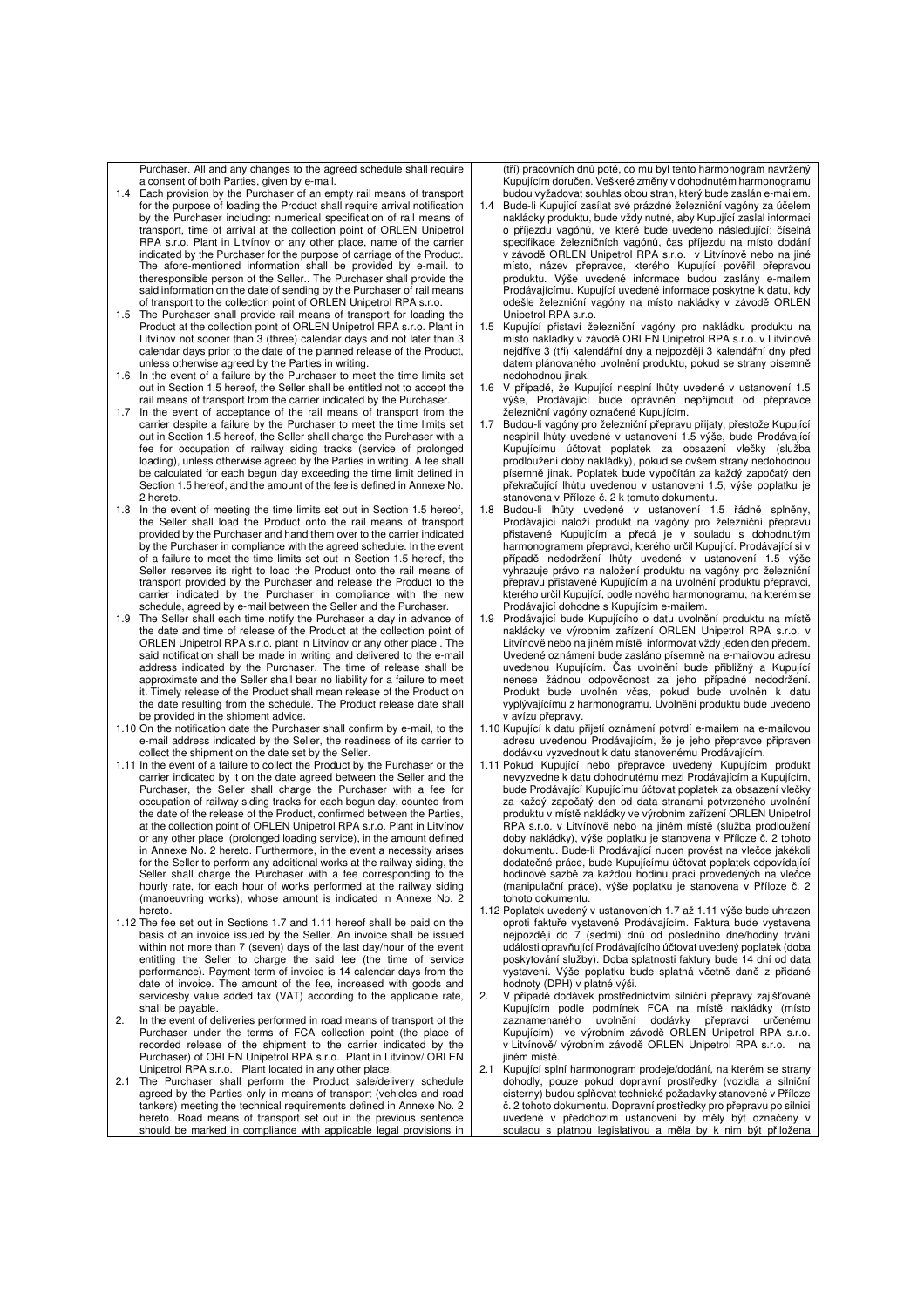Purchaser. All and any changes to the agreed schedule shall require a consent of both Parties, given by e-mail.

1.4 Each provision by the Purchaser of an empty rail means of transport for the purpose of loading the Product shall require arrival notification by the Purchaser including: numerical specification of rail means of transport, time of arrival at the collection point of ORLEN Unipetrol RPA s.r.o. Plant in Litvínov or any other place, name of the carrier indicated by the Purchaser for the purpose of carriage of the Product. The afore-mentioned information shall be provided by e-mail. to theresponsible person of the Seller.. The Purchaser shall provide the said information on the date of sending by the Purchaser of rail means of transport to the collection point of ORLEN Unipetrol RPA s.r.o.

1.5 The Purchaser shall provide rail means of transport for loading the Product at the collection point of ORLEN Unipetrol RPA s.r.o. Plant in Litvínov not sooner than 3 (three) calendar days and not later than 3 calendar days prior to the date of the planned release of the Product, unless otherwise agreed by the Parties in writing.

1.6 In the event of a failure by the Purchaser to meet the time limits set out in Section 1.5 hereof, the Seller shall be entitled not to accept the rail means of transport from the carrier indicated by the Purchaser.

1.7 In the event of acceptance of the rail means of transport from the carrier despite a failure by the Purchaser to meet the time limits set out in Section 1.5 hereof, the Seller shall charge the Purchaser with a fee for occupation of railway siding tracks (service of prolonged loading), unless otherwise agreed by the Parties in writing. A fee shall be calculated for each begun day exceeding the time limit defined in Section 1.5 hereof, and the amount of the fee is defined in Annexe No. 2 hereto.

1.8 In the event of meeting the time limits set out in Section 1.5 hereof, the Seller shall load the Product onto the rail means of transport provided by the Purchaser and hand them over to the carrier indicated by the Purchaser in compliance with the agreed schedule. In the event of a failure to meet the time limits set out in Section 1.5 hereof, the Seller reserves its right to load the Product onto the rail means of transport provided by the Purchaser and release the Product to the carrier indicated by the Purchaser in compliance with the new schedule, agreed by e-mail between the Seller and the Purchaser.

1.9 The Seller shall each time notify the Purchaser a day in advance of the date and time of release of the Product at the collection point of ORLEN Unipetrol RPA s.r.o. plant in Litvínov or any other place . The said notification shall be made in writing and delivered to the e-mail address indicated by the Purchaser. The time of release shall be approximate and the Seller shall bear no liability for a failure to meet it. Timely release of the Product shall mean release of the Product on the date resulting from the schedule. The Product release date shall be provided in the shipment advice.

1.10 On the notification date the Purchaser shall confirm by e-mail, to the e-mail address indicated by the Seller, the readiness of its carrier to collect the shipment on the date set by the Seller.

1.11 In the event of a failure to collect the Product by the Purchaser or the carrier indicated by it on the date agreed between the Seller and the Purchaser, the Seller shall charge the Purchaser with a fee for occupation of railway siding tracks for each begun day, counted from the date of the release of the Product, confirmed between the Parties, at the collection point of ORLEN Unipetrol RPA s.r.o. Plant in Litvínov or any other place (prolonged loading service), in the amount defined in Annexe No. 2 hereto. Furthermore, in the event a necessity arises for the Seller to perform any additional works at the railway siding, the Seller shall charge the Purchaser with a fee corresponding to the hourly rate, for each hour of works performed at the railway siding (manoeuvring works), whose amount is indicated in Annexe No. 2 hereto.

1.12 The fee set out in Sections 1.7 and 1.11 hereof shall be paid on the basis of an invoice issued by the Seller. An invoice shall be issued within not more than 7 (seven) days of the last day/hour of the event entitling the Seller to charge the said fee (the time of service performance). Payment term of invoice is 14 calendar days from the date of invoice. The amount of the fee, increased with goods and servicesby value added tax (VAT) according to the applicable rate, shall be payable.

2. In the event of deliveries performed in road means of transport of the Purchaser under the terms of FCA collection point (the place of recorded release of the shipment to the carrier indicated by the Purchaser) of ORLEN Unipetrol RPA s.r.o. Plant in Litvínov/ ORLEN Unipetrol RPA s.r.o. Plant located in any other place.

2.1 The Purchaser shall perform the Product sale/delivery schedule agreed by the Parties only in means of transport (vehicles and road tankers) meeting the technical requirements defined in Annexe No. 2 hereto. Road means of transport set out in the previous sentence should be marked in compliance with applicable legal provisions in

(tří) pracovních dnů poté, co mu byl tento harmonogram navržený Kupujícím doručen. Veškeré změny v dohodnutém harmonogramu budou vyžadovat souhlas obou stran, který bude zaslán e-mailem.

1.4 Bude-li Kupující zasílat své prázdné železniční vagóny za účelem nakládky produktu, bude vždy nutné, aby Kupující zaslal informaci o příjezdu vagónů, ve které bude uvedeno následující: číselná specifikace železničních vagónů, čas příjezdu na místo dodání v závodě ORLEN Unipetrol RPA s.r.o. v Litvínově nebo na jiné místo, název přepravce, kterého Kupující pověřil přepravou produktu. Výše uvedené informace budou zaslány e-mailem Prodávajícímu. Kupující uvedené informace poskytne k datu, kdy odešle železniční vagóny na místo nakládky v závodě ORLEN Unipetrol RPA s.r.o.

1.5 Kupující přistaví železniční vagóny pro nakládku produktu na místo nakládky v závodě ORLEN Unipetrol RPA s.r.o. v Litvínově nejdříve 3 (tři) kalendářní dny a nejpozději 3 kalendářní dny před datem plánovaného uvolnění produktu, pokud se strany písemně nedohodnou jinak.

1.6 V případě, že Kupující nesplní lhůty uvedené v ustanovení 1.5 výše, Prodávající bude oprávněn nepřijmout od přepravce železniční vagóny označené Kupujícím.

1.7 Budou-li vagóny pro železniční přepravu přijaty, přestože Kupující nesplnil lhůty uvedené v ustanovení 1.5 výše, bude Prodávající Kupujícímu účtovat poplatek za obsazení vlečky (služba prodloužení doby nakládky), pokud se ovšem strany nedohodnou písemně jinak. Poplatek bude vypočítán za každý započatý den překračující lhůtu uvedenou v ustanovení 1.5, výše poplatku je stanovena v Příloze č. 2 k tomuto dokumentu.

1.8 Budou-li lhůty uvedené v ustanovení 1.5 řádně splněny, Prodávající naloží produkt na vagóny pro železniční přepravu přistavené Kupujícím a předá je v souladu s dohodnutým harmonogramem přepravci, kterého určil Kupující. Prodávající si v případě nedodržení lhůty uvedené v ustanovení 1.5 výše vyhrazuje právo na naložení produktu na vagóny pro železniční přepravu přistavené Kupujícím a na uvolnění produktu přepravci, kterého určil Kupující, podle nového harmonogramu, na kterém se Prodávající dohodne s Kupujícím e-mailem.

1.9 Prodávající bude Kupujícího o datu uvolnění produktu na místě nakládky ve výrobním zařízení ORLEN Unipetrol RPA s.r.o. v Litvínově nebo na jiném místě informovat vždy jeden den předem. Uvedené oznámení bude zasláno písemně na e-mailovou adresu uvedenou Kupujícím. Čas uvolnění bude přibližný a Kupující nenese žádnou odpovědnost za jeho případné nedodržení. Produkt bude uvolněn včas, pokud bude uvolněn k datu vyplývajícímu z harmonogramu. Uvolnění produktu bude uvedeno v avízu přepravy.

1.10 Kupující k datu přijetí oznámení potvrdí e-mailem na e-mailovou adresu uvedenou Prodávajícím, že je jeho přepravce připraven dodávku vyzvednout k datu stanovenému Prodávajícím.

1.11 Pokud Kupující nebo přepravce uvedený Kupujícím produkt nevyzvedne k datu dohodnutému mezi Prodávajícím a Kupujícím, bude Prodávající Kupujícímu účtovat poplatek za obsazení vlečky za každý započatý den od data stranami potvrzeného uvolnění produktu v místě nakládky ve výrobním zařízení ORLEN Unipetrol RPA s.r.o. v Litvínově nebo na jiném místě (služba prodloužení doby nakládky), výše poplatku je stanovena v Příloze č. 2 tohoto dokumentu. Bude-li Prodávající nucen provést na vlečce jakékoli dodatečné práce, bude Kupujícímu účtovat poplatek odpovídající hodinové sazbě za každou hodinu prací provedených na vlečce (manipulační práce), výše poplatku je stanovena v Příloze č. 2 tohoto dokumentu.

1.12 Poplatek uvedený v ustanoveních 1.7 až 1.11 výše bude uhrazen oproti faktuře vystavené Prodávajícím. Faktura bude vystavena nejpozději do 7 (sedmi) dnů od posledního dne/hodiny trvání události opravňující Prodávajícího účtovat uvedený poplatek (doba poskytování služby). Doba splatnosti faktury bude 14 dní od data vystavení. Výše poplatku bude splatná včetně daně z přidané hodnoty (DPH) v platné výši.

2. V případě dodávek prostřednictvím silniční přepravy zajišťované Kupujícím podle podmínek FCA na místě nakládky (místo zaznamenaného uvolnění dodávky přepravci určenému Kupujícím) ve výrobním závodě ORLEN Unipetrol RPA s.r.o. v Litvínově/ výrobním závodě ORLEN Unipetrol RPA s.r.o. na jiném místě.

2.1 Kupující splní harmonogram prodeje/dodání, na kterém se strany dohodly, pouze pokud dopravní prostředky (vozidla a silniční cisterny) budou splňovat technické požadavky stanovené v Příloze č. 2 tohoto dokumentu. Dopravní prostředky pro přepravu po silnici uvedené v předchozím ustanovení by měly být označeny v souladu s platnou legislativou a měla by k nim být přiložena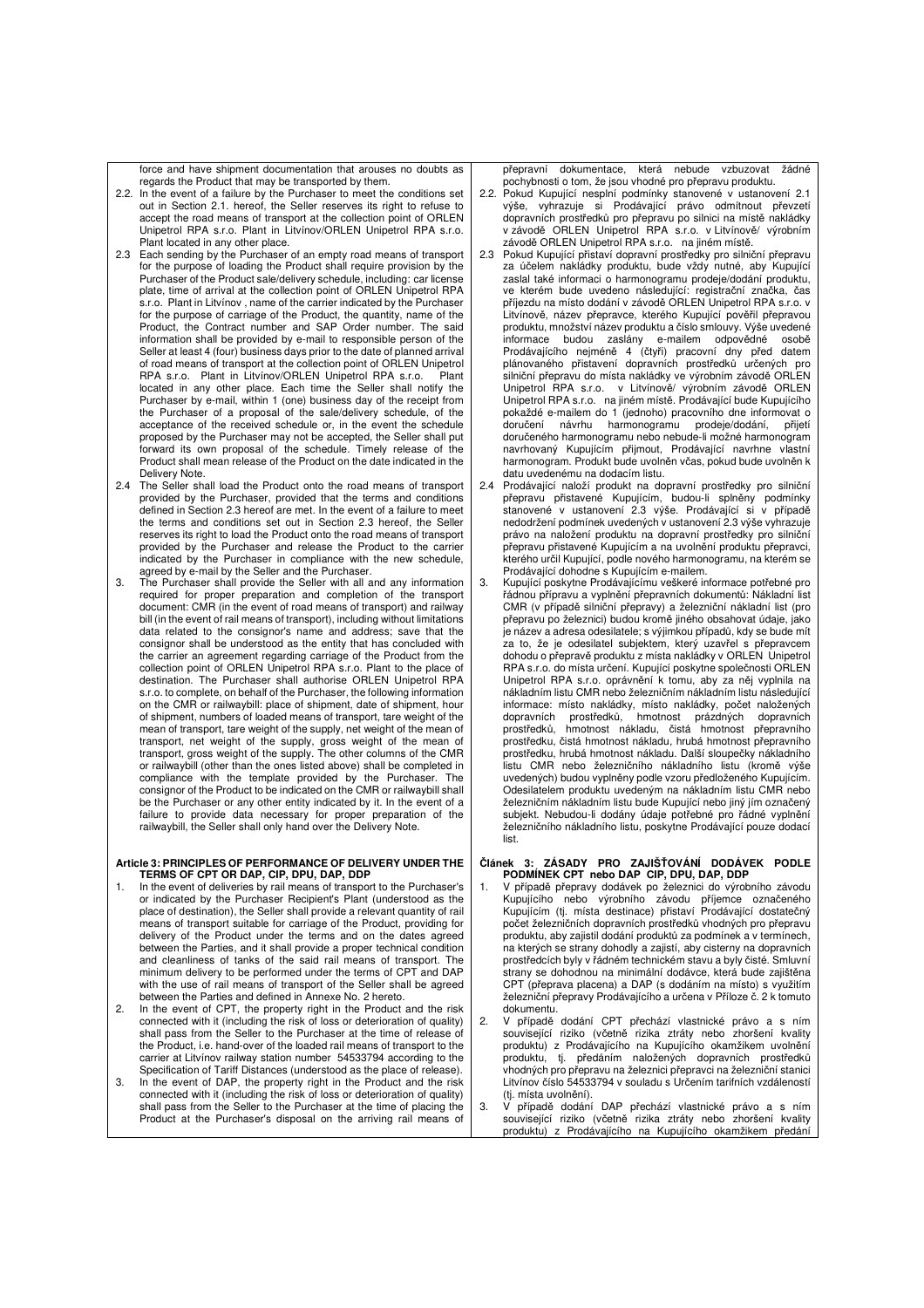force and have shipment documentation that arouses no doubts as regards the Product that may be transported by them.

2.2. In the event of a failure by the Purchaser to meet the conditions set out in Section 2.1. hereof, the Seller reserves its right to refuse to accept the road means of transport at the collection point of ORLEN Unipetrol RPA s.r.o. Plant in Litvínov/ORLEN Unipetrol RPA s.r.o. Plant located in any other place.

2.3 Each sending by the Purchaser of an empty road means of transport for the purpose of loading the Product shall require provision by the Purchaser of the Product sale/delivery schedule, including: car license plate, time of arrival at the collection point of ORLEN Unipetrol RPA s.r.o. Plant in Litvínov , name of the carrier indicated by the Purchaser for the purpose of carriage of the Product, the quantity, name of the Product, the Contract number and SAP Order number. The said information shall be provided by e-mail to responsible person of the Seller at least 4 (four) business days prior to the date of planned arrival of road means of transport at the collection point of ORLEN Unipetrol RPA s.r.o. Plant in Litvínov/ORLEN Unipetrol RPA s.r.o. Plant located in any other place. Each time the Seller shall notify the Purchaser by e-mail, within 1 (one) business day of the receipt from the Purchaser of a proposal of the sale/delivery schedule, of the acceptance of the received schedule or, in the event the schedule proposed by the Purchaser may not be accepted, the Seller shall put forward its own proposal of the schedule. Timely release of the Product shall mean release of the Product on the date indicated in the Delivery Note.

2.4 The Seller shall load the Product onto the road means of transport provided by the Purchaser, provided that the terms and conditions defined in Section 2.3 hereof are met. In the event of a failure to meet the terms and conditions set out in Section 2.3 hereof, the Seller reserves its right to load the Product onto the road means of transport provided by the Purchaser and release the Product to the carrier indicated by the Purchaser in compliance with the new schedule, agreed by e-mail by the Seller and the Purchaser.

3. The Purchaser shall provide the Seller with all and any information required for proper preparation and completion of the transport document: CMR (in the event of road means of transport) and railway bill (in the event of rail means of transport), including without limitations data related to the consignor's name and address; save that the consignor shall be understood as the entity that has concluded with the carrier an agreement regarding carriage of the Product from the collection point of ORLEN Unipetrol RPA s.r.o. Plant to the place of destination. The Purchaser shall authorise ORLEN Unipetrol RPA s.r.o. to complete, on behalf of the Purchaser, the following information on the CMR or railwaybill: place of shipment, date of shipment, hour of shipment, numbers of loaded means of transport, tare weight of the mean of transport, tare weight of the supply, net weight of the mean of transport, net weight of the supply, gross weight of the mean of transport, gross weight of the supply. The other columns of the CMR or railwaybill (other than the ones listed above) shall be completed in compliance with the template provided by the Purchaser. The consignor of the Product to be indicated on the CMR or railwaybill shall be the Purchaser or any other entity indicated by it. In the event of a failure to provide data necessary for proper preparation of the railwaybill, the Seller shall only hand over the Delivery Note.

### Article 3: PRINCIPLES OF PERFORMANCE OF DELIVERY UNDER THE TERMS OF CPT OR DAP, CIP, DPU, DAP, DDP

1. In the event of deliveries by rail means of transport to the Purchaser's or indicated by the Purchaser Recipient's Plant (understood as the place of destination), the Seller shall provide a relevant quantity of rail means of transport suitable for carriage of the Product, providing for delivery of the Product under the terms and on the dates agreed between the Parties, and it shall provide a proper technical condition and cleanliness of tanks of the said rail means of transport. The minimum delivery to be performed under the terms of CPT and DAP with the use of rail means of transport of the Seller shall be agreed between the Parties and defined in Annexe No. 2 hereto.

2. In the event of CPT, the property right in the Product and the risk connected with it (including the risk of loss or deterioration of quality) shall pass from the Seller to the Purchaser at the time of release of the Product, i.e. hand-over of the loaded rail means of transport to the carrier at Litvínov railway station number 54533794 according to the Specification of Tariff Distances (understood as the place of release).

3. In the event of DAP, the property right in the Product and the risk connected with it (including the risk of loss or deterioration of quality) shall pass from the Seller to the Purchaser at the time of placing the Product at the Purchaser's disposal on the arriving rail means of

---

přepravní dokumentace, která nebude vzbuzovat žádné pochybnosti o tom, že jsou vhodné pro přepravu produktu.

2.2. Pokud Kupující nesplní podmínky stanovené v ustanovení 2.1 výše, vyhrazuje si Prodávající právo odmítnout převzetí dopravních prostředků pro přepravu po silnici na místě nakládky v závodě ORLEN Unipetrol RPA s.r.o. v Litvínově/ výrobním závodě ORLEN Unipetrol RPA s.r.o. na jiném místě.

2.3 Pokud Kupující přistaví dopravní prostředky pro silniční přepravu za účelem nakládky produktu, bude vždy nutné, aby Kupující zaslal také informaci o harmonogramu prodeje/dodání produktu, ve kterém bude uvedeno následující: registrační značka, čas příjezdu na místo dodání v závodě ORLEN Unipetrol RPA s.r.o. v Litvínově, název přepravce, kterého Kupující pověřil přepravou produktu, množství název produktu a číslo smlouvy. Výše uvedené informace budou zaslány e-mailem odpovědné osobě Prodávajícího nejméně 4 (čtyři) pracovní dny před datem plánovaného přistavení dopravních prostředků určených pro silniční přepravu do místa nakládky ve výrobním závodě ORLEN Unipetrol RPA s.r.o. v Litvínově/ výrobním závodě ORLEN Unipetrol RPA s.r.o. na jiném místě. Prodávající bude Kupujícího pokaždé e-mailem do 1 (jednoho) pracovního dne informovat o doručení návrhu harmonogramu prodeje/dodání, přijetí doručeného harmonogramu nebo nebude-li možné harmonogram navrhovaný Kupujícím přijmout, Prodávající navrhne vlastní harmonogram. Produkt bude uvolněn včas, pokud bude uvolněn k datu uvedenému na dodacím listu.

2.4 Prodávající naloží produkt na dopravní prostředky pro silniční přepravu přistavené Kupujícím, budou-li splněny podmínky stanovené v ustanovení 2.3 výše. Prodávající si v případě nedodržení podmínek uvedených v ustanovení 2.3 výše vyhrazuje právo na naložení produktu na dopravní prostředky pro silniční přepravu přistavené Kupujícím a na uvolnění produktu přepravci, kterého určil Kupující, podle nového harmonogramu, na kterém se Prodávající dohodne s Kupujícím e-mailem.

3. Kupující poskytne Prodávajícímu veškeré informace potřebné pro řádnou přípravu a vyplnění přepravních dokumentů: Nákladní list CMR (v případě silniční přepravy) a železniční nákladní list (pro přepravu po železnici) budou kromě jiného obsahovat údaje, jako je název a adresa odesilatele; s výjimkou případů, kdy se bude mít za to, že je odesilatel subjektem, který uzavřel s přepravcem dohodu o přepravě produktu z místa nákladky v ORLEN Unipetrol RPA s.r.o. do místa určení. Kupující poskytne společnosti ORLEN Unipetrol RPA s.r.o. oprávnění k tomu, aby za něj vyplnila na nákladním listu CMR nebo železničním nákladním listu následující informace: místo nakládky, místo nakládky, počet naložených dopravních prostředků, hmotnost prázdných dopravních prostředků, hmotnost nákladu, čistá hmotnost přepravního prostředku, čistá hmotnost nákladu, hrubá hmotnost přepravního prostředku, hrubá hmotnost nákladu. Další sloupečky nákladního listu CMR nebo železničního nákladního listu (kromě výše uvedených) budou vyplněny podle vzoru předloženého Kupujícím. Odesilatelem produktu uvedeným na nákladním listu CMR nebo železničním nákladním listu bude Kupující nebo jiný jím označený subjekt. Nebudou-li dodány údaje potřebné pro řádné vyplnění železničního nákladního listu, poskytne Prodávající pouze dodací list.

### Článek 3: ZÁSADY PRO ZAJIŠŤOVÁNÍ DODÁVEK PODLE PODMÍNEK CPT nebo DAP CIP, DPU, DAP, DDP

1. V případě přepravy dodávek po železnici do výrobního závodu Kupujícího nebo výrobního závodu příjemce označeného Kupujícím (tj. místa destinace) přistaví Prodávající dostatečný počet železničních dopravních prostředků vhodných pro přepravu produktu, aby zajistil dodání produktů za podmínek a v termínech, na kterých se strany dohodly a zajistí, aby cisterny na dopravních prostředcích byly v řádném technickém stavu a byly čisté. Smluvní strany se dohodnou na minimální dodávce, která bude zajištěna CPT (přeprava placena) a DAP (s dodáním na místo) s využitím železniční přepravy Prodávajícího a určena v Příloze č. 2 k tomuto dokumentu.

2. V případě dodání CPT přechází vlastnické právo a s ním související riziko (včetně rizika ztráty nebo zhoršení kvality produktu) z Prodávajícího na Kupujícího okamžikem uvolnění produktu, tj. předáním naložených dopravních prostředků vhodných pro přepravu na železnici přepravci na železniční stanici Litvínov číslo 54533794 v souladu s Určením tarifních vzdáleností (tj. místa uvolnění).

3. V případě dodání DAP přechází vlastnické právo a s ním související riziko (včetně rizika ztráty nebo zhoršení kvality produktu) z Prodávajícího na Kupujícího okamžikem předání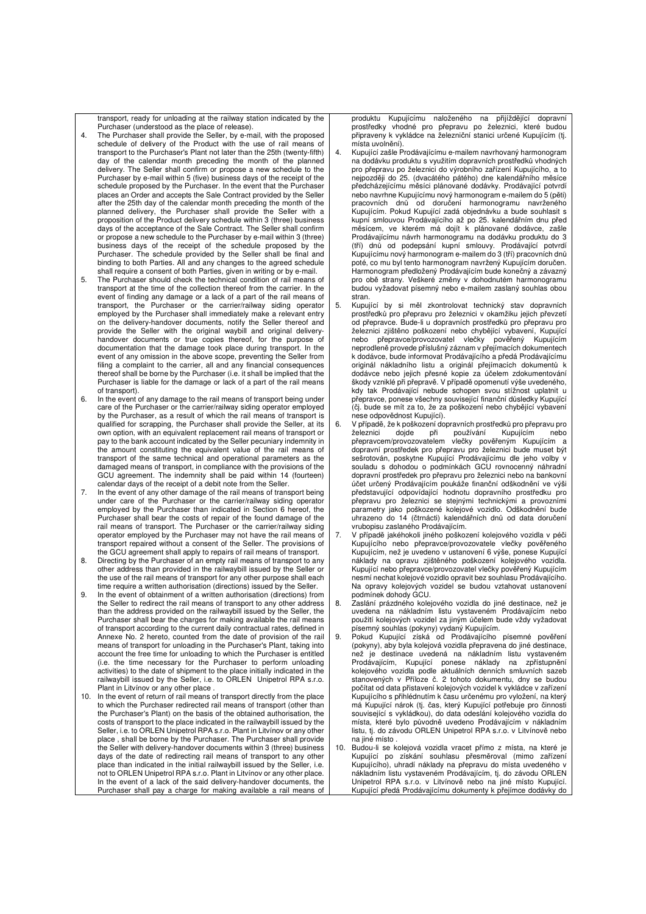transport, ready for unloading at the railway station indicated by the Purchaser (understood as the place of release).

4. The Purchaser shall provide the Seller, by e-mail, with the proposed schedule of delivery of the Product with the use of rail means of transport to the Purchaser's Plant not later than the 25th (twenty-fifth) day of the calendar month preceding the month of the planned delivery. The Seller shall confirm or propose a new schedule to the Purchaser by e-mail within 5 (five) business days of the receipt of the schedule proposed by the Purchaser. In the event that the Purchaser places an Order and accepts the Sale Contract provided by the Seller after the 25th day of the calendar month preceding the month of the planned delivery, the Purchaser shall provide the Seller with a proposition of the Product delivery schedule within 3 (three) business days of the acceptance of the Sale Contract. The Seller shall confirm or propose a new schedule to the Purchaser by e-mail within 3 (three) business days of the receipt of the schedule proposed by the Purchaser. The schedule provided by the Seller shall be final and binding to both Parties. All and any changes to the agreed schedule shall require a consent of both Parties, given in writing or by e-mail.

5. The Purchaser should check the technical condition of rail means of transport at the time of the collection thereof from the carrier. In the event of finding any damage or a lack of a part of the rail means of transport, the Purchaser or the carrier/railway siding operator employed by the Purchaser shall immediately make a relevant entry on the delivery-handover documents, notify the Seller thereof and provide the Seller with the original waybill and original delivery-handover documents or true copies thereof, for the purpose of documentation that the damage took place during transport. In the event of any omission in the above scope, preventing the Seller from filing a complaint to the carrier, all and any financial consequences thereof shall be borne by the Purchaser (i.e. it shall be implied that the Purchaser is liable for the damage or lack of a part of the rail means of transport).

6. In the event of any damage to the rail means of transport being under care of the Purchaser or the carrier/railway siding operator employed by the Purchaser, as a result of which the rail means of transport is qualified for scrapping, the Purchaser shall provide the Seller, at its own option, with an equivalent replacement rail means of transport or pay to the bank account indicated by the Seller pecuniary indemnity in the amount constituting the equivalent value of the rail means of transport of the same technical and operational parameters as the damaged means of transport, in compliance with the provisions of the GCU agreement. The indemnity shall be paid within 14 (fourteen) calendar days of the receipt of a debit note from the Seller.

7. In the event of any other damage of the rail means of transport being under care of the Purchaser or the carrier/railway siding operator employed by the Purchaser than indicated in Section 6 hereof, the Purchaser shall bear the costs of repair of the found damage of the rail means of transport. The Purchaser or the carrier/railway siding operator employed by the Purchaser may not have the rail means of transport repaired without a consent of the Seller. The provisions of the GCU agreement shall apply to repairs of rail means of transport.

8. Directing by the Purchaser of an empty rail means of transport to any other address than provided in the railwaybill issued by the Seller or the use of the rail means of transport for any other purpose shall each time require a written authorisation (directions) issued by the Seller.

9. In the event of obtainment of a written authorisation (directions) from the Seller to redirect the rail means of transport to any other address than the address provided on the railwaybill issued by the Seller, the Purchaser shall bear the charges for making available the rail means of transport according to the current daily contractual rates, defined in Annexe No. 2 hereto, counted from the date of provision of the rail means of transport for unloading in the Purchaser's Plant, taking into account the free time for unloading to which the Purchaser is entitled (i.e. the time necessary for the Purchaser to perform unloading activities) to the date of shipment to the place initially indicated in the railwaybill issued by the Seller, i.e. to ORLEN Unipetrol RPA s.r.o. Plant in Litvínov or any other place .

10. In the event of return of rail means of transport directly from the place to which the Purchaser redirected rail means of transport (other than the Purchaser's Plant) on the basis of the obtained authorisation, the costs of transport to the place indicated in the railwaybill issued by the Seller, i.e. to ORLEN Unipetrol RPA s.r.o. Plant in Litvínov or any other place , shall be borne by the Purchaser. The Purchaser shall provide the Seller with delivery-handover documents within 3 (three) business days of the date of redirecting rail means of transport to any other place than indicated in the initial railwaybill issued by the Seller, i.e. not to ORLEN Unipetrol RPA s.r.o. Plant in Litvínov or any other place. In the event of a lack of the said delivery-handover documents, the Purchaser shall pay a charge for making available a rail means of

produktu Kupujícímu naloženého na přijíždějící dopravní prostředky vhodné pro přepravu po železnici, které budou připraveny k vykládce na železniční stanici určené Kupujícím (tj. místa uvolnění).

4. Kupující zašle Prodávajícímu e-mailem navrhovaný harmonogram na dodávku produktu s využitím dopravních prostředků vhodných pro přepravu po železnici do výrobního zařízení Kupujícího, a to nejpozději do 25. (dvacátého pátého) dne kalendářního měsíce předcházejícímu měsíci plánované dodávky. Prodávající potvrdí nebo navrhne Kupujícímu nový harmonogram e-mailem do 5 (pěti) pracovních dnů od doručení harmonogramu navrženého Kupujícím. Pokud Kupující zadá objednávku a bude souhlasit s kupní smlouvou Prodávajícího až po 25. kalendářním dnu před měsícem, ve kterém má dojít k plánované dodávce, zašle Prodávajícímu návrh harmonogramu na dodávku produktu do 3 (tří) dnů od podepsání kupní smlouvy. Prodávající potvrdí Kupujícímu nový harmonogram e-mailem do 3 (tří) pracovních dnů poté, co mu byl tento harmonogram navržený Kupujícím doručen. Harmonogram předložený Prodávajícím bude konečný a závazný pro obě strany. Veškeré změny v dohodnutém harmonogramu budou vyžadovat písemný nebo e-mailem zaslaný souhlas obou stran.

5. Kupující by si měl zkontrolovat technický stav dopravních prostředků pro přepravu po železnici v okamžiku jejich převzetí od přepravce. Bude-li u dopravních prostředků pro přepravu po železnici zjištěno poškození nebo chybějící vybavení, Kupující nebo přepravce/provozovatel vlečky pověřený Kupujícím neprodleně provede příslušný záznam v přejímacích dokumentech k dodávce, bude informovat Prodávajícího a předá Prodávajícímu originál nákladního listu a originál přejímacích dokumentů k dodávce nebo jejich přesné kopie za účelem zdokumentování škody vzniklé při přepravě. V případě opomenutí výše uvedeného, kdy tak Prodávající nebude schopen svou stížnost uplatnit u přepravce, ponese všechny související finanční důsledky Kupující (čj. bude se mít za to, že za poškození nebo chybějící vybavení nese odpovědnost Kupující).

6. V případě, že k poškození dopravních prostředků pro přepravu po železnici dojde při používání Kupujícím nebo přepravcem/provozovatelem vlečky pověřeným Kupujícím a dopravní prostředek pro přepravu pro železnici bude muset být sešrotován, poskytne Kupující Prodávajícímu dle jeho volby v souladu s dohodou o podmínkách GCU rovnocenný náhradní dopravní prostředek pro přepravu pro železnici nebo na bankovní účet určený Prodávajícím poukáže finanční odškodnění ve výši představující odpovídající hodnotu dopravního prostředku pro přepravu po železnici se stejnými technickými a provozními parametry jako poškozené kolejové vozidlo. Odškodnění bude uhrazeno do 14 (čtrnácti) kalendářních dnů od data doručení vrubopisu zaslaného Prodávajícím.

7. V případě jakéhokoli jiného poškození kolejového vozidla v péči Kupujícího nebo přepravce/provozovatele vlečky pověřeného Kupujícím, než je uvedeno v ustanovení 6 výše, ponese Kupující náklady na opravu zjištěného poškození kolejového vozidla. Kupující nebo přepravce/provozovatel vlečky pověřený Kupujícím nesmí nechat kolejové vozidlo opravit bez souhlasu Prodávajícího. Na opravy kolejových vozidel se budou vztahovat ustanovení podmínek dohody GCU.

8. Zaslání prázdného kolejového vozidla do jiné destinace, než je uvedena na nákladním listu vystaveném Prodávajícím nebo použití kolejových vozidel za jiným účelem bude vždy vyžadovat písemný souhlas (pokyny) vydaný Kupujícím.

9. Pokud Kupující získá od Prodávajícího písemné pověření (pokyny), aby byla kolejová vozidla přepravena do jiné destinace, než je destinace uvedená na nákladním listu vystaveném Prodávajícím, Kupující ponese náklady na zpřístupnění kolejového vozidla podle aktuálních denních smluvních sazeb stanovených v Příloze č. 2 tohoto dokumentu, dny se budou počítat od data přistavení kolejových vozidel k vykládce v zařízení Kupujícího s přihlédnutím k času určenému pro vyložení, na který má Kupující nárok (tj. čas, který Kupující potřebuje pro činnosti související s vykládkou), do data odeslání kolejového vozidla do místa, které bylo původně uvedeno Prodávajícím v nákladním listu, tj. do závodu ORLEN Unipetrol RPA s.r.o. v Litvínově nebo na jiné místo .

10. Budou-li se kolejová vozidla vracet přímo z místa, na které je Kupující po získání souhlasu přesměroval (mimo zařízení Kupujícího), uhradí náklady na přepravu do místa uvedeného v nákladním listu vystaveném Prodávajícím, tj. do závodu ORLEN Unipetrol RPA s.r.o. v Litvínově nebo na jiné místo Kupující. Kupující předá Prodávajícímu dokumenty k přejímce dodávky do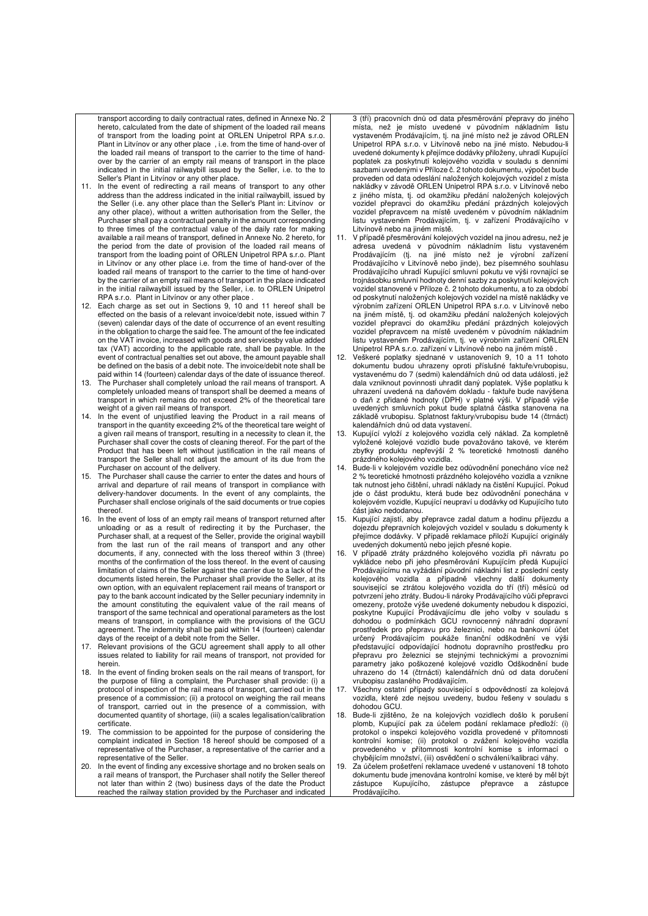transport according to daily contractual rates, defined in Annexe No. 2 hereto, calculated from the date of shipment of the loaded rail means of transport from the loading point at ORLEN Unipetrol RPA s.r.o. Plant in Litvínov or any other place , i.e. from the time of hand-over of the loaded rail means of transport to the carrier to the time of hand-over by the carrier of an empty rail means of transport in the place indicated in the initial railwaybill issued by the Seller, i.e. to the to Seller's Plant in Litvínov or any other place.

11. In the event of redirecting a rail means of transport to any other address than the address indicated in the initial railwaybill, issued by the Seller (i.e. any other place than the Seller's Plant in: Litvínov or any other place), without a written authorisation from the Seller, the Purchaser shall pay a contractual penalty in the amount corresponding to three times of the contractual value of the daily rate for making available a rail means of transport, defined in Annexe No. 2 hereto, for the period from the date of provision of the loaded rail means of transport from the loading point of ORLEN Unipetrol RPA s.r.o. Plant in Litvínov or any other place i.e. from the time of hand-over of the loaded rail means of transport to the carrier to the time of hand-over by the carrier of an empty rail means of transport in the place indicated in the initial railwaybill issued by the Seller, i.e. to ORLEN Unipetrol RPA s.r.o. Plant in Litvínov or any other place .
12. Each charge as set out in Sections 9, 10 and 11 hereof shall be effected on the basis of a relevant invoice/debit note, issued within 7 (seven) calendar days of the date of occurrence of an event resulting in the obligation to charge the said fee. The amount of the fee indicated on the VAT invoice, increased with goods and servicesby value added tax (VAT) according to the applicable rate, shall be payable. In the event of contractual penalties set out above, the amount payable shall be defined on the basis of a debit note. The invoice/debit note shall be paid within 14 (fourteen) calendar days of the date of issuance thereof.
13. The Purchaser shall completely unload the rail means of transport. A completely unloaded means of transport shall be deemed a means of transport in which remains do not exceed 2% of the theoretical tare weight of a given rail means of transport.
14. In the event of unjustified leaving the Product in a rail means of transport in the quantity exceeding 2% of the theoretical tare weight of a given rail means of transport, resulting in a necessity to clean it, the Purchaser shall cover the costs of cleaning thereof. For the part of the Product that has been left without justification in the rail means of transport the Seller shall not adjust the amount of its due from the Purchaser on account of the delivery.
15. The Purchaser shall cause the carrier to enter the dates and hours of arrival and departure of rail means of transport in compliance with delivery-handover documents. In the event of any complaints, the Purchaser shall enclose originals of the said documents or true copies thereof.
16. In the event of loss of an empty rail means of transport returned after unloading or as a result of redirecting it by the Purchaser, the Purchaser shall, at a request of the Seller, provide the original waybill from the last run of the rail means of transport and any other documents, if any, connected with the loss thereof within 3 (three) months of the confirmation of the loss thereof. In the event of causing limitation of claims of the Seller against the carrier due to a lack of the documents listed herein, the Purchaser shall provide the Seller, at its own option, with an equivalent replacement rail means of transport or pay to the bank account indicated by the Seller pecuniary indemnity in the amount constituting the equivalent value of the rail means of transport of the same technical and operational parameters as the lost means of transport, in compliance with the provisions of the GCU agreement. The indemnity shall be paid within 14 (fourteen) calendar days of the receipt of a debit note from the Seller.
17. Relevant provisions of the GCU agreement shall apply to all other issues related to liability for rail means of transport, not provided for herein.
18. In the event of finding broken seals on the rail means of transport, for the purpose of filing a complaint, the Purchaser shall provide: (i) a protocol of inspection of the rail means of transport, carried out in the presence of a commission; (ii) a protocol on weighing the rail means of transport, carried out in the presence of a commission, with documented quantity of shortage, (iii) a scales legalisation/calibration certificate.
19. The commission to be appointed for the purpose of considering the complaint indicated in Section 18 hereof should be composed of a representative of the Purchaser, a representative of the carrier and a representative of the Seller.
20. In the event of finding any excessive shortage and no broken seals on a rail means of transport, the Purchaser shall notify the Seller thereof not later than within 2 (two) business days of the date the Product reached the railway station provided by the Purchaser and indicated

3 (tří) pracovních dnů od data přesměrování přepravy do jiného místa, než je místo uvedené v původním nákladním listu vystaveném Prodávajícím, tj. na jiné místo než je závod ORLEN Unipetrol RPA s.r.o. v Litvínově nebo na jiné místo. Nebudou-li uvedené dokumenty k přejímce dodávky přiloženy, uhradí Kupující poplatek za poskytnutí kolejového vozidla v souladu s denními sazbami uvedenými v Příloze č. 2 tohoto dokumentu, výpočet bude proveden od data odeslání naložených kolejových vozidel z místa nakládky v závodě ORLEN Unipetrol RPA s.r.o. v Litvínově nebo z jiného místa, tj. od okamžiku předání naložených kolejových vozidel přepravci do okamžiku předání prázdných kolejových vozidel přepravcem na místě uvedeném v původním nákladním listu vystaveném Prodávajícím, tj. v zařízení Prodávajícího v Litvínově nebo na jiném místě.

11. V případě přesměrování kolejových vozidel na jinou adresu, než je adresa uvedená v původním nákladním listu vystaveném Prodávajícím (tj. na jiné místo než je výrobní zařízení Prodávajícího v Litvínově nebo jinde), bez písemného souhlasu Prodávajícího uhradí Kupující smluvní pokutu ve výši rovnající se trojnásobku smluvní hodnoty denní sazby za poskytnutí kolejových vozidel stanovené v Příloze č. 2 tohoto dokumentu, a to za období od poskytnutí naložených kolejových vozidel na místě nakládky ve výrobním zařízení ORLEN Unipetrol RPA s.r.o. v Litvínově nebo na jiném místě, tj. od okamžiku předání naložených kolejových vozidel přepravci do okamžiku předání prázdných kolejových vozidel přepravcem na místě uvedeném v původním nákladním listu vystaveném Prodávajícím, tj. ve výrobním zařízení ORLEN Unipetrol RPA s.r.o. zařízení v Litvínově nebo na jiném místě .
12. Veškeré poplatky sjednané v ustanoveních 9, 10 a 11 tohoto dokumentu budou uhrazeny oproti příslušné faktuře/vrubopisu, vystavenému do 7 (sedmi) kalendářních dnů od data události, jež dala vzniknout povinnosti uhradit daný poplatek. Výše poplatku k uhrazení uvedená na daňovém dokladu - faktuře bude navýšena o daň z přidané hodnoty (DPH) v platné výši. V případě výše uvedených smluvních pokut bude splatná částka stanovena na základě vrubopisu. Splatnost faktury/vrubopisu bude 14 (čtrnáct) kalendářních dnů od data vystavení.
13. Kupující vyloží z kolejového vozidla celý náklad. Za kompletně vyložené kolejové vozidlo bude považováno takové, ve kterém zbytky produktu nepřevýší 2 % teoretické hmotnosti daného prázdného kolejového vozidla.
14. Bude-li v kolejovém vozidle bez odůvodnění ponecháno více než 2 % teoretické hmotnosti prázdného kolejového vozidla a vznikne tak nutnost jeho čištění, uhradí náklady na čištění Kupující. Pokud jde o část produktu, která bude bez odůvodnění ponechána v kolejovém vozidle, Kupující neupraví u dodávky od Kupujícího tuto část jako nedodanou.
15. Kupující zajistí, aby přepravce zadal datum a hodinu příjezdu a dojezdu přepravních kolejových vozidel v souladu s dokumenty k přejímce dodávky. V případě reklamace přiloží Kupující originály uvedených dokumentů nebo jejich přesné kopie.
16. V případě ztráty prázdného kolejového vozidla při návratu po vykládce nebo při jeho přesměrování Kupujícím předá Kupující Prodávajícímu na vyžádání původní nákladní list z poslední cesty kolejového vozidla a případně všechny další dokumenty související se ztrátou kolejového vozidla do tří (tří) měsíců od potvrzení jeho ztráty. Budou-li nároky Prodávajícího vůči přepravci omezeny, protože výše uvedené dokumenty nebudou k dispozici, poskytne Kupující Prodávajícímu dle jeho volby v souladu s dohodou o podmínkách GCU rovnocenný náhradní dopravní prostředek pro přepravu pro železnici, nebo na bankovní účet určený Prodávajícím poukáže finanční odškodnění ve výši představující odpovídající hodnotu dopravního prostředku pro přepravu pro železnici se stejnými technickými a provozními parametry jako poškozené kolejové vozidlo Odškodnění bude uhrazeno do 14 (čtrnácti) kalendářních dnů od data doručení vrubopisu zaslaného Prodávajícím.
17. Všechny ostatní případy související s odpovědností za kolejová vozidla, které zde nejsou uvedeny, budou řešeny v souladu s dohodou GCU.
18. Bude-li zjištěno, že na kolejových vozidlech došlo k porušení plomb, Kupující pak za účelem podání reklamace předloží: (i) protokol o inspekci kolejového vozidla provedené v přítomnosti kontrolní komise; (ii) protokol o zvážení kolejového vozidla provedeného v přítomnosti kontrolní komise s informací o chybějícím množství, (iii) osvědčení o schválení/kalibraci váhy.
19. Za účelem prošetření reklamace uvedené v ustanovení 18 tohoto dokumentu bude jmenována kontrolní komise, ve které by měl být zástupce Kupujícího, zástupce přepravce a zástupce Prodávajícího.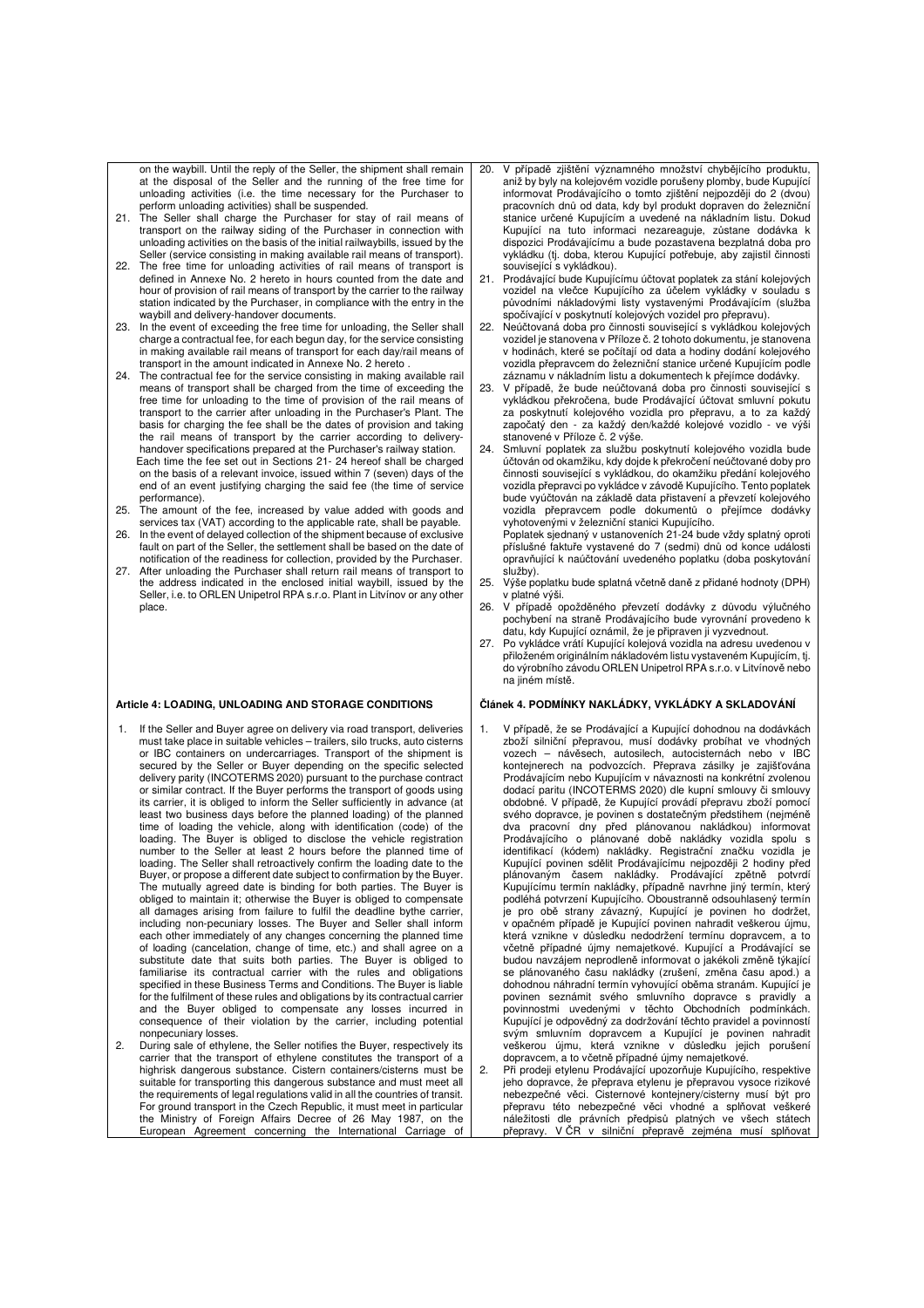on the waybill. Until the reply of the Seller, the shipment shall remain at the disposal of the Seller and the running of the free time for unloading activities (i.e. the time necessary for the Purchaser to perform unloading activities) shall be suspended.

21. The Seller shall charge the Purchaser for stay of rail means of transport on the railway siding of the Purchaser in connection with unloading activities on the basis of the initial railwaybills, issued by the Seller (service consisting in making available rail means of transport).
22. The free time for unloading activities of rail means of transport is defined in Annexe No. 2 hereto in hours counted from the date and hour of provision of rail means of transport by the carrier to the railway station indicated by the Purchaser, in compliance with the entry in the waybill and delivery-handover documents.
23. In the event of exceeding the free time for unloading, the Seller shall charge a contractual fee, for each begun day, for the service consisting in making available rail means of transport for each day/rail means of transport in the amount indicated in Annexe No. 2 hereto .
24. The contractual fee for the service consisting in making available rail means of transport shall be charged from the time of exceeding the free time for unloading to the time of provision of the rail means of transport to the carrier after unloading in the Purchaser's Plant. The basis for charging the fee shall be the dates of provision and taking the rail means of transport by the carrier according to delivery-handover specifications prepared at the Purchaser's railway station.
    Each time the fee set out in Sections 21- 24 hereof shall be charged on the basis of a relevant invoice, issued within 7 (seven) days of the end of an event justifying charging the said fee (the time of service performance).
25. The amount of the fee, increased by value added with goods and services tax (VAT) according to the applicable rate, shall be payable.
26. In the event of delayed collection of the shipment because of exclusive fault on part of the Seller, the settlement shall be based on the date of notification of the readiness for collection, provided by the Purchaser.
27. After unloading the Purchaser shall return rail means of transport to the address indicated in the enclosed initial waybill, issued by the Seller, i.e. to ORLEN Unipetrol RPA s.r.o. Plant in Litvínov or any other place.

20. V případě zjištění významného množství chybějícího produktu, aniž by byly na kolejovém vozidle porušeny plomby, bude Kupující informovat Prodávajícího o tomto zjištění nejpozději do 2 (dvou) pracovních dnů od data, kdy byl produkt dopraven do železniční stanice určené Kupujícím a uvedené na nákladním listu. Dokud Kupující na tuto informaci nezareaguje, zůstane dodávka k dispozici Prodávajícímu a bude pozastavena bezplatná doba pro vykládku (tj. doba, kterou Kupující potřebuje, aby zajistil činnosti související s vykládkou).
21. Prodávající bude Kupujícímu účtovat poplatek za stání kolejových vozidel na vlečce Kupujícího za účelem vykládky v souladu s původními nákladovými listy vystavenými Prodávajícím (služba spočívající v poskytnutí kolejových vozidel pro přepravu).
22. Neúčtovaná doba pro činnosti související s vykládkou kolejových vozidel je stanovena v Příloze č. 2 tohoto dokumentu, je stanovena v hodinách, které se počítají od data a hodiny dodání kolejového vozidla přepravcem do železniční stanice určené Kupujícím podle záznamu v nákladním listu a dokumentech k přejímce dodávky.
23. V případě, že bude neúčtovaná doba pro činnosti související s vykládkou kolejových vozidel překročena, bude Prodávající účtovat smluvní pokutu za poskytnutí kolejového vozidla pro přepravu, a to za každý započatý den - za každý den/každé kolejové vozidlo - ve výši stanovené v Příloze č. 2 výše.
24. Smluvní poplatek za službu poskytnutí kolejového vozidla bude účtován od okamžiku, kdy dojde k překročení neúčtované doby pro činnosti související s vykládkou, do okamžiku předání kolejového vozidla přepravci po vykládce v závodě Kupujícího. Tento poplatek bude vyúčtován na základě data přistavení a převzetí kolejového vozidla přepravcem podle dokumentů o přejímce dodávky vyhotovenými v železniční stanici Kupujícího.
    Poplatek sjednaný v ustanoveních 21-24 bude vždy splatný oproti příslušné faktuře vystavené do 7 (sedmi) dnů od konce události opravňující k naúčtování uvedeného poplatku (doba poskytování služby).
25. Výše poplatku bude splatná včetně daně z přidané hodnoty (DPH) v platné výši.
26. V případě opožděného převzetí dodávky z důvodu výlučného pochybení na straně Prodávajícího bude vyrovnání provedeno k datu, kdy Kupující oznámil, že je připraven ji vyzvednout.
27. Po vykládce vrátí Kupující kolejová vozidla na adresu uvedenou v přiloženém originálním nákladovém listu vystaveném Kupujícím, tj. do výrobního závodu ORLEN Unipetrol RPA s.r.o. v Litvínově nebo na jiném místě.

### Article 4: LOADING, UNLOADING AND STORAGE CONDITIONS

1. If the Seller and Buyer agree on delivery via road transport, deliveries must take place in suitable vehicles – trailers, silo trucks, auto cisterns or IBC containers on undercarriages. Transport of the shipment is secured by the Seller or Buyer depending on the specific selected delivery parity (INCOTERMS 2020) pursuant to the purchase contract or similar contract. If the Buyer performs the transport of goods using its carrier, it is obliged to inform the Seller sufficiently in advance (at least two business days before the planned loading) of the planned time of loading the vehicle, along with identification (code) of the loading. The Buyer is obliged to disclose the vehicle registration number to the Seller at least 2 hours before the planned time of loading. The Seller shall retroactively confirm the loading date to the Buyer, or propose a different date subject to confirmation by the Buyer. The mutually agreed date is binding for both parties. The Buyer is obliged to maintain it; otherwise the Buyer is obliged to compensate all damages arising from failure to fulfil the deadline bythe carrier, including non-pecuniary losses. The Buyer and Seller shall inform each other immediately of any changes concerning the planned time of loading (cancelation, change of time, etc.) and shall agree on a substitute date that suits both parties. The Buyer is obliged to familiarise its contractual carrier with the rules and obligations specified in these Business Terms and Conditions. The Buyer is liable for the fulfilment of these rules and obligations by its contractual carrier and the Buyer obliged to compensate any losses incurred in consequence of their violation by the carrier, including potential nonpecuniary losses.
2. During sale of ethylene, the Seller notifies the Buyer, respectively its carrier that the transport of ethylene constitutes the transport of a highrisk dangerous substance. Cistern containers/cisterns must be suitable for transporting this dangerous substance and must meet all the requirements of legal regulations valid in all the countries of transit. For ground transport in the Czech Republic, it must meet in particular the Ministry of Foreign Affairs Decree of 26 May 1987, on the European Agreement concerning the International Carriage of

### Článek 4. PODMÍNKY NAKLÁDKY, VYKLÁDKY A SKLADOVÁNÍ

1. V případě, že se Prodávající a Kupující dohodnou na dodávkách zboží silniční přepravou, musí dodávky probíhat ve vhodných vozech – návěsech, autosilech, autocisternách nebo v IBC kontejnerech na podvozcích. Přeprava zásilky je zajišťována Prodávajícím nebo Kupujícím v návaznosti na konkrétní zvolenou dodací paritu (INCOTERMS 2020) dle kupní smlouvy či smlouvy obdobné. V případě, že Kupující provádí přepravu zboží pomocí svého dopravce, je povinen s dostatečným předstihem (nejméně dva pracovní dny před plánovanou nakládkou) informovat Prodávajícího o plánované době nakládky vozidla spolu s identifikací (kódem) nakládky. Registrační značku vozidla je Kupující povinen sdělit Prodávajícímu nejpozději 2 hodiny před plánovaným časem nakládky. Prodávající zpětně potvrdí Kupujícímu termín nakládky, případně navrhne jiný termín, který podléhá potvrzení Kupujícího. Oboustranně odsouhlasený termín je pro obě strany závazný, Kupující je povinen ho dodržet, v opačném případě je Kupující povinen nahradit veškerou újmu, která vznikne v důsledku nedodržení termínu dopravcem, a to včetně případné újmy nemajetkové. Kupující a Prodávající se budou navzájem neprodleně informovat o jakékoli změně týkající se plánovaného času nakládky (zrušení, změna času apod.) a dohodnou náhradní termín vyhovující oběma stranám. Kupující je povinen seznámit svého smluvního dopravce s pravidly a povinnostmi uvedenými v těchto Obchodních podmínkách. Kupující je odpovědný za dodržování těchto pravidel a povinností svým smluvním dopravcem a Kupující je povinen nahradit veškerou újmu, která vznikne v důsledku jejich porušení dopravcem, a to včetně případné újmy nemajetkové.
2. Při prodeji etylenu Prodávající upozorňuje Kupujícího, respektive jeho dopravce, že přeprava etylenu je přepravou vysoce rizikové nebezpečné věci. Cisternové kontejnery/cisterny musí být pro přepravu této nebezpečné věci vhodné a splňovat veškeré náležitosti dle právních předpisů platných ve všech státech přepravy. V ČR v silniční přepravě zejména musí splňovat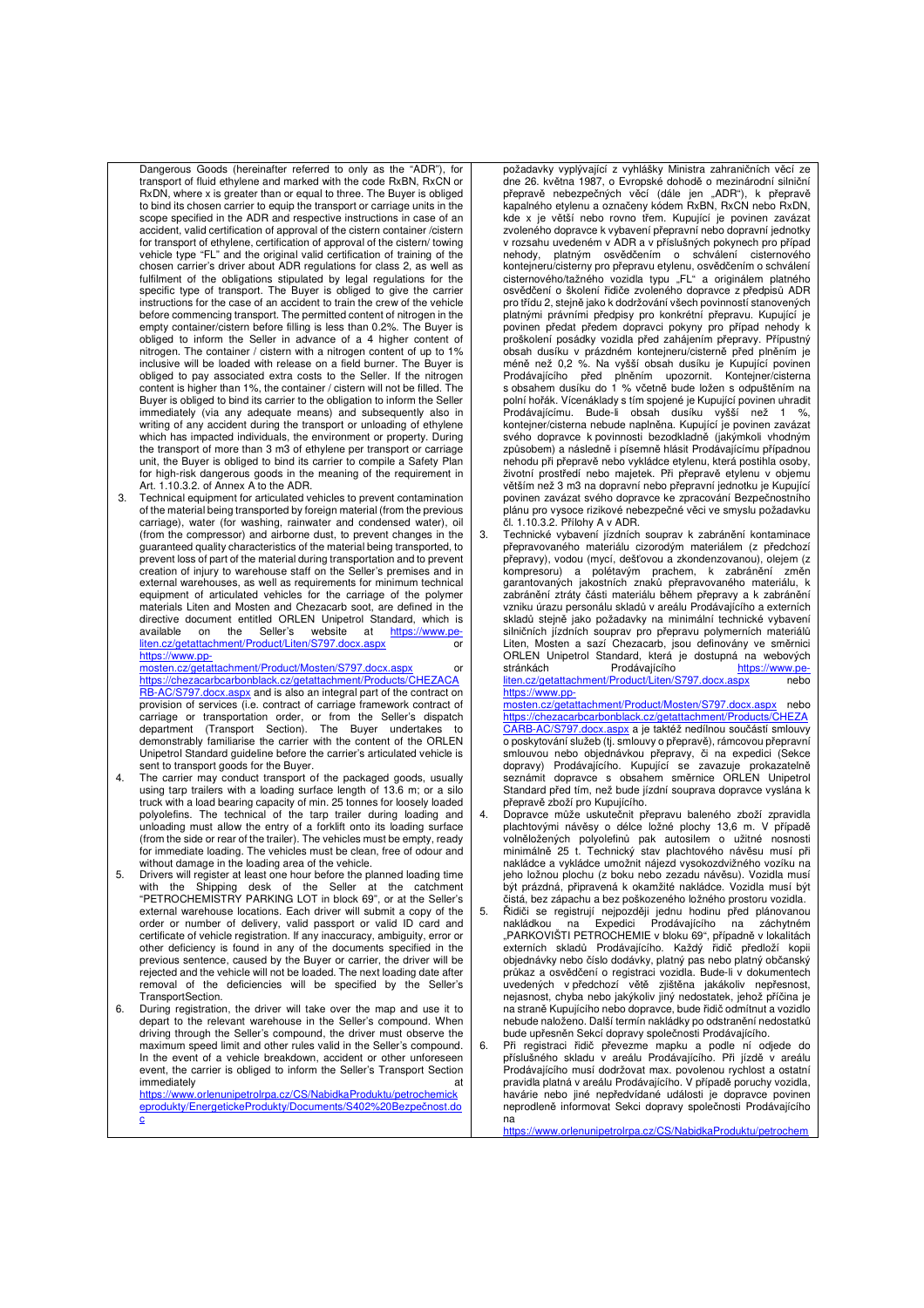Dangerous Goods (hereinafter referred to as only as the "ADR"), for transport of fluid ethylene and marked with the code RxBN, RxCN or RxDN, where x is greater than or equal to three. The Buyer is obliged to bind its chosen carrier to equip the transport or carriage units in the scope specified in the ADR and respective instructions in case of an accident, valid certification of approval of the cistern container /cistern for transport of ethylene, certification of approval of the cistern/ towing vehicle type "FL" and the original valid certification of training of the chosen carrier's driver about ADR regulations for class 2, as well as fulfilment of the obligations stipulated by legal regulations for the specific type of transport. The Buyer is obliged to give the carrier instructions for the case of an accident to train the crew of the vehicle before commencing transport. The permitted content of nitrogen in the empty container/cistern before filling is less than 0.2%. The Buyer is obliged to inform the Seller in advance of a 4 higher content of nitrogen. The container / cistern with a nitrogen content of up to 1% inclusive will be loaded with release on a field burner. The Buyer is obliged to pay associated extra costs to the Seller. If the nitrogen content is higher than 1%, the container / cistern will not be filled. The Buyer is obliged to bind its carrier to the obligation to inform the Seller immediately (via any adequate means) and subsequently also in writing of any accident during the transport or unloading of ethylene which has impacted individuals, the environment or property. During the transport of more than 3 m3 of ethylene per transport or carriage unit, the Buyer is obliged to bind its carrier to compile a Safety Plan for high-risk dangerous goods in the meaning of the requirement in Art. 1.10.3.2. of Annex A to the ADR.

3. Technical equipment for articulated vehicles to prevent contamination of the material being transported by foreign material (from the previous carriage), water (for washing, rainwater and condensed water), oil (from the compressor) and airborne dust, to prevent changes in the guaranteed quality characteristics of the material being transported, to prevent loss of part of the material during transportation and to prevent creation of injury to warehouse staff on the Seller's premises and in external warehouses, as well as requirements for minimum technical equipment of articulated vehicles for the carriage of the polymer materials Liten and Mosten and Chezacarb soot, are defined in the directive document entitled ORLEN Unipetrol Standard, which is available on the Seller's website at https://www.pe-liten.cz/getattachment/Product/Liten/S797.docx.aspx or https://www.pp-mosten.cz/getattachment/Product/Mosten/S797.docx.aspx or https://chezacarbcarbonblack.cz/getattachment/Products/CHEZACARB-AC/S797.docx.aspx and is also an integral part of the contract on provision of services (i.e. contract of carriage framework contract of carriage or transportation order, or from the Seller's dispatch department (Transport Section). The Buyer undertakes to demonstrably familiarise the carrier with the content of the ORLEN Unipetrol Standard guideline before the carrier's articulated vehicle is sent to transport goods for the Buyer.
4. The carrier may conduct transport of the packaged goods, usually using tarp trailers with a loading surface length of 13.6 m; or a silo truck with a load bearing capacity of min. 25 tonnes for loosely loaded polyolefins. The technical of the tarp trailer during loading and unloading must allow the entry of a forklift onto its loading surface (from the side or rear of the trailer). The vehicles must be empty, ready for immediate loading. The vehicles must be clean, free of odour and without damage in the loading area of the vehicle.
5. Drivers will register at least one hour before the planned loading time with the Shipping desk of the Seller at the catchment "PETROCHEMISTRY PARKING LOT in block 69", or at the Seller's external warehouse locations. Each driver will submit a copy of the order or number of delivery, valid passport or valid ID card and certificate of vehicle registration. If any inaccuracy, ambiguity, error or other deficiency is found in any of the documents specified in the previous sentence, caused by the Buyer or carrier, the driver will be rejected and the vehicle will not be loaded. The next loading date after removal of the deficiencies will be specified by the Seller's TransportSection.
6. During registration, the driver will take over the map and use it to depart to the relevant warehouse in the Seller's compound. When driving through the Seller's compound, the driver must observe the maximum speed limit and other rules valid in the Seller's compound. In the event of a vehicle breakdown, accident or other unforeseen event, the carrier is obliged to inform the Seller's Transport Section immediately at https://www.orlenunipetrolrpa.cz/CS/NabidkaProduktu/petrochemickeprodukty/EnergetickeProdukty/Documents/S402%20Bezpečnost.doc

požadavky vyplývající z vyhlášky Ministra zahraničních věcí ze dne 26. května 1987, o Evropské dohodě o mezinárodní silniční přepravě nebezpečných věcí (dále jen „ADR"), k přepravě kapalného etylenu a označeny kódem RxBN, RxCN nebo RxDN, kde x je větší nebo rovno třem. Kupující je povinen zavázat zvoleného dopravce k vybavení přepravní nebo dopravní jednotky v rozsahu uvedeném v ADR a v příslušných pokynech pro případ nehody, platným osvědčením o schválení cisternového kontejneru/cisterny pro přepravu etylenu, osvědčením o schválení cisternového/tažného vozidla typu „FL" a originálem platného osvědčení o školení řidiče zvoleného dopravce z předpisů ADR pro třídu 2, stejně jako k dodržování všech povinností stanovených platnými právními předpisy pro konkrétní přepravu. Kupující je povinen předat předem dopravci pokyny pro případ nehody k proškolení posádky vozidla před zahájením přepravy. Přípustný obsah dusíku v prázdném kontejneru/cisterně před plněním je méně než 0,2 %. Na vyšší obsah dusíku je Kupující povinen Prodávajícího před plněním upozornit. Kontejner/cisterna s obsahem dusíku do 1 % včetně bude ložen s odpuštěním na polní hořák. Vícenáklady s tím spojené je Kupující povinen uhradit Prodávajícímu. Bude-li obsah dusíku vyšší než 1 %, kontejner/cisterna nebude naplněna. Kupující je povinen zavázat svého dopravce k povinnosti bezodkladně (jakýmkoli vhodným způsobem) a následně i písemně hlásit Prodávajícímu případnou nehodu při přepravě nebo vykládce etylenu, která postihla osoby, životní prostředí nebo majetek. Při přepravě etylenu v objemu větším než 3 m3 na dopravní nebo přepravní jednotku je Kupující povinen zavázat svého dopravce ke zpracování Bezpečnostního plánu pro vysoce rizikové nebezpečné věci ve smyslu požadavku čl. 1.10.3.2. Přílohy A v ADR.

3. Technické vybavení jízdních souprav k zabránění kontaminace přepravovaného materiálu cizorodým materiálem (z předchozí přepravy), vodou (mycí, dešťovou a zkondenzovanou), olejem (z kompresoru) a polétavým prachem, k zabránění změn garantovaných jakostních znaků přepravovaného materiálu, k zabránění ztráty části materiálu během přepravy a k zabránění vzniku úrazu personálu skladů v areálu Prodávajícího a externích skladů stejně jako požadavky na minimální technické vybavení silničních jízdních souprav pro přepravu polymerních materiálů Liten, Mosten a sazí Chezacarb, jsou definovány ve směrnici ORLEN Unipetrol Standard, která je dostupná na webových stránkách Prodávajícího https://www.pe-liten.cz/getattachment/Product/Liten/S797.docx.aspx nebo https://www.pp-mosten.cz/getattachment/Product/Mosten/S797.docx.aspx nebo https://chezacarbcarbonblack.cz/getattachment/Products/CHEZACARB-AC/S797.docx.aspx a je taktéž nedílnou součástí smlouvy o poskytování služeb (tj. smlouvy o přepravě), rámcovou přepravní smlouvou nebo objednávkou přepravy, či na expedici (Sekce dopravy) Prodávajícího. Kupující se zavazuje prokazatelně seznámit dopravce s obsahem směrnice ORLEN Unipetrol Standard před tím, než bude jízdní souprava dopravce vyslána k přepravě zboží pro Kupujícího.
4. Dopravce může uskutečnit přepravu baleného zboží zpravidla plachtovými návěsy o délce ložné plochy 13,6 m. V případě volněložených polyolefinů pak autosilem o užitné nosnosti minimálně 25 t. Technický stav plachtového návěsu musí při nakládce a vykládce umožnit nájezd vysokozdvižného vozíku na jeho ložnou plochu (z boku nebo zezadu návěsu). Vozidla musí být prázdná, připravená k okamžité nakládce. Vozidla musí být čistá, bez zápachu a bez poškozeného ložného prostoru vozidla.
5. Řidiči se registrují nejpozději jednu hodinu před plánovanou nakládkou na Expedici Prodávajícího na záchytném „PARKOVIŠTI PETROCHEMIE v bloku 69", případně v lokalitách externích skladů Prodávajícího. Každý řidič předloží kopii objednávky nebo číslo dodávky, platný pas nebo platný občanský průkaz a osvědčení o registraci vozidla. Bude-li v dokumentech uvedených v předchozí větě zjištěna jakákoliv nepřesnost, nejasnost, chyba nebo jakýkoliv jiný nedostatek, jehož příčina je na straně Kupujícího nebo dopravce, bude řidič odmítnut a vozidlo nebude naloženo. Další termín nakládky po odstranění nedostatků bude upřesněn Sekcí dopravy společnosti Prodávajícího.
6. Při registraci řidič převezme mapku a podle ní odjede do příslušného skladu v areálu Prodávajícího. Při jízdě v areálu Prodávajícího musí dodržovat max. povolenou rychlost a ostatní pravidla platná v areálu Prodávajícího. V případě poruchy vozidla, havárie nebo jiné nepředvídané události je dopravce povinen neprodleně informovat Sekci dopravy společnosti Prodávajícího na https://www.orlenunipetrolrpa.cz/CS/NabidkaProduktu/petrochem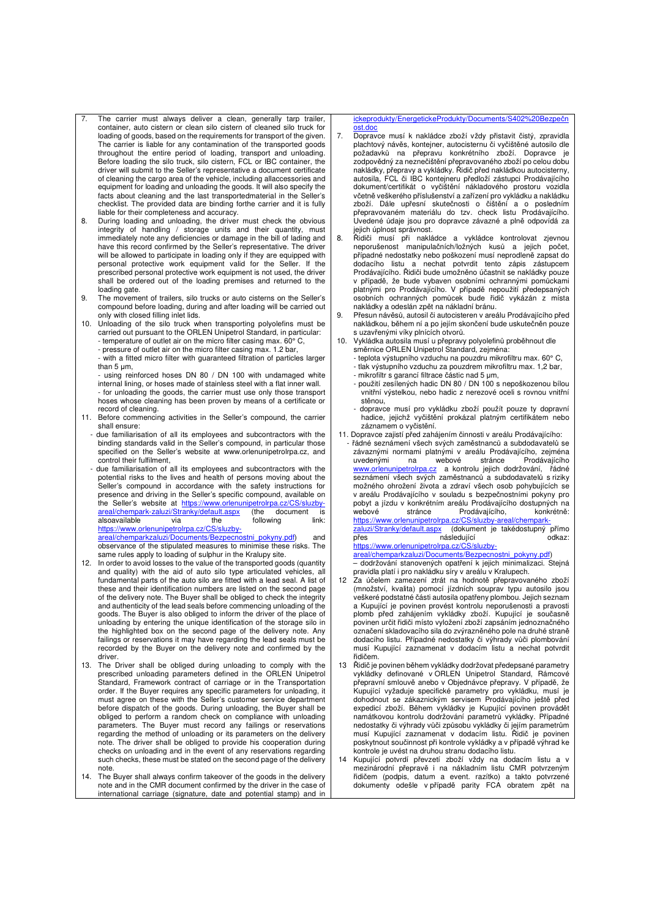7. The carrier must always deliver a clean, generally tarp trailer, container, auto cistern or clean silo cistern of cleaned silo truck for loading of goods, based on the requirements for transport of the given. The carrier is liable for any contamination of the transported goods throughout the entire period of loading, transport and unloading. Before loading the silo truck, silo cistern, FCL or IBC container, the driver will submit to the Seller's representative a document certificate of cleaning the cargo area of the vehicle, including allaccessories and equipment for loading and unloading the goods. It will also specify the facts about cleaning and the last transportedmaterial in the Seller's checklist. The provided data are binding forthe carrier and it is fully liable for their completeness and accuracy.
8. During loading and unloading, the driver must check the obvious integrity of handling / storage units and their quantity, must immediately note any deficiencies or damage in the bill of lading and have this record confirmed by the Seller's representative. The driver will be allowed to participate in loading only if they are equipped with personal protective work equipment valid for the Seller. If the prescribed personal protective work equipment is not used, the driver shall be ordered out of the loading premises and returned to the loading gate.
9. The movement of trailers, silo trucks or auto cisterns on the Seller's compound before loading, during and after loading will be carried out only with closed filling inlet lids.
10. Unloading of the silo truck when transporting polyolefins must be carried out pursuant to the ORLEN Unipetrol Standard, in particular:
   - temperature of outlet air on the micro filter casing max. 60° C,
   - pressure of outlet air on the micro filter casing max. 1.2 bar,
   - with a fitted micro filter with guaranteed filtration of particles larger than 5 μm,
   - using reinforced hoses DN 80 / DN 100 with undamaged white internal lining, or hoses made of stainless steel with a flat inner wall.
   - for unloading the goods, the carrier must use only those transport hoses whose cleaning has been proven by means of a certificate or record of cleaning.
11. Before commencing activities in the Seller's compound, the carrier shall ensure:
   - due familiarisation of all its employees and subcontractors with the binding standards valid in the Seller's compound, in particular those specified on the Seller's website at www.orlenunipetrolrpa.cz, and control their fulfilment,
   - due familiarisation of all its employees and subcontractors with the potential risks to the lives and health of persons moving about the Seller's compound in accordance with the safety instructions for presence and driving in the Seller's specific compound, available on the Seller's website at https://www.orlenunipetrolrpa.cz/CS/sluzby-areal/chempark-zaluzi/Stranky/default.aspx (the document is alsoavailable via the following link: https://www.orlenunipetrolrpa.cz/CS/sluzby-areal/chemparkzaluzi/Documents/Bezpecnostni_pokyny.pdf) and observance of the stipulated measures to minimise these risks. The same rules apply to loading of sulphur in the Kralupy site.
12. In order to avoid losses to the value of the transported goods (quantity and quality) with the aid of auto silo type articulated vehicles, all fundamental parts of the auto silo are fitted with a lead seal. A list of these and their identification numbers are listed on the second page of the delivery note. The Buyer shall be obliged to check the integrity and authenticity of the lead seals before commencing unloading of the goods. The Buyer is also obliged to inform the driver of the place of unloading by entering the unique identification of the storage silo in the highlighted box on the second page of the delivery note. Any failings or reservations it may have regarding the lead seals must be recorded by the Buyer on the delivery note and confirmed by the driver.
13. The Driver shall be obliged during unloading to comply with the prescribed unloading parameters defined in the ORLEN Unipetrol Standard, Framework contract of carriage or in the Transportation order. If the Buyer requires any specific parameters for unloading, it must agree on these with the Seller's customer service department before dispatch of the goods. During unloading, the Buyer shall be obliged to perform a random check on compliance with unloading parameters. The Buyer must record any failings or reservations regarding the method of unloading or its parameters on the delivery note. The driver shall be obliged to provide his cooperation during checks on unloading and in the event of any reservations regarding such checks, these must be stated on the second page of the delivery note.
14. The Buyer shall always confirm takeover of the goods in the delivery note and in the CMR document confirmed by the driver in the case of international carriage (signature, date and potential stamp) and in

ickeprodukty/EnergetickeProdukty/Documents/S402%20Bezpečnost.doc

7. Dopravce musí k nakládce zboží vždy přistavit čistý, zpravidla plachtový návěs, kontejner, autocisternu či vyčištěné autosilo dle požadavků na přepravu konkrétního zboží. Dopravce je zodpovědný za neznečištění přepravovaného zboží po celou dobu nakládky, přepravy a vykládky. Řidič před nakládkou autocisterny, autosila, FCL či IBC kontejneru předloží zástupci Prodávajícího dokument/certifikát o vyčištění nákladového prostoru vozidla včetně veškerého příslušenství a zařízení pro vykládku a nakládku zboží. Dále upřesní skutečnosti o čištění a o posledním přepravovaném materiálu do tzv. check listu Prodávajícího. Uvedené údaje jsou pro dopravce závazné a plně odpovídá za jejich úplnost správnost.
8. Řidiči musí při nakládce a vykládce kontrolovat zjevnou neporušenost manipulačních/ložných kusů a jejich počet, případné nedostatky nebo poškození musí neprodleně zapsat do dodacího listu a nechat potvrdit tento zápis zástupcem Prodávajícího. Řidiči bude umožněno účastnit se nakládky pouze v případě, že bude vybaven osobními ochrannými pomůckami platnými pro Prodávajícího. V případě nepoužití předepsaných osobních ochranných pomůcek bude řidič vykázán z místa nakládky a odeslán zpět na nákladní bránu.
9. Přesun návěsů, autosil či autocisteren v areálu Prodávajícího před nakládkou, během ní a po jejím skončení bude uskutečněn pouze s uzavřenými víky plnících otvorů.
10. Vykládka autosila musí u přepravy polyolefinů proběhnout dle směrnice ORLEN Unipetrol Standard, zejména:
   - teplota výstupního vzduchu na pouzdru mikrofiltru max. 60° C,
   - tlak výstupního vzduchu za pouzdrem mikrofiltru max. 1,2 bar,
   - mikrofiltr s garancí filtrace částic nad 5 μm,
   - použití zesílených hadic DN 80 / DN 100 s nepoškozenou bílou vnitřní výstelkou, nebo hadic z nerezové oceli s rovnou vnitřní stěnou,
   - dopravce musí pro vykládku zboží použít pouze ty dopravní hadice, jejichž vyčištění prokázal platným certifikátem nebo záznamem o vyčištění.
11. Dopravce zajistí před zahájením činnosti v areálu Prodávajícího:
   - řádné seznámení všech svých zaměstnanců a subdodavatelů se závaznými normami platnými v areálu Prodávajícího, zejména uvedenými na webové stránce Prodávajícího www.orlenunipetrolrpa.cz a kontrolu jejich dodržování, řádné seznámení všech svých zaměstnanců a subdodavatelů s riziky možného ohrožení života a zdraví všech osob pohybujících se v areálu Prodávajícího v souladu s bezpečnostními pokyny pro pobyt a jízdu v konkrétním areálu Prodávajícího dostupných na webové stránce Prodávajícího, konkrétně: https://www.orlenunipetrolrpa.cz/CS/sluzby-areal/chempark-zaluzi/Stranky/default.aspx (dokument je takédostupný přímo přes následující odkaz: https://www.orlenunipetrolrpa.cz/CS/sluzby-areal/chemparkzaluzi/Documents/Bezpecnostni_pokyny.pdf) – dodržování stanovených opatření k jejich minimalizaci. Stejná pravidla platí i pro nakládku síry v areálu v Kralupech.
12. Za účelem zamezení ztrát na hodnotě přepravovaného zboží (množství, kvalita) pomocí jízdních souprav typu autosilo jsou veškeré podstatné části autosila opatřeny plombou. Jejich seznam a Kupující je povinen provést kontrolu neporušenosti a pravosti plomb před zahájením vykládky zboží. Kupující je současně povinen určit řidiči místo vyložení zboží zapsáním jednoznačného označení skladovacího sila do zvýrazněného pole na druhé straně dodacího listu. Případné nedostatky či výhrady vůči plombování musí Kupující zaznamenat v dodacím listu a nechat potvrdit řidičem.
13. Řidič je povinen během vykládky dodržovat předepsané parametry vykládky definované v ORLEN Unipetrol Standard, Rámcové přepravní smlouvě anebo v Objednávce přepravy. V případě, že Kupující vyžaduje specifické parametry pro vykládku, musí je dohodnout se zákaznickým servisem Prodávajícího ještě před expedicí zboží. Během vykládky je Kupující povinen provádět namátkovou kontrolu dodržování parametrů vykládky. Případné nedostatky či výhrady vůči způsobu vykládky či jejím parametrům musí Kupující zaznamenat v dodacím listu. Řidič je povinen poskytnout součinnost při kontrole vykládky a v případě výhrad ke kontrole je uvést na druhou stranu dodacího listu.
14. Kupující potvrdí převzetí zboží vždy na dodacím listu a v mezinárodní přepravě i na nákladním listu CMR potvrzeným řidičem (podpis, datum a event. razítko) a takto potvrzené dokumenty odešle v případě parity FCA obratem zpět na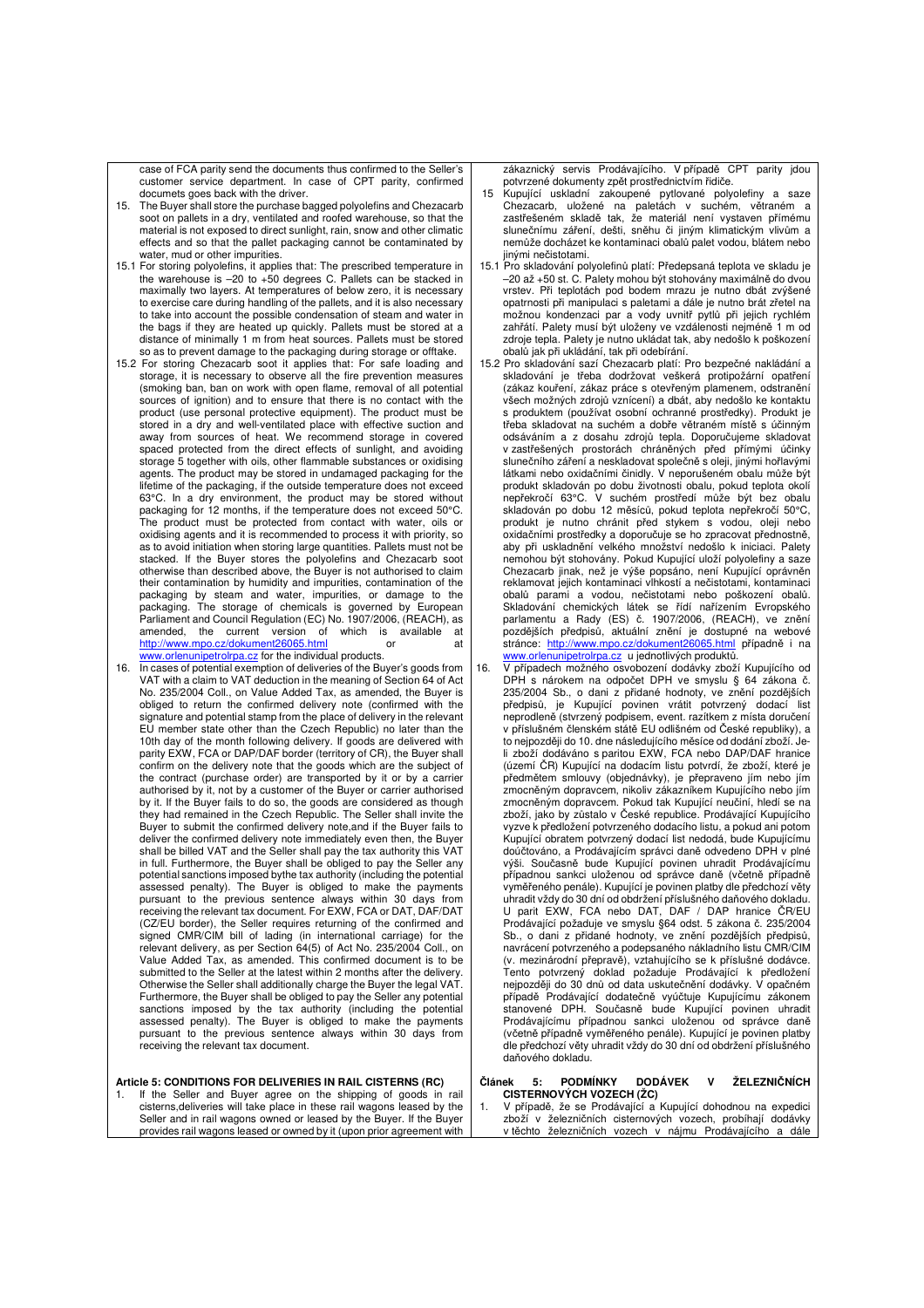case of FCA parity send the documents thus confirmed to the Seller's customer service department. In case of CPT parity, confirmed documets goes back with the driver.

15. The Buyer shall store the purchase bagged polyolefins and Chezacarb soot on pallets in a dry, ventilated and roofed warehouse, so that the material is not exposed to direct sunlight, rain, snow and other climatic effects and so that the pallet packaging cannot be contaminated by water, mud or other impurities.

15.1 For storing polyolefins, it applies that: The prescribed temperature in the warehouse is –20 to +50 degrees C. Pallets can be stacked in maximally two layers. At temperatures of below zero, it is necessary to exercise care during handling of the pallets, and it is also necessary to take into account the possible condensation of steam and water in the bags if they are heated up quickly. Pallets must be stored at a distance of minimally 1 m from heat sources. Pallets must be stored so as to prevent damage to the packaging during storage or offtake.

15.2 For storing Chezacarb soot it applies that: For safe loading and storage, it is necessary to observe all the fire prevention measures (smoking ban, ban on work with open flame, removal of all potential sources of ignition) and to ensure that there is no contact with the product (use personal protective equipment). The product must be stored in a dry and well-ventilated place with effective suction and away from sources of heat. We recommend storage in covered spaced protected from the direct effects of sunlight, and avoiding storage 5 together with oils, other flammable substances or oxidising agents. The product may be stored in undamaged packaging for the lifetime of the packaging, if the outside temperature does not exceed 63°C. In a dry environment, the product may be stored without packaging for 12 months, if the temperature does not exceed 50°C. The product must be protected from contact with water, oils or oxidising agents and it is recommended to process it with priority, so as to avoid initiation when storing large quantities. Pallets must not be stacked. If the Buyer stores the polyolefins and Chezacarb soot otherwise than described above, the Buyer is not authorised to claim their contamination by humidity and impurities, contamination of the packaging by steam and water, impurities, or damage to the packaging. The storage of chemicals is governed by European Parliament and Council Regulation (EC) No. 1907/2006, (REACH), as amended, the current version of which is available at http://www.mpo.cz/dokument26065.html or at www.orlenunipetrolrpa.cz for the individual products.

16. In cases of potential exemption of deliveries of the Buyer's goods from VAT with a claim to VAT deduction in the meaning of Section 64 of Act No. 235/2004 Coll., on Value Added Tax, as amended, the Buyer is obliged to return the confirmed delivery note (confirmed with the signature and potential stamp from the place of delivery in the relevant EU member state other than the Czech Republic) no later than the 10th day of the month following delivery. If goods are delivered with parity EXW, FCA or DAP/DAF border (territory of CR), the Buyer shall confirm on the delivery note that the goods which are the subject of the contract (purchase order) are transported by it or by a carrier authorised by it, not by a customer of the Buyer or carrier authorised by it. If the Buyer fails to do so, the goods are considered as though they had remained in the Czech Republic. The Seller shall invite the Buyer to submit the confirmed delivery note,and if the Buyer fails to deliver the confirmed delivery note immediately even then, the Buyer shall be billed VAT and the Seller shall pay the tax authority this VAT in full. Furthermore, the Buyer shall be obliged to pay the Seller any potential sanctions imposed bythe tax authority (including the potential assessed penalty). The Buyer is obliged to make the payments pursuant to the previous sentence always within 30 days from receiving the relevant tax document. For EXW, FCA or DAT, DAF/DAT (CZ/EU border), the Seller requires returning of the confirmed and signed CMR/CIM bill of lading (in international carriage) for the relevant delivery, as per Section 64(5) of Act No. 235/2004 Coll., on Value Added Tax, as amended. This confirmed document is to be submitted to the Seller at the latest within 2 months after the delivery. Otherwise the Seller shall additionally charge the Buyer the legal VAT. Furthermore, the Buyer shall be obliged to pay the Seller any potential sanctions imposed by the tax authority (including the potential assessed penalty). The Buyer is obliged to make the payments pursuant to the previous sentence always within 30 days from receiving the relevant tax document.

## Article 5: CONDITIONS FOR DELIVERIES IN RAIL CISTERNS (RC)

1. If the Seller and Buyer agree on the shipping of goods in rail cisterns,deliveries will take place in these rail wagons leased by the Seller and in rail wagons owned or leased by the Buyer. If the Buyer provides rail wagons leased or owned by it (upon prior agreement with

---

zákaznický servis Prodávajícího. V případě CPT parity jdou potvrzené dokumenty zpět prostřednictvím řidiče.

15 Kupující uskladní zakoupené pytlované polyolefiny a saze Chezacarb, uložené na paletách v suchém, větraném a zastřešeném skladě tak, že materiál není vystaven přímému slunečnímu záření, dešti, sněhu či jiným klimatickým vlivům a nemůže docházet ke kontaminaci obalů palet vodou, blátem nebo jinými nečistotami.

15.1 Pro skladování polyolefinů platí: Předepsaná teplota ve skladu je –20 až +50 st. C. Palety mohou být stohovány maximálně do dvou vrstev. Při teplotách pod bodem mrazu je nutno dbát zvýšené opatrnosti při manipulaci s paletami a dále je nutno brát zřetel na možnou kondenzaci par a vody uvnitř pytlů při jejich rychlém zahřátí. Palety musí být uloženy ve vzdálenosti nejméně 1 m od zdroje tepla. Palety je nutno ukládat tak, aby nedošlo k poškození obalů jak při ukládání, tak při odebírání.

15.2 Pro skladování sazí Chezacarb platí: Pro bezpečné nakládání a skladování je třeba dodržovat veškerá protipožární opatření (zákaz kouření, zákaz práce s otevřeným plamenem, odstranění všech možných zdrojů vznícení) a dbát, aby nedošlo ke kontaktu s produktem (používat osobní ochranné prostředky). Produkt je třeba skladovat na suchém a dobře větraném místě s účinným odsáváním a z dosahu zdrojů tepla. Doporučujeme skladovat v zastřešených prostorách chráněných před přímými účinky slunečního záření a neskladovat společně s oleji, jinými hořlavými látkami nebo oxidačními činidly. V neporušeném obalu může být produkt skladován po dobu životnosti obalu, pokud teplota okolí nepřekročí 63°C. V suchém prostředí může být bez obalu skladován po dobu 12 měsíců, pokud teplota nepřekročí 50°C, produkt je nutno chránit před stykem s vodou, oleji nebo oxidačními prostředky a doporučuje se ho zpracovat přednostně, aby při uskladnění velkého množství nedošlo k iniciaci. Palety nemohou být stohovány. Pokud Kupující uloží polyolefiny a saze Chezacarb jinak, než je výše popsáno, není Kupující oprávněn reklamovat jejich kontaminaci vlhkostí a nečistotami, kontaminaci obalů parami a vodou, nečistotami nebo poškození obalů. Skladování chemických látek se řídí nařízením Evropského parlamentu a Rady (ES) č. 1907/2006, (REACH), ve znění pozdějších předpisů, aktuální znění je dostupné na webové stránce: http://www.mpo.cz/dokument26065.html případně i na www.orlenunipetrolrpa.cz u jednotlivých produktů.

16. V případech možného osvobození dodávky zboží Kupujícího od DPH s nárokem na odpočet DPH ve smyslu § 64 zákona č. 235/2004 Sb., o dani z přidané hodnoty, ve znění pozdějších předpisů, je Kupující povinen vrátit potvrzený dodací list neprodleně (stvrzený podpisem, event. razítkem z místa doručení v příslušném členském státě EU odlišném od České republiky), a to nejpozději do 10. dne následujícího měsíce od dodání zboží. Je-li zboží dodáváno s paritou EXW, FCA nebo DAP/DAF hranice (území ČR) Kupující na dodacím listu potvrdí, že zboží, které je předmětem smlouvy (objednávky), je přepraveno jím nebo jím zmocněným dopravcem, nikoliv zákazníkem Kupujícího nebo jím zmocněným dopravcem. Pokud tak Kupující neučiní, hledí se na zboží, jako by zůstalo v České republice. Prodávající Kupujícího vyzve k předložení potvrzeného dodacího listu, a pokud ani potom Kupující obratem potvrzený dodací list nedodá, bude Kupujícímu doúčtováno, a Prodávajícím správci daně odvedeno DPH v plné výši. Současně bude Kupující povinen uhradit Prodávajícímu případnou sankci uloženou od správce daně (včetně případně vyměřeného penále). Kupující je povinen platby dle předchozí věty uhradit vždy do 30 dní od obdržení příslušného daňového dokladu. U parit EXW, FCA nebo DAT, DAF / DAP hranice ČR/EU Prodávající požaduje ve smyslu §64 odst. 5 zákona č. 235/2004 Sb., o dani z přidané hodnoty, ve znění pozdějších předpisů, navrácení potvrzeného a podepsaného nákladního listu CMR/CIM (v. mezinárodní přepravě), vztahujícího se k příslušné dodávce. Tento potvrzený doklad požaduje Prodávající k předložení nejpozději do 30 dnů od data uskutečnění dodávky. V opačném případě Prodávající dodatečně vyúčtuje Kupujícímu zákonem stanovené DPH. Současně bude Kupující povinen uhradit Prodávajícímu případnou sankci uloženou od správce daně (včetně případně vyměřeného penále). Kupující je povinen platby dle předchozí věty uhradit vždy do 30 dní od obdržení příslušného daňového dokladu.

## Článek 5: PODMÍNKY DODÁVEK V ŽELEZNIČNÍCH CISTERNOVÝCH VOZECH (ŽC)

1. V případě, že se Prodávající a Kupující dohodnou na expedici zboží v železničních cisternových vozech, probíhají dodávky v těchto železničních vozech v nájmu Prodávajícího a dále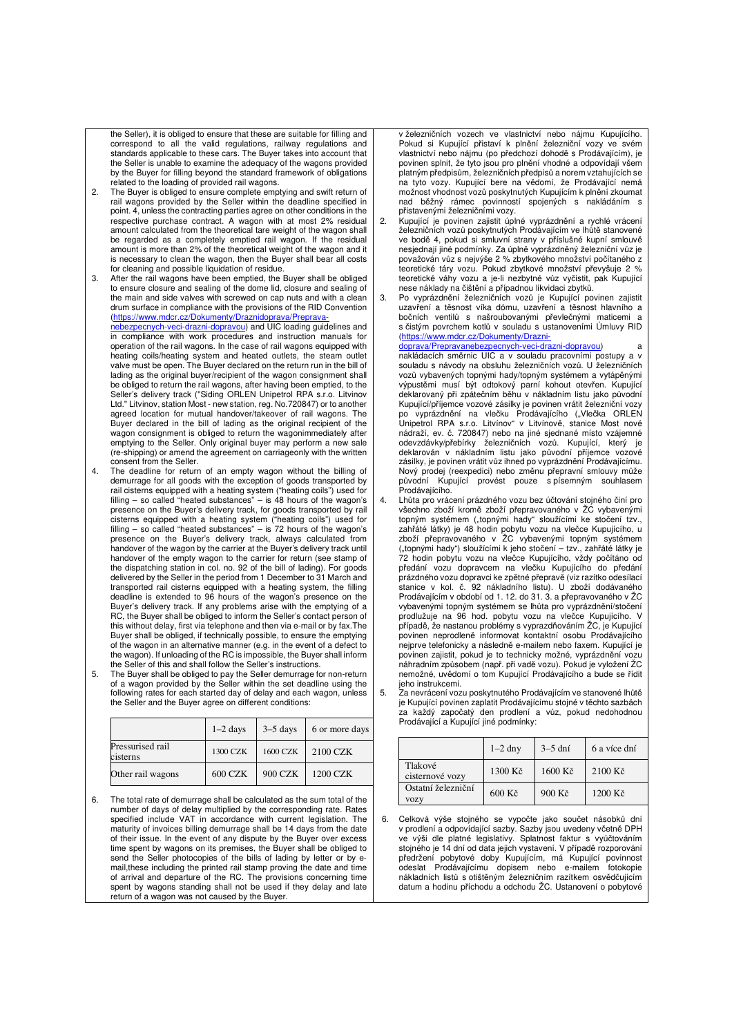the Seller), it is obliged to ensure that these are suitable for filling and correspond to all the valid regulations, railway regulations and standards applicable to these cars. The Buyer takes into account that the Seller is unable to examine the adequacy of the wagons provided by the Buyer for filling beyond the standard framework of obligations related to the loading of provided rail wagons.

2. The Buyer is obliged to ensure complete emptying and swift return of rail wagons provided by the Seller within the deadline specified in point. 4, unless the contracting parties agree on other conditions in the respective purchase contract. A wagon with at most 2% residual amount calculated from the theoretical tare weight of the wagon shall be regarded as a completely emptied rail wagon. If the residual amount is more than 2% of the theoretical weight of the wagon and it is necessary to clean the wagon, then the Buyer shall bear all costs for cleaning and possible liquidation of residue.
3. After the rail wagons have been emptied, the Buyer shall be obliged to ensure closure and sealing of the dome lid, closure and sealing of the main and side valves with screwed on cap nuts and with a clean drum surface in compliance with the provisions of the RID Convention (https://www.mdcr.cz/Dokumenty/Draznidoprava/Preprava-nebezpecnych-veci-drazni-dopravou) and UIC loading guidelines and in compliance with work procedures and instruction manuals for operation of the rail wagons. In the case of rail wagons equipped with heating coils/heating system and heated outlets, the steam outlet valve must be open. The Buyer declared on the return run in the bill of lading as the original buyer/recipient of the wagon consignment shall be obliged to return the rail wagons, after having been emptied, to the Seller's delivery track ("Siding ORLEN Unipetrol RPA s.r.o. Litvinov Ltd." Litvinov, station Most - new station, reg. No.720847) or to another agreed location for mutual handover/takeover of rail wagons. The Buyer declared in the bill of lading as the original recipient of the wagon consignment is obliged to return the wagonimmediately after emptying to the Seller. Only original buyer may perform a new sale (re-shipping) or amend the agreement on carriageonly with the written consent from the Seller.
4. The deadline for return of an empty wagon without the billing of demurrage for all goods with the exception of goods transported by rail cisterns equipped with a heating system ("heating coils") used for filling – so called "heated substances" – is 48 hours of the wagon's presence on the Buyer's delivery track, for goods transported by rail cisterns equipped with a heating system ("heating coils") used for filling – so called "heated substances" – is 72 hours of the wagon's presence on the Buyer's delivery track, always calculated from handover of the wagon by the carrier at the Buyer's delivery track until handover of the empty wagon to the carrier for return (see stamp of the dispatching station in col. no. 92 of the bill of lading). For goods delivered by the Seller in the period from 1 December to 31 March and transported rail cisterns equipped with a heating system, the filling deadline is extended to 96 hours of the wagon's presence on the Buyer's delivery track. If any problems arise with the emptying of a RC, the Buyer shall be obliged to inform the Seller's contact person of this without delay, first via telephone and then via e-mail or by fax.The Buyer shall be obliged, if technically possible, to ensure the emptying of the wagon in an alternative manner (e.g. in the event of a defect to the wagon). If unloading of the RC is impossible, the Buyer shall inform the Seller of this and shall follow the Seller's instructions.
5. The Buyer shall be obliged to pay the Seller demurrage for non-return of a wagon provided by the Seller within the set deadline using the following rates for each started day of delay and each wagon, unless the Seller and the Buyer agree on different conditions:

| | 1–2 days | 3–5 days | 6 or more days |
|---|---|---|---|
| Pressurised rail cisterns | 1300 CZK | 1600 CZK | 2100 CZK |
| Other rail wagons | 600 CZK | 900 CZK | 1200 CZK |

6. The total rate of demurrage shall be calculated as the sum total of the number of days of delay multiplied by the corresponding rate. Rates specified include VAT in accordance with current legislation. The maturity of invoices billing demurrage shall be 14 days from the date of their issue. In the event of any dispute by the Buyer over excess time spent by wagons on its premises, the Buyer shall be obliged to send the Seller photocopies of the bills of lading by letter or by e-mail,these including the printed rail stamp proving the date and time of arrival and departure of the RC. The provisions concerning time spent by wagons standing shall not be used if they delay and late return of a wagon was not caused by the Buyer.

v železničních vozech ve vlastnictví nebo nájmu Kupujícího. Pokud si Kupující přistaví k plnění železniční vozy ve svém vlastnictví nebo nájmu (po předchozí dohodě s Prodávajícím), je povinen splnit, že tyto jsou pro plnění vhodné a odpovídají všem platným předpisům, železničních předpisů a normám vztahujícím se na tyto vozy. Kupující bere na vědomí, že Prodávající nemá možnost vhodnost vozů poskytnutých Kupujícím k plnění zkoumat nad běžný rámec povinností spojených s nakládáním s přistavenými železničními vozy.

2. Kupující je povinen zajistit úplné vyprázdnění a rychlé vrácení železničních vozů poskytnutých Prodávajícím ve lhůtě stanovené ve bodě 4, pokud si smluvní strany v příslušné kupní smlouvě nesjednají jiné podmínky. Za úplně vyprázdněný železniční vůz je považován vůz s nejvýše 2 % zbytkového množství počítaného z teoretické táry vozu. Pokud zbytkové množství převyšuje 2 % teoretické váhy vozu a je-li nezbytné vůz vyčistit, pak Kupující nese náklady na čištění a případnou likvidaci zbytků.
3. Po vyprázdnění železničních vozů je Kupující povinen zajistit uzavření a těsnost víka dómu, uzavření a těsnost hlavního a bočních ventilů s našroubovanými převlečnými maticemi a s čistým povrchem kotlů v souladu s ustanoveními Úmluvy RID (https://www.mdcr.cz/Dokumenty/Drazni-doprava/Prepravanebezpecnych-veci-drazni-dopravou) a nakládacích směrnic UIC a v souladu pracovními postupy a v souladu s návody na obsluhu železničních vozů. U železničních vozů vybavených topnými hady/topným systémem a vytápěnými výpustěmi musí být odtokový parní kohout otevřen. Kupující deklarovaný při zpátečním běhu v nákladním listu jako původní Kupující/příjemce vozové zásilky je povinen vrátit železniční vozy po vyprázdnění na vlečku Prodávajícího („Vlečka ORLEN Unipetrol RPA s.r.o. Litvínov" v Litvínově, stanice Most nové nádraží, ev. č. 720847) nebo na jiné sjednané místo vzájemné odevzdávky/přebírky železničních vozů. Kupující, který je deklarován v nákladním listu jako původní příjemce vozové zásilky, je povinen vrátit vůz ihned po vyprázdnění Prodávajícímu. Nový prodej (reexpedici) nebo změnu přepravní smlouvy může původní Kupující provést pouze s písemným souhlasem Prodávajícího.
4. Lhůta pro vrácení prázdného vozu bez účtování stojného činí pro všechno zboží kromě zboží přepravovaného v ŽC vybavenými topným systémem („topnými hady" sloužícími ke stočení tzv., zahřáté látky) je 48 hodin pobytu vozu na vlečce Kupujícího, u zboží přepravovaného v ŽC vybavenými topným systémem („topnými hady") sloužícími k jeho stočení – tzv., zahřáté látky je 72 hodin pobytu vozu na vlečce Kupujícího, vždy počítáno od předání vozu dopravcem na vlečku Kupujícího do předání prázdného vozu dopravci ke zpětné přepravě (viz razítko odesílací stanice v kol. č. 92 nákladního listu). U zboží dodávaného Prodávajícím v období od 1. 12. do 31. 3. a přepravovaného v ŽC vybavenými topným systémem se lhůta pro vyprázdnění/stočení prodlužuje na 96 hod. pobytu vozu na vlečce Kupujícího. V případě, že nastanou problémy s vyprazdňováním ŽC, je Kupující povinen neprodleně informovat kontaktní osobu Prodávajícího nejprve telefonicky a následně e-mailem nebo faxem. Kupující je povinen zajistit, pokud je to technicky možné, vyprázdnění vozu náhradním způsobem (např. při vadě vozu). Pokud je vyložení ŽC nemožné, uvědomí o tom Kupující Prodávajícího a bude se řídit jeho instrukcemi.
5. Za nevrácení vozu poskytnutého Prodávajícím ve stanovené lhůtě je Kupující povinen zaplatit Prodávajícímu stojné v těchto sazbách za každý započatý den prodlení a vůz, pokud nedohodnou Prodávající a Kupující jiné podmínky:

| | 1–2 dny | 3–5 dní | 6 a více dní |
|---|---|---|---|
| Tlakové cisternové vozy | 1300 Kč | 1600 Kč | 2100 Kč |
| Ostatní železniční vozy | 600 Kč | 900 Kč | 1200 Kč |

6. Celková výše stojného se vypočte jako součet násobků dní v prodlení a odpovídající sazby. Sazby jsou uvedeny včetně DPH ve výši dle platné legislativy. Splatnost faktur s vyúčtováním stojného je 14 dní od data jejich vystavení. V případě rozporování předržení pobytové doby Kupujícím, má Kupující povinnost odeslat Prodávajícímu dopisem nebo e-mailem fotokopie nákladních listů s otištěným železničním razítkem osvědčujícím datum a hodinu příchodu a odchodu ŽC. Ustanovení o pobytové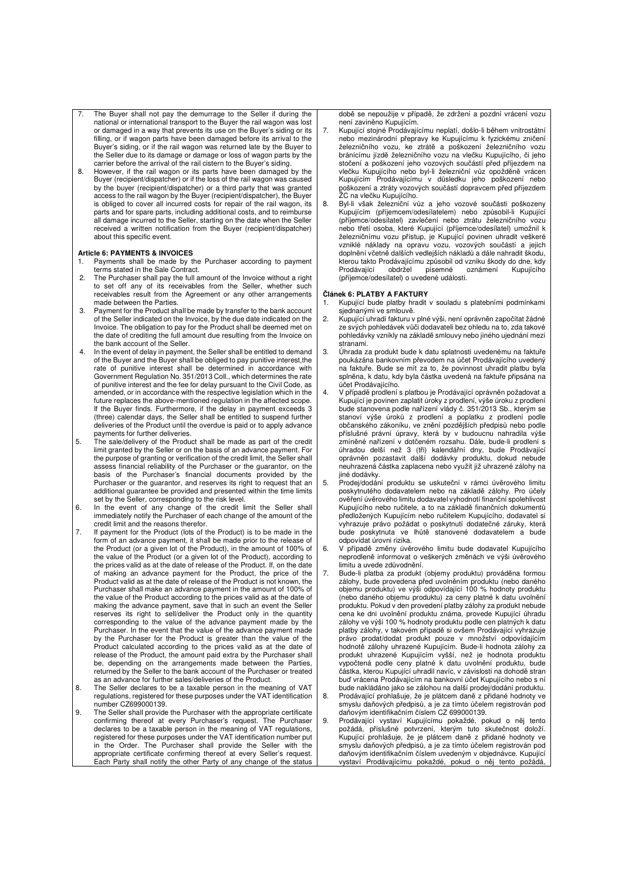7. The Buyer shall not pay the demurrage to the Seller if during the national or international transport to the Buyer the rail wagon was lost or damaged in a way that prevents its use on the Buyer's siding or its filling, or if wagon parts have been damaged before its arrival to the Buyer's siding, or if the rail wagon was returned late by the Buyer to the Seller due to its damage or damage or loss of wagon parts by the carrier before the arrival of the rail cistern to the Buyer's siding.
8. However, if the rail wagon or its parts have been damaged by the Buyer (recipient/dispatcher) or if the loss of the rail wagon was caused by the buyer (recipient/dispatcher) or a third party that was granted access to the rail wagon by the Buyer (recipient/dispatcher), the Buyer is obliged to cover all incurred costs for repair of the rail wagon, its parts and for spare parts, including additional costs, and to reimburse all damage incurred to the Seller, starting on the date when the Seller received a written notification from the Buyer (recipient/dispatcher) about this specific event.

**Article 6: PAYMENTS & INVOICES**

1. Payments shall be made by the Purchaser according to payment terms stated in the Sale Contract.
2. The Purchaser shall pay the full amount of the Invoice without a right to set off any of its receivables from the Seller, whether such receivables result from the Agreement or any other arrangements made between the Parties.
3. Payment for the Product shall be made by transfer to the bank account of the Seller indicated on the Invoice, by the due date indicated on the Invoice. The obligation to pay for the Product shall be deemed met on the date of crediting the full amount due resulting from the Invoice on the bank account of the Seller.
4. In the event of delay in payment, the Seller shall be entitled to demand of the Buyer and the Buyer shall be obliged to pay punitive interest,the rate of punitive interest shall be determined in accordance with Government Regulation No. 351/2013 Coll., which determines the rate of punitive interest and the fee for delay pursuant to the Civil Code, as amended, or in accordance with the respective legislation which in the future replaces the above-mentioned regulation in the affected scope. If the Buyer finds. Furthermore, if the delay in payment exceeds 3 (three) calendar days, the Seller shall be entitled to suspend further deliveries of the Product until the overdue is paid or to apply advance payments for further deliveries.
5. The sale/delivery of the Product shall be made as part of the credit limit granted by the Seller or on the basis of an advance payment. For the purpose of granting or verification of the credit limit, the Seller shall assess financial reliability of the Purchaser or the guarantor, on the basis of the Purchaser's financial documents provided by the Purchaser or the guarantor, and reserves its right to request that an additional guarantee be provided and presented within the time limits set by the Seller, corresponding to the risk level.
6. In the event of any change of the credit limit the Seller shall immediately notify the Purchaser of each change of the amount of the credit limit and the reasons therefor.
7. If payment for the Product (lots of the Product) is to be made in the form of an advance payment, it shall be made prior to the release of the Product (or a given lot of the Product), in the amount of 100% of the value of the Product (or a given lot of the Product), according to the prices valid as at the date of release of the Product. If, on the date of making an advance payment for the Product, the price of the Product valid as at the date of release of the Product is not known, the Purchaser shall make an advance payment in the amount of 100% of the value of the Product according to the prices valid as at the date of making the advance payment, save that in such an event the Seller reserves its right to sell/deliver the Product only in the quantity corresponding to the value of the advance payment made by the Purchaser. In the event that the value of the advance payment made by the Purchaser for the Product is greater than the value of the Product calculated according to the prices valid as at the date of release of the Product, the amount paid extra by the Purchaser shall be, depending on the arrangements made between the Parties, returned by the Seller to the bank account of the Purchaser or treated as an advance for further sales/deliveries of the Product.
8. The Seller declares to be a taxable person in the meaning of VAT regulations, registered for these purposes under the VAT identification number CZ699000139.
9. The Seller shall provide the Purchaser with the appropriate certificate confirming thereof at every Purchaser's request. The Purchaser declares to be a taxable person in the meaning of VAT regulations, registered for these purposes under the VAT identification number put in the Order. The Purchaser shall provide the Seller with the appropriate certificate confirming thereof at every Seller's request. Each Party shall notify the other Party of any change of the status

době se nepoužije v případě, že zdržení a pozdní vrácení vozu není zaviněno Kupujícím.

7. Kupující stojné Prodávajícímu neplatí, došlo-li během vnitrostátní nebo mezinárodní přepravy ke Kupujícímu k fyzickému zničení železničního vozu, ke ztrátě a poškození železničního vozu bránícímu jízdě železničního vozu na vlečku Kupujícího, či jeho stočení a poškození jeho vozových součástí před příjezdem na vlečku Kupujícího nebo byl-li železniční vůz opožděně vrácen Kupujícím Prodávajícímu v důsledku jeho poškození nebo poškození a ztráty vozových součástí dopravcem před příjezdem ŽC na vlečku Kupujícího.
8. Byl-li však železniční vůz a jeho vozové součásti poškozeny Kupujícím (příjemcem/odesílatelem) nebo způsobil-li Kupující (příjemce/odesílatel) zavlečení nebo ztrátu železničního vozu nebo třetí osoba, které Kupující (příjemce/odesílatel) umožnil k železničnímu vozu přístup, je Kupující povinen uhradit veškeré vzniklé náklady na opravu vozu, vozových součástí a jejich doplnění včetně dalších vedlejších nákladů a dále nahradit škodu, kterou takto Prodávajícímu způsobil od vzniku škody do dne, kdy Prodávající obdržel písemné oznámení Kupujícího (příjemce/odesílatel) o uvedené události.

**Článek 6: PLATBY A FAKTURY**

1. Kupující bude platby hradit v souladu s platebními podmínkami sjednanými ve smlouvě.
2. Kupující uhradí fakturu v plné výši, není oprávněn započítat žádné ze svých pohledávek vůči dodavateli bez ohledu na to, zda takové pohledávky vznikly na základě smlouvy nebo jiného ujednání mezi stranami.
3. Úhrada za produkt bude k datu splatnosti uvedenému na faktuře poukázána bankovním převodem na účet Prodávajícího uvedený na faktuře. Bude se mít za to, že povinnost uhradit platbu byla splněna, k datu, kdy byla částka uvedená na faktuře připsána na účet Prodávajícího.
4. V případě prodlení s platbou je Prodávající oprávněn požadovat a Kupující je povinen zaplatit úroky z prodlení, výše úroku z prodlení bude stanovena podle nařízení vlády č. 351/2013 Sb., kterým se stanoví výše úroků z prodlení a poplatku z prodlení podle občanského zákoníku, ve znění pozdějších předpisů nebo podle příslušné právní úpravy, která by v budoucnu nahradila výše zmíněné nařízení v dotčeném rozsahu. Dále, bude-li prodlení s úhradou delší než 3 (tři) kalendářní dny, bude Prodávající oprávněn pozastavit další dodávky produktu, dokud nebude neuhrazená částka zaplacena nebo využít již uhrazené zálohy na jiné dodávky.
5. Prodej/dodání produktu se uskuteční v rámci úvěrového limitu poskytnutého dodavatelem nebo na základě zálohy. Pro účely ověření úvěrového limitu dodavatel vyhodnotí finanční spolehlivost Kupujícího nebo ručitele, a to na základě finančních dokumentů předložených Kupujícím nebo ručitelem Kupujícího, dodavatel si vyhrazuje právo požádat o poskytnutí dodatečné záruky, která bude poskytnuta ve lhůtě stanovené dodavatelem a bude odpovídat úrovni rizika.
6. V případě změny úvěrového limitu bude dodavatel Kupujícího neprodleně informovat o veškerých změnách ve výši úvěrového limitu a uvede zdůvodnění.
7. Bude-li platba za produkt (objemy produktu) prováděna formou zálohy, bude provedena před uvolněním produktu (nebo daného objemu produktu) ve výši odpovídající 100 % hodnoty produktu (nebo daného objemu produktu) za ceny platné k datu uvolnění produktu. Pokud v den provedení platby zálohy za produkt nebude cena ke dni uvolnění produktu známa, provede Kupující úhradu zálohy ve výši 100 % hodnoty produktu podle cen platných k datu platby zálohy, v takovém případě si ovšem Prodávající vyhrazuje právo prodat/dodat produkt pouze v množství odpovídajícím hodnotě zálohy uhrazené Kupujícím. Bude-li hodnota zálohy za produkt uhrazené Kupujícím vyšší, než je hodnota produktu vypočtená podle ceny platné k datu uvolnění produktu, bude částka, kterou Kupující uhradil navíc, v závislosti na dohodě stran buď vrácena Prodávajícím na bankovní účet Kupujícího nebo s ní bude nakládáno jako se zálohou na další prodej/dodání produktu.
8. Prodávající prohlašuje, že je plátcem daně z přidané hodnoty ve smyslu daňových předpisů, a je za tímto účelem registrován pod daňovým identifikačním číslem CZ 699000139.
9. Prodávající vystaví Kupujícímu pokaždé, pokud o něj tento požádá, příslušné potvrzení, kterým tuto skutečnost doloží. Kupující prohlašuje, že je plátcem daně z přidané hodnoty ve smyslu daňových předpisů, a je za tímto účelem registrován pod daňovým identifikačním číslem uvedeným v objednávce. Kupující vystaví Prodávajícímu pokaždé, pokud o něj tento požádá,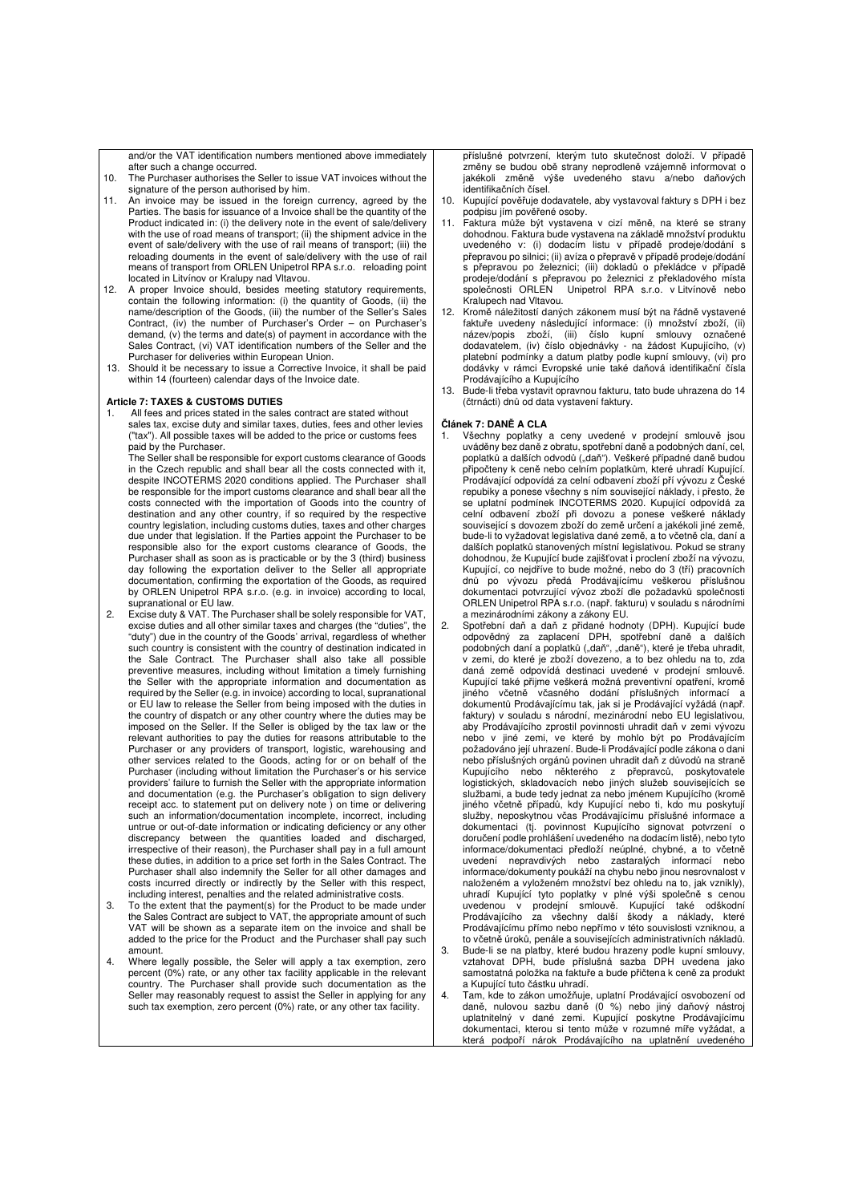and/or the VAT identification numbers mentioned above immediately after such a change occurred.

10. The Purchaser authorises the Seller to issue VAT invoices without the signature of the person authorised by him.
11. An invoice may be issued in the foreign currency, agreed by the Parties. The basis for issuance of a Invoice shall be the quantity of the Product indicated in: (i) the delivery note in the event of sale/delivery with the use of road means of transport; (ii) the shipment advice in the event of sale/delivery with the use of rail means of transport; (iii) the reloading douments in the event of sale/delivery with the use of rail means of transport from ORLEN Unipetrol RPA s.r.o. reloading point located in Litvínov or Kralupy nad Vltavou.
12. A proper Invoice should, besides meeting statutory requirements, contain the following information: (i) the quantity of Goods, (ii) the name/description of the Goods, (iii) the number of the Seller's Sales Contract, (iv) the number of Purchaser's Order – on Purchaser's demand, (v) the terms and date(s) of payment in accordance with the Sales Contract, (vi) VAT identification numbers of the Seller and the Purchaser for deliveries within European Union.
13. Should it be necessary to issue a Corrective Invoice, it shall be paid within 14 (fourteen) calendar days of the Invoice date.

**Article 7: TAXES & CUSTOMS DUTIES**

1. All fees and prices stated in the sales contract are stated without sales tax, excise duty and similar taxes, duties, fees and other levies ("tax"). All possible taxes will be added to the price or customs fees paid by the Purchaser.
   The Seller shall be responsible for export customs clearance of Goods in the Czech republic and shall bear all the costs connected with it, despite INCOTERMS 2020 conditions applied. The Purchaser shall be responsible for the import customs clearance and shall bear all the costs connected with the importation of Goods into the country of destination and any other country, if so required by the respective country legislation, including customs duties, taxes and other charges due under that legislation. If the Parties appoint the Purchaser to be responsible also for the export customs clearance of Goods, the Purchaser shall as soon as is practicable or by the 3 (third) business day following the exportation deliver to the Seller all appropriate documentation, confirming the exportation of the Goods, as required by ORLEN Unipetrol RPA s.r.o. (e.g. in invoice) according to local, supranational or EU law.
2. Excise duty & VAT. The Purchaser shall be solely responsible for VAT, excise duties and all other similar taxes and charges (the "duties", the "duty") due in the country of the Goods' arrival, regardless of whether such country is consistent with the country of destination indicated in the Sale Contract. The Purchaser shall also take all possible preventive measures, including without limitation a timely furnishing the Seller with the appropriate information and documentation as required by the Seller (e.g. in invoice) according to local, supranational or EU law to release the Seller from being imposed with the duties in the country of dispatch or any other country where the duties may be imposed on the Seller. If the Seller is obliged by the tax law or the relevant authorities to pay the duties for reasons attributable to the Purchaser or any providers of transport, logistic, warehousing and other services related to the Goods, acting for or on behalf of the Purchaser (including without limitation the Purchaser's or his service providers' failure to furnish the Seller with the appropriate information and documentation (e.g. the Purchaser's obligation to sign delivery receipt acc. to statement put on delivery note ) on time or delivering such an information/documentation incomplete, incorrect, including untrue or out-of-date information or indicating deficiency or any other discrepancy between the quantities loaded and discharged, irrespective of their reason), the Purchaser shall pay in a full amount these duties, in addition to a price set forth in the Sales Contract. The Purchaser shall also indemnify the Seller for all other damages and costs incurred directly or indirectly by the Seller with this respect, including interest, penalties and the related administrative costs.
3. To the extent that the payment(s) for the Product to be made under the Sales Contract are subject to VAT, the appropriate amount of such VAT will be shown as a separate item on the invoice and shall be added to the price for the Product and the Purchaser shall pay such amount.
4. Where legally possible, the Seler will apply a tax exemption, zero percent (0%) rate, or any other tax facility applicable in the relevant country. The Purchaser shall provide such documentation as the Seller may reasonably request to assist the Seller in applying for any such tax exemption, zero percent (0%) rate, or any other tax facility.

příslušné potvrzení, kterým tuto skutečnost doloží. V případě změny se budou obě strany neprodleně vzájemně informovat o jakékoli změně výše uvedeného stavu a/nebo daňových identifikačních čísel.

10. Kupující pověřuje dodavatele, aby vystavoval faktury s DPH i bez podpisu jím pověřené osoby.
11. Faktura může být vystavena v cizí měně, na které se strany dohodnou. Faktura bude vystavena na základě množství produktu uvedeného v: (i) dodacím listu v případě prodeje/dodání s přepravou po silnici; (ii) avíza o přepravě v případě prodeje/dodání s přepravou po železnici; (iii) dokladů o překládce v případě prodeje/dodání s přepravou po železnici z překladového místa společnosti ORLEN Unipetrol RPA s.r.o. v Litvínově nebo Kralupech nad Vltavou.
12. Kromě náležitostí daných zákonem musí být na řádně vystavené faktuře uvedeny následující informace: (i) množství zboží, (ii) název/popis zboží, (iii) číslo kupní smlouvy označené dodavatelem, (iv) číslo objednávky - na žádost Kupujícího, (v) platební podmínky a datum platby podle kupní smlouvy, (vi) pro dodávky v rámci Evropské unie také daňová identifikační čísla Prodávajícího a Kupujícího
13. Bude-li třeba vystavit opravnou fakturu, tato bude uhrazena do 14 (čtrnácti) dnů od data vystavení faktury.

**Článek 7: DANĚ A CLA**

1. Všechny poplatky a ceny uvedené v prodejní smlouvě jsou uváděny bez daně z obratu, spotřební daně a podobných daní, cel, poplatků a dalších odvodů („daň"). Veškeré případné daně budou připočteny k ceně nebo celním poplatkům, které uhradí Kupující. Prodávající odpovídá za celní odbavení zboží při vývozu z České repubiky a ponese všechny s ním související náklady, i přesto, že se uplatní podmínek INCOTERMS 2020. Kupující odpovídá za celní odbavení zboží při dovozu a ponese veškeré náklady související s dovozem zboží do země určení a jakékoli jiné země, bude-li to vyžadovat legislativa dané země, a to včetně cla, daní a dalších poplatků stanovených místní legislativou. Pokud se strany dohodnou, že Kupující bude zajišťovat i proclení zboží na vývozu, Kupující, co nejdříve to bude možné, nebo do 3 (tří) pracovních dnů po vývozu předá Prodávajícímu veškerou příslušnou dokumentaci potvrzující vývoz zboží dle požadavků společnosti ORLEN Unipetrol RPA s.r.o. (např. fakturu) v souladu s národními a mezinárodními zákony a zákony EU.
2. Spotřební daň a daň z přidané hodnoty (DPH). Kupující bude odpovědný za zaplacení DPH, spotřební daně a dalších podobných daní a poplatků („daň", „daně"), které je třeba uhradit, v zemi, do které je zboží dovezeno, a to bez ohledu na to, zda daná země odpovídá destinaci uvedené v prodejní smlouvě. Kupující také přijme veškerá možná preventivní opatření, kromě jiného včetně včasného dodání příslušných informací a dokumentů Prodávajícímu tak, jak si je Prodávající vyžádá (např. faktury) v souladu s národní, mezinárodní nebo EU legislativou, aby Prodávajícího zprostil povinnosti uhradit daň v zemi vývozu nebo v jiné zemi, ve které by mohlo být po Prodávajícím požadováno její uhrazení. Bude-li Prodávající podle zákona o dani nebo příslušných orgánů povinen uhradit daň z důvodů na straně Kupujícího nebo některého z přepravců, poskytovatele logistických, skladovacích nebo jiných služeb souvisejících se službami, a bude tedy jednat za nebo jménem Kupujícího (kromě jiného včetně případů, kdy Kupující nebo ti, kdo mu poskytují služby, neposkytnou včas Prodávajícímu příslušné informace a dokumentaci (tj. povinnost Kupujícího signovat potvrzení o doručení podle prohlášení uvedeného na dodacím listě), nebo tyto informace/dokumentaci předloží neúplné, chybné, a to včetně uvedení nepravdivých nebo zastaralých informací nebo informace/dokumenty poukáží na chybu nebo jinou nesrovnalost v naloženém a vyloženém množství bez ohledu na to, jak vznikly), uhradí Kupující tyto poplatky v plné výši společně s cenou uvedenou v prodejní smlouvě. Kupující také odškodní Prodávajícího za všechny další škody a náklady, které Prodávajícímu přímo nebo nepřímo v této souvislosti vzniknou, a to včetně úroků, penále a souvisejících administrativních nákladů.
3. Bude-li se na platby, které budou hrazeny podle kupní smlouvy, vztahovat DPH, bude příslušná sazba DPH uvedena jako samostatná položka na faktuře a bude přičtena k ceně za produkt a Kupující tuto částku uhradí.
4. Tam, kde to zákon umožňuje, uplatní Prodávající osvobození od daně, nulovou sazbu daně (0 %) nebo jiný daňový nástroj uplatnitelný v dané zemi. Kupující poskytne Prodávajícímu dokumentaci, kterou si tento může v rozumné míře vyžádat, a která podpoří nárok Prodávajícího na uplatnění uvedeného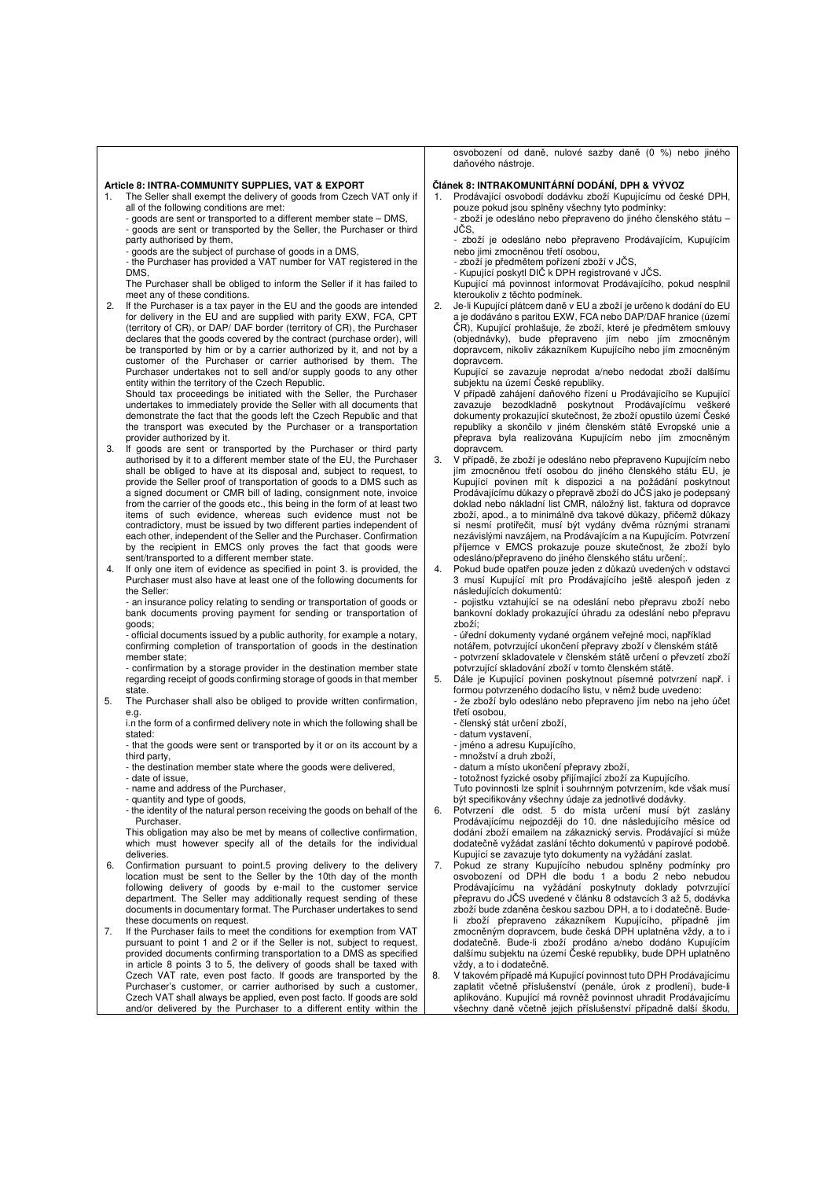## Article 8: INTRA-COMMUNITY SUPPLIES, VAT & EXPORT

1. The Seller shall exempt the delivery of goods from Czech VAT only if all of the following conditions are met:
   - goods are sent or transported to a different member state – DMS,
   - goods are sent or transported by the Seller, the Purchaser or third party authorised by them,
   - goods are the subject of purchase of goods in a DMS,
   - the Purchaser has provided a VAT number for VAT registered in the DMS,

   The Purchaser shall be obliged to inform the Seller if it has failed to meet any of these conditions.
2. If the Purchaser is a tax payer in the EU and the goods are intended for delivery in the EU and are supplied with parity EXW, FCA, CPT (territory of CR), or DAP/ DAF border (territory of CR), the Purchaser declares that the goods covered by the contract (purchase order), will be transported by him or by a carrier authorized by it, and not by a customer of the Purchaser or carrier authorised by them. The Purchaser undertakes not to sell and/or supply goods to any other entity within the territory of the Czech Republic.

   Should tax proceedings be initiated with the Seller, the Purchaser undertakes to immediately provide the Seller with all documents that demonstrate the fact that the goods left the Czech Republic and that the transport was executed by the Purchaser or a transportation provider authorized by it.
3. If goods are sent or transported by the Purchaser or third party authorised by it to a different member state of the EU, the Purchaser shall be obliged to have at its disposal and, subject to request, to provide the Seller proof of transportation of goods to a DMS such as a signed document or CMR bill of lading, consignment note, invoice from the carrier of the goods etc., this being in the form of at least two items of such evidence, whereas such evidence must not be contradictory, must be issued by two different parties independent of each other, independent of the Seller and the Purchaser. Confirmation by the recipient in EMCS only proves the fact that goods were sent/transported to a different member state.
4. If only one item of evidence as specified in point 3. is provided, the Purchaser must also have at least one of the following documents for the Seller:
   - an insurance policy relating to sending or transportation of goods or bank documents proving payment for sending or transportation of goods;
   - official documents issued by a public authority, for example a notary, confirming completion of transportation of goods in the destination member state;
   - confirmation by a storage provider in the destination member state regarding receipt of goods confirming storage of goods in that member state.
5. The Purchaser shall also be obliged to provide written confirmation, e.g.

   i.n the form of a confirmed delivery note in which the following shall be stated:
   - that the goods were sent or transported by it or on its account by a third party,
   - the destination member state where the goods were delivered,
   - date of issue,
   - name and address of the Purchaser,
   - quantity and type of goods,
   - the identity of the natural person receiving the goods on behalf of the Purchaser.

   This obligation may also be met by means of collective confirmation, which must however specify all of the details for the individual deliveries.
6. Confirmation pursuant to point.5 proving delivery to the delivery location must be sent to the Seller by the 10th day of the month following delivery of goods by e-mail to the customer service department. The Seller may additionally request sending of these documents in documentary format. The Purchaser undertakes to send these documents on request.
7. If the Purchaser fails to meet the conditions for exemption from VAT pursuant to point 1 and 2 or if the Seller is not, subject to request, provided documents confirming transportation to a DMS as specified in article 8 points 3 to 5, the delivery of goods shall be taxed with Czech VAT rate, even post facto. If goods are transported by the Purchaser's customer, or carrier authorised by such a customer, Czech VAT shall always be applied, even post facto. If goods are sold and/or delivered by the Purchaser to a different entity within the

osvobození od daně, nulové sazby daně (0 %) nebo jiného daňového nástroje.

## Článek 8: INTRAKOMUNITÁRNÍ DODÁNÍ, DPH & VÝVOZ

1. Prodávající osvobodí dodávku zboží Kupujícímu od české DPH, pouze pokud jsou splněny všechny tyto podmínky:
   - zboží je odesláno nebo přepraveno do jiného členského státu – JČS,
   - zboží je odesláno nebo přepraveno Prodávajícím, Kupujícím nebo jimi zmocněnou třetí osobou,
   - zboží je předmětem pořízení zboží v JČS,
   - Kupující poskytl DIČ k DPH registrované v JČS.

   Kupující má povinnost informovat Prodávajícího, pokud nesplnil kteroukoliv z těchto podmínek.
2. Je-li Kupující plátcem daně v EU a zboží je určeno k dodání do EU a je dodáváno s paritou EXW, FCA nebo DAP/DAF hranice (území ČR), Kupující prohlašuje, že zboží, které je předmětem smlouvy (objednávky), bude přepraveno jím nebo jím zmocněným dopravcem, nikoliv zákazníkem Kupujícího nebo jím zmocněným dopravcem.

   Kupující se zavazuje neprodat a/nebo nedodat zboží dalšímu subjektu na území České republiky.

   V případě zahájení daňového řízení u Prodávajícího se Kupující zavazuje bezodkladně poskytnout Prodávajícímu veškeré dokumenty prokazující skutečnost, že zboží opustilo území České republiky a skončilo v jiném členském státě Evropské unie a přeprava byla realizována Kupujícím nebo jím zmocněným dopravcem.
3. V případě, že zboží je odesláno nebo přepraveno Kupujícím nebo jím zmocněnou třetí osobou do jiného členského státu EU, je Kupující povinen mít k dispozici a na požádání poskytnout Prodávajícímu důkazy o přepravě zboží do JČS jako je podepsaný doklad nebo nákladní list CMR, náložný list, faktura od dopravce zboží, apod., a to minimálně dva takové důkazy, přičemž důkazy si nesmí protiřečit, musí být vydány dvěma různými stranami nezávislými navzájem, na Prodávajícím a na Kupujícím. Potvrzení příjemce v EMCS prokazuje pouze skutečnost, že zboží bylo odesláno/přepraveno do jiného členského státu určení;.
4. Pokud bude opatřen pouze jeden z důkazů uvedených v odstavci 3 musí Kupující mít pro Prodávajícího ještě alespoň jeden z následujících dokumentů:
   - pojistku vztahující se na odeslání nebo přepravu zboží nebo bankovní doklady prokazující úhradu za odeslání nebo přepravu zboží;
   - úřední dokumenty vydané orgánem veřejné moci, například notářem, potvrzující ukončení přepravy zboží v členském státě
   - potvrzení skladovatele v členském státě určení o převzetí zboží potvrzující skladování zboží v tomto členském státě.
5. Dále je Kupující povinen poskytnout písemné potvrzení např. i formou potvrzeného dodacího listu, v němž bude uvedeno:
   - že zboží bylo odesláno nebo přepraveno jím nebo na jeho účet třetí osobou,
   - členský stát určení zboží,
   - datum vystavení,
   - jméno a adresu Kupujícího,
   - množství a druh zboží,
   - datum a místo ukončení přepravy zboží,
   - totožnost fyzické osoby přijímající zboží za Kupujícího.

   Tuto povinnosti lze splnit i souhrnným potvrzením, kde však musí být specifikovány všechny údaje za jednotlivé dodávky.
6. Potvrzení dle odst. 5 do místa určení musí být zaslány Prodávajícímu nejpozději do 10. dne následujícího měsíce od dodání zboží emailem na zákaznický servis. Prodávající si může dodatečně vyžádat zaslání těchto dokumentů v papírové podobě. Kupující se zavazuje tyto dokumenty na vyžádání zaslat.
7. Pokud ze strany Kupujícího nebudou splněny podmínky pro osvobození od DPH dle bodu 1 a bodu 2 nebo nebudou Prodávajícímu na vyžádání poskytnuty doklady potvrzující přepravu do JČS uvedené v článku 8 odstavcích 3 až 5, dodávka zboží bude zdaněna českou sazbou DPH, a to i dodatečně. Bude-li zboží přepraveno zákazníkem Kupujícího, případně jím zmocněným dopravcem, bude česká DPH uplatněna vždy, a to i dodatečně. Bude-li zboží prodáno a/nebo dodáno Kupujícím dalšímu subjektu na území České republiky, bude DPH uplatněno vždy, a to i dodatečně.
8. V takovém případě má Kupující povinnost tuto DPH Prodávajícímu zaplatit včetně příslušenství (penále, úrok z prodlení), bude-li aplikováno. Kupující má rovněž povinnost uhradit Prodávajícímu všechny daně včetně jejich příslušenství případně další škodu,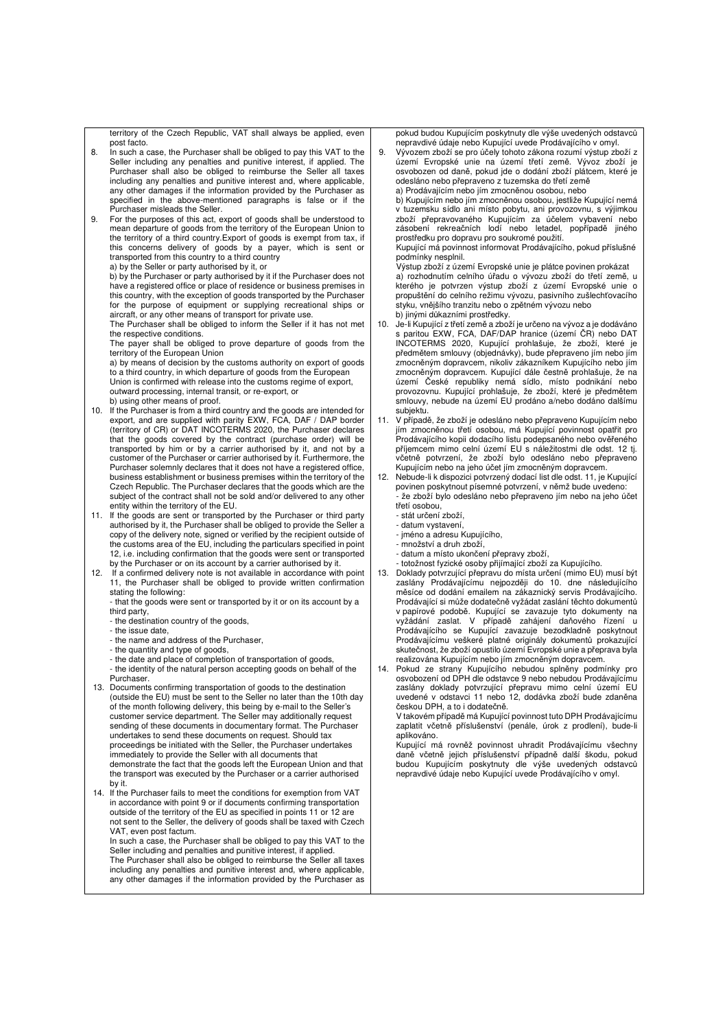territory of the Czech Republic, VAT shall always be applied, even post facto.

8. In such a case, the Purchaser shall be obliged to pay this VAT to the Seller including any penalties and punitive interest, if applied. The Purchaser shall also be obliged to reimburse the Seller all taxes including any penalties and punitive interest and, where applicable, any other damages if the information provided by the Purchaser as specified in the above-mentioned paragraphs is false or if the Purchaser misleads the Seller.
9. For the purposes of this act, export of goods shall be understood to mean departure of goods from the territory of the European Union to the territory of a third country.Export of goods is exempt from tax, if this concerns delivery of goods by a payer, which is sent or transported from this country to a third country
   a) by the Seller or party authorised by it, or
   b) by the Purchaser or party authorised by it if the Purchaser does not have a registered office or place of residence or business premises in this country, with the exception of goods transported by the Purchaser for the purpose of equipment or supplying recreational ships or aircraft, or any other means of transport for private use.
   The Purchaser shall be obliged to inform the Seller if it has not met the respective conditions.
   The payer shall be obliged to prove departure of goods from the territory of the European Union
   a) by means of decision by the customs authority on export of goods to a third country, in which departure of goods from the European Union is confirmed with release into the customs regime of export, outward processing, internal transit, or re-export, or
   b) using other means of proof.
10. If the Purchaser is from a third country and the goods are intended for export, and are supplied with parity EXW, FCA, DAF / DAP border (territory of CR) or DAT INCOTERMS 2020, the Purchaser declares that the goods covered by the contract (purchase order) will be transported by him or by a carrier authorised by it, and not by a customer of the Purchaser or carrier authorised by it. Furthermore, the Purchaser solemnly declares that it does not have a registered office, business establishment or business premises within the territory of the Czech Republic. The Purchaser declares that the goods which are the subject of the contract shall not be sold and/or delivered to any other entity within the territory of the EU.
11. If the goods are sent or transported by the Purchaser or third party authorised by it, the Purchaser shall be obliged to provide the Seller a copy of the delivery note, signed or verified by the recipient outside of the customs area of the EU, including the particulars specified in point 12, i.e. including confirmation that the goods were sent or transported by the Purchaser or on its account by a carrier authorised by it.
12. If a confirmed delivery note is not available in accordance with point 11, the Purchaser shall be obliged to provide written confirmation stating the following:
   - that the goods were sent or transported by it or on its account by a third party,
   - the destination country of the goods,
   - the issue date,
   - the name and address of the Purchaser,
   - the quantity and type of goods,
   - the date and place of completion of transportation of goods,
   - the identity of the natural person accepting goods on behalf of the Purchaser.
13. Documents confirming transportation of goods to the destination (outside the EU) must be sent to the Seller no later than the 10th day of the month following delivery, this being by e-mail to the Seller's customer service department. The Seller may additionally request sending of these documents in documentary format. The Purchaser undertakes to send these documents on request. Should tax proceedings be initiated with the Seller, the Purchaser undertakes immediately to provide the Seller with all documents that demonstrate the fact that the goods left the European Union and that the transport was executed by the Purchaser or a carrier authorised by it.
14. If the Purchaser fails to meet the conditions for exemption from VAT in accordance with point 9 or if documents confirming transportation outside of the territory of the EU as specified in points 11 or 12 are not sent to the Seller, the delivery of goods shall be taxed with Czech VAT, even post factum.
   In such a case, the Purchaser shall be obliged to pay this VAT to the Seller including and penalties and punitive interest, if applied.
   The Purchaser shall also be obliged to reimburse the Seller all taxes including any penalties and punitive interest and, where applicable, any other damages if the information provided by the Purchaser as

pokud budou Kupujícím poskytnuty dle výše uvedených odstavců nepravdivé údaje nebo Kupující uvede Prodávajícího v omyl.

9. Vývozem zboží se pro účely tohoto zákona rozumí výstup zboží z území Evropské unie na území třetí země. Vývoz zboží je osvobozen od daně, pokud jde o dodání zboží plátcem, které je odesláno nebo přepraveno z tuzemska do třetí země
   a) Prodávajícím nebo jím zmocněnou osobou, nebo
   b) Kupujícím nebo jím zmocněnou osobou, jestliže Kupující nemá v tuzemsku sídlo ani místo pobytu, ani provozovnu, s výjimkou zboží přepravovaného Kupujícím za účelem vybavení nebo zásobení rekreačních lodí nebo letadel, popřípadě jiného prostředku pro dopravu pro soukromé použití.
   Kupující má povinnost informovat Prodávajícího, pokud příslušné podmínky nesplnil.
   Výstup zboží z území Evropské unie je plátce povinen prokázat
   a) rozhodnutím celního úřadu o vývozu zboží do třetí země, u kterého je potvrzen výstup zboží z území Evropské unie o propuštění do celního režimu vývozu, pasivního zušlechťovacího styku, vnějšího tranzitu nebo o zpětném vývozu nebo
   b) jinými důkazními prostředky.
10. Je-li Kupující z třetí země a zboží je určeno na vývoz a je dodáváno s paritou EXW, FCA, DAF/DAP hranice (území ČR) nebo DAT INCOTERMS 2020, Kupující prohlašuje, že zboží, které je předmětem smlouvy (objednávky), bude přepraveno jím nebo jím zmocněným dopravcem, nikoliv zákazníkem Kupujícího nebo jím zmocněným dopravcem. Kupující dále čestně prohlašuje, že na území České republiky nemá sídlo, místo podnikání nebo provozovnu. Kupující prohlašuje, že zboží, které je předmětem smlouvy, nebude na území EU prodáno a/nebo dodáno dalšímu subjektu.
11. V případě, že zboží je odesláno nebo přepraveno Kupujícím nebo jím zmocněnou třetí osobou, má Kupující povinnost opatřit pro Prodávajícího kopii dodacího listu podepsaného nebo ověřeného příjemcem mimo celní území EU s náležitostmi dle odst. 12 tj. včetně potvrzení, že zboží bylo odesláno nebo přepraveno Kupujícím nebo na jeho účet jím zmocněným dopravcem.
12. Nebude-li k dispozici potvrzený dodací list dle odst. 11, je Kupující povinen poskytnout písemné potvrzení, v němž bude uvedeno:
   - že zboží bylo odesláno nebo přepraveno jím nebo na jeho účet třetí osobou,
   - stát určení zboží,
   - datum vystavení,
   - jméno a adresu Kupujícího,
   - množství a druh zboží,
   - datum a místo ukončení přepravy zboží,
   - totožnost fyzické osoby přijímající zboží za Kupujícího.
13. Doklady potvrzující přepravu do místa určení (mimo EU) musí být zaslány Prodávajícímu nejpozději do 10. dne následujícího měsíce od dodání emailem na zákaznický servis Prodávajícího. Prodávající si může dodatečně vyžádat zaslání těchto dokumentů v papírové podobě. Kupující se zavazuje tyto dokumenty na vyžádání zaslat. V případě zahájení daňového řízení u Prodávajícího se Kupující zavazuje bezodkladně poskytnout Prodávajícímu veškeré platné originály dokumentů prokazující skutečnost, že zboží opustilo území Evropské unie a přeprava byla realizována Kupujícím nebo jím zmocněným dopravcem.
14. Pokud ze strany Kupujícího nebudou splněny podmínky pro osvobození od DPH dle odstavce 9 nebo nebudou Prodávajícímu zaslány doklady potvrzující přepravu mimo celní území EU uvedené v odstavci 11 nebo 12, dodávka zboží bude zdaněna českou DPH, a to i dodatečně.
   V takovém případě má Kupující povinnost tuto DPH Prodávajícímu zaplatit včetně příslušenství (penále, úrok z prodlení), bude-li aplikováno.
   Kupující má rovněž povinnost uhradit Prodávajícímu všechny daně včetně jejich příslušenství případně další škodu, pokud budou Kupujícím poskytnuty dle výše uvedených odstavců nepravdivé údaje nebo Kupující uvede Prodávajícího v omyl.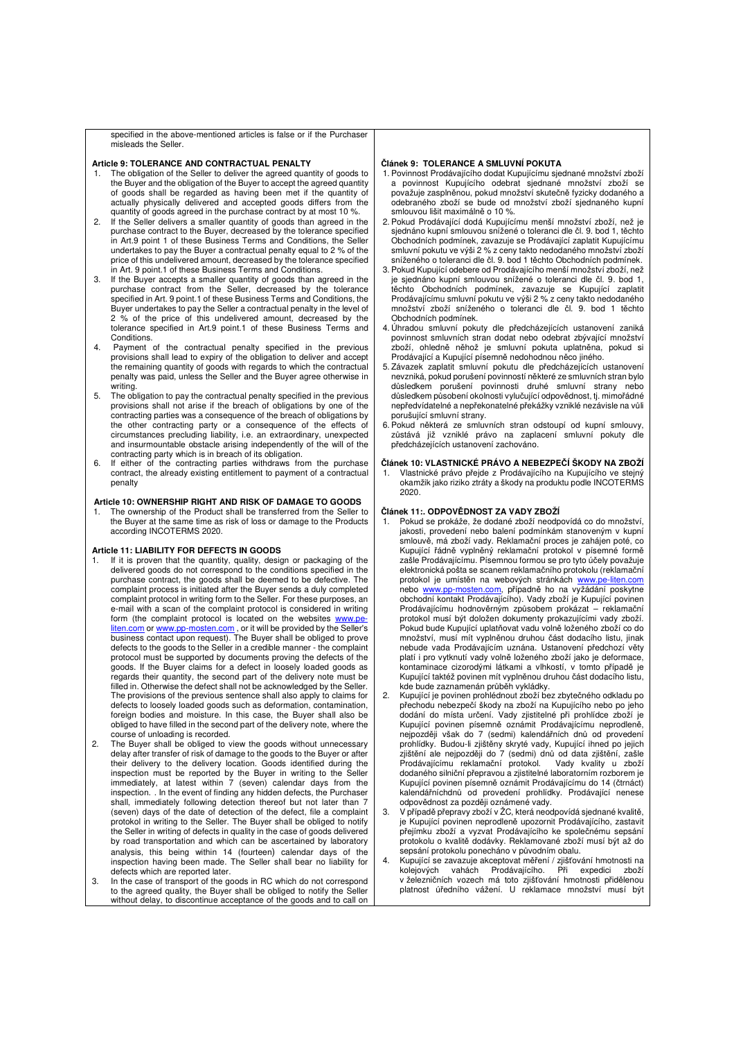specified in the above-mentioned articles is false or if the Purchaser misleads the Seller.

**Article 9: TOLERANCE AND CONTRACTUAL PENALTY**

1. The obligation of the Seller to deliver the agreed quantity of goods to the Buyer and the obligation of the Buyer to accept the agreed quantity of goods shall be regarded as having been met if the quantity of actually physically delivered and accepted goods differs from the quantity of goods agreed in the purchase contract by at most 10 %.
2. If the Seller delivers a smaller quantity of goods than agreed in the purchase contract to the Buyer, decreased by the tolerance specified in Art.9 point 1 of these Business Terms and Conditions, the Seller undertakes to pay the Buyer a contractual penalty equal to 2 % of the price of this undelivered amount, decreased by the tolerance specified in Art. 9 point.1 of these Business Terms and Conditions.
3. If the Buyer accepts a smaller quantity of goods than agreed in the purchase contract from the Seller, decreased by the tolerance specified in Art. 9 point.1 of these Business Terms and Conditions, the Buyer undertakes to pay the Seller a contractual penalty in the level of 2 % of the price of this undelivered amount, decreased by the tolerance specified in Art.9 point.1 of these Business Terms and Conditions.
4. Payment of the contractual penalty specified in the previous provisions shall lead to expiry of the obligation to deliver and accept the remaining quantity of goods with regards to which the contractual penalty was paid, unless the Seller and the Buyer agree otherwise in writing.
5. The obligation to pay the contractual penalty specified in the previous provisions shall not arise if the breach of obligations by one of the contracting parties was a consequence of the breach of obligations by the other contracting party or a consequence of the effects of circumstances precluding liability, i.e. an extraordinary, unexpected and insurmountable obstacle arising independently of the will of the contracting party which is in breach of its obligation.
6. If either of the contracting parties withdraws from the purchase contract, the already existing entitlement to payment of a contractual penalty

**Article 10: OWNERSHIP RIGHT AND RISK OF DAMAGE TO GOODS**

1. The ownership of the Product shall be transferred from the Seller to the Buyer at the same time as risk of loss or damage to the Products according INCOTERMS 2020.

**Article 11: LIABILITY FOR DEFECTS IN GOODS**

1. If it is proven that the quantity, quality, design or packaging of the delivered goods do not correspond to the conditions specified in the purchase contract, the goods shall be deemed to be defective. The complaint process is initiated after the Buyer sends a duly completed complaint protocol in writing form to the Seller. For these purposes, an e-mail with a scan of the complaint protocol is considered in writing form (the complaint protocol is located on the websites www.pe-liten.com or www.pp-mosten.com , or it will be provided by the Seller's business contact upon request). The Buyer shall be obliged to prove defects to the goods to the Seller in a credible manner - the complaint protocol must be supported by documents proving the defects of the goods. If the Buyer claims for a defect in loosely loaded goods as regards their quantity, the second part of the delivery note must be filled in. Otherwise the defect shall not be acknowledged by the Seller. The provisions of the previous sentence shall also apply to claims for defects to loosely loaded goods such as deformation, contamination, foreign bodies and moisture. In this case, the Buyer shall also be obliged to have filled in the second part of the delivery note, where the course of unloading is recorded.
2. The Buyer shall be obliged to view the goods without unnecessary delay after transfer of risk of damage to the goods to the Buyer or after their delivery to the delivery location. Goods identified during the inspection must be reported by the Buyer in writing to the Seller immediately, at latest within 7 (seven) calendar days from the inspection. . In the event of finding any hidden defects, the Purchaser shall, immediately following detection thereof but not later than 7 (seven) days of the date of detection of the defect, file a complaint protocol in writing to the Seller. The Buyer shall be obliged to notify the Seller in writing of defects in quality in the case of goods delivered by road transportation and which can be ascertained by laboratory analysis, this being within 14 (fourteen) calendar days of the inspection having been made. The Seller shall bear no liability for defects which are reported later.
3. In the case of transport of the goods in RC which do not correspond to the agreed quality, the Buyer shall be obliged to notify the Seller without delay, to discontinue acceptance of the goods and to call on

**Článek 9: TOLERANCE A SMLUVNÍ POKUTA**

1. Povinnost Prodávajícího dodat Kupujícímu sjednané množství zboží a povinnost Kupujícího odebrat sjednané množství zboží se považuje zasplněnou, pokud množství skutečně fyzicky dodaného a odebraného zboží se bude od množství zboží sjednaného kupní smlouvou lišit maximálně o 10 %.
2. Pokud Prodávající dodá Kupujícímu menší množství zboží, než je sjednáno kupní smlouvou snížené o toleranci dle čl. 9. bod 1, těchto Obchodních podmínek, zavazuje se Prodávající zaplatit Kupujícímu smluvní pokutu ve výši 2 % z ceny takto nedodaného množství zboží sníženého o toleranci dle čl. 9. bod 1 těchto Obchodních podmínek.
3. Pokud Kupující odebere od Prodávajícího menší množství zboží, než je sjednáno kupní smlouvou snížené o toleranci dle čl. 9. bod 1, těchto Obchodních podmínek, zavazuje se Kupující zaplatit Prodávajícímu smluvní pokutu ve výši 2 % z ceny takto nedodaného množství zboží sníženého o toleranci dle čl. 9. bod 1 těchto Obchodních podmínek.
4. Úhradou smluvní pokuty dle předcházejících ustanovení zaniká povinnost smluvních stran dodat nebo odebrat zbývající množství zboží, ohledně něhož je smluvní pokuta uplatněna, pokud si Prodávající a Kupující písemně nedohodnou něco jiného.
5. Závazek zaplatit smluvní pokutu dle předcházejících ustanovení nevzniká, pokud porušení povinností některé ze smluvních stran bylo důsledkem porušení povinnosti druhé smluvní strany nebo důsledkem působení okolnosti vylučující odpovědnost, tj. mimořádné nepředvídatelné a nepřekonatelné překážky vzniklé nezávisle na vůli porušující smluvní strany.
6. Pokud některá ze smluvních stran odstoupí od kupní smlouvy, zůstává již vzniklé právo na zaplacení smluvní pokuty dle předcházejících ustanovení zachováno.

**Článek 10: VLASTNICKÉ PRÁVO A NEBEZPEČÍ ŠKODY NA ZBOŽÍ**

1. Vlastnické právo přejde z Prodávajícího na Kupujícího ve stejný okamžik jako riziko ztráty a škody na produktu podle INCOTERMS 2020.

**Článek 11:. ODPOVĚDNOST ZA VADY ZBOŽÍ**

1. Pokud se prokáže, že dodané zboží neodpovídá co do množství, jakosti, provedení nebo balení podmínkám stanoveným v kupní smlouvě, má zboží vady. Reklamační proces je zahájen poté, co Kupující řádně vyplněný reklamační protokol v písemné formě zašle Prodávajícímu. Písemnou formou se pro tyto účely považuje elektronická pošta se scanem reklamačního protokolu (reklamační protokol je umístěn na webových stránkách www.pe-liten.com nebo www.pp-mosten.com, případně ho na vyžádání poskytne obchodní kontakt Prodávajícího). Vady zboží je Kupující povinen Prodávajícímu hodnověrným způsobem prokázat – reklamační protokol musí být doložen dokumenty prokazujícími vady zboží. Pokud bude Kupující uplatňovat vadu volně loženého zboží co do množství, musí mít vyplněnou druhou část dodacího listu, jinak nebude vada Prodávajícím uznána. Ustanovení předchozí věty platí i pro vytknutí vady volně loženého zboží jako je deformace, kontaminace cizorodými látkami a vlhkostí, v tomto případě je Kupující taktéž povinen mít vyplněnou druhou část dodacího listu, kde bude zaznamenán průběh vykládky.
2. Kupující je povinen prohlédnout zboží bez zbytečného odkladu po přechodu nebezpečí škody na zboží na Kupujícího nebo po jeho dodání do místa určení. Vady zjistitelné při prohlídce zboží je Kupující povinen písemně oznámit Prodávajícímu neprodleně, nejpozději však do 7 (sedmi) kalendářních dnů od provedení prohlídky. Budou-li zjištěny skryté vady, Kupující ihned po jejich zjištění ale nejpozději do 7 (sedmi) dnů od data zjištění, zašle Prodávajícímu reklamační protokol. Vady kvality u zboží dodaného silniční přepravou a zjistitelné laboratorním rozborem je Kupující povinen písemně oznámit Prodávajícímu do 14 (čtrnáct) kalendářníchdnů od provedení prohlídky. Prodávající nenese odpovědnost za později oznámené vady.
3. V případě přepravy zboží v ŽC, která neodpovídá sjednané kvalitě, je Kupující povinen neprodleně upozornit Prodávajícího, zastavit přejímku zboží a vyzvat Prodávajícího ke společnému sepsání protokolu o kvalitě dodávky. Reklamované zboží musí být až do sepsání protokolu ponecháno v původním obalu.
4. Kupující se zavazuje akceptovat měření / zjišťování hmotnosti na kolejových vahách Prodávajícího. Při expedici zboží v železničních vozech má toto zjišťování hmotnosti přidělenou platnost úředního vážení. U reklamace množství musí být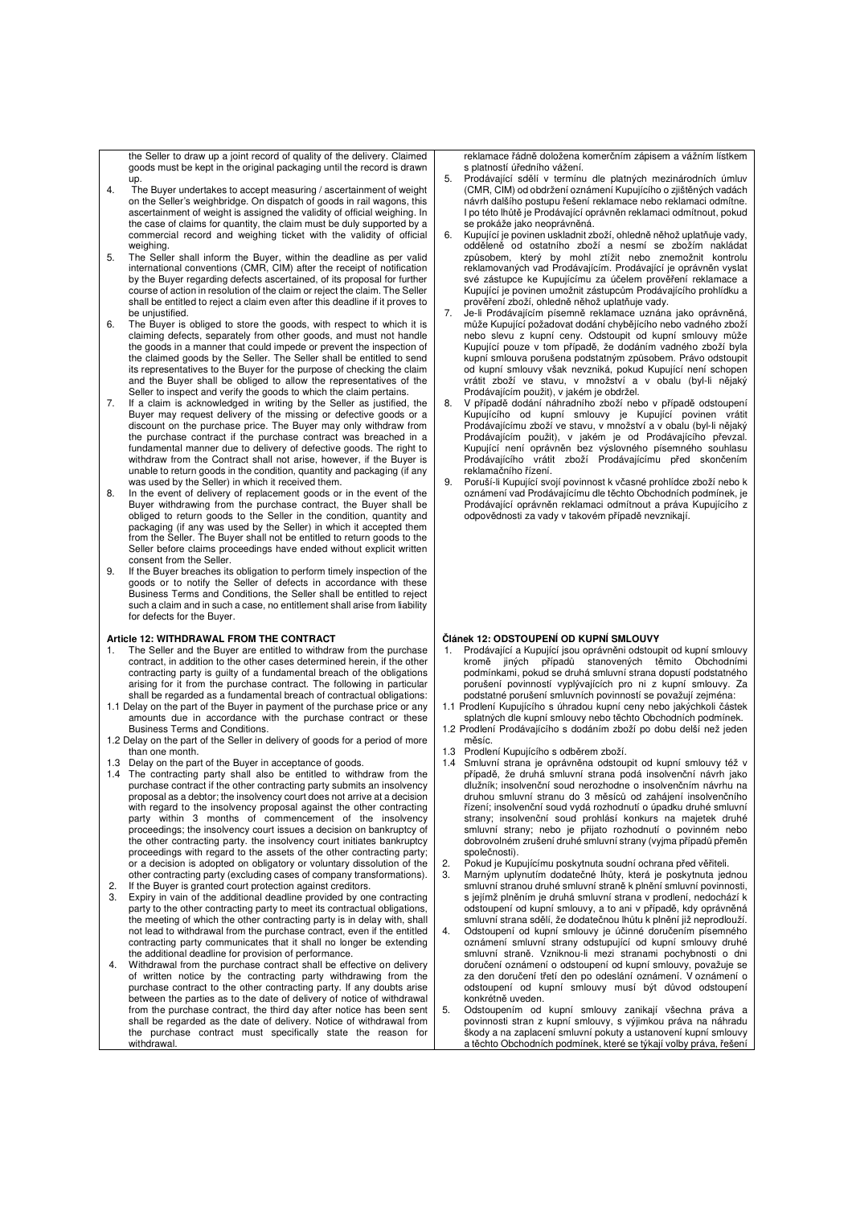the Seller to draw up a joint record of quality of the delivery. Claimed goods must be kept in the original packaging until the record is drawn up.

4. The Buyer undertakes to accept measuring / ascertainment of weight on the Seller's weighbridge. On dispatch of goods in rail wagons, this ascertainment of weight is assigned the validity of official weighing. In the case of claims for quantity, the claim must be duly supported by a commercial record and weighing ticket with the validity of official weighing.
5. The Seller shall inform the Buyer, within the deadline as per valid international conventions (CMR, CIM) after the receipt of notification by the Buyer regarding defects ascertained, of its proposal for further course of action in resolution of the claim or reject the claim. The Seller shall be entitled to reject a claim even after this deadline if it proves to be unjustified.
6. The Buyer is obliged to store the goods, with respect to which it is claiming defects, separately from other goods, and must not handle the goods in a manner that could impede or prevent the inspection of the claimed goods by the Seller. The Seller shall be entitled to send its representatives to the Buyer for the purpose of checking the claim and the Buyer shall be obliged to allow the representatives of the Seller to inspect and verify the goods to which the claim pertains.
7. If a claim is acknowledged in writing by the Seller as justified, the Buyer may request delivery of the missing or defective goods or a discount on the purchase price. The Buyer may only withdraw from the purchase contract if the purchase contract was breached in a fundamental manner due to delivery of defective goods. The right to withdraw from the Contract shall not arise, however, if the Buyer is unable to return goods in the condition, quantity and packaging (if any was used by the Seller) in which it received them.
8. In the event of delivery of replacement goods or in the event of the Buyer withdrawing from the purchase contract, the Buyer shall be obliged to return goods to the Seller in the condition, quantity and packaging (if any was used by the Seller) in which it accepted them from the Seller. The Buyer shall not be entitled to return goods to the Seller before claims proceedings have ended without explicit written consent from the Seller.
9. If the Buyer breaches its obligation to perform timely inspection of the goods or to notify the Seller of defects in accordance with these Business Terms and Conditions, the Seller shall be entitled to reject such a claim and in such a case, no entitlement shall arise from liability for defects for the Buyer.

**Article 12: WITHDRAWAL FROM THE CONTRACT**

1. The Seller and the Buyer are entitled to withdraw from the purchase contract, in addition to the other cases determined herein, if the other contracting party is guilty of a fundamental breach of the obligations arising for it from the purchase contract. The following in particular shall be regarded as a fundamental breach of contractual obligations:

1.1 Delay on the part of the Buyer in payment of the purchase price or any amounts due in accordance with the purchase contract or these Business Terms and Conditions.

1.2 Delay on the part of the Seller in delivery of goods for a period of more than one month.

1.3 Delay on the part of the Buyer in acceptance of goods.

1.4 The contracting party shall also be entitled to withdraw from the purchase contract if the other contracting party submits an insolvency proposal as a debtor; the insolvency court does not arrive at a decision with regard to the insolvency proposal against the other contracting party within 3 months of commencement of the insolvency proceedings; the insolvency court issues a decision on bankruptcy of the other contracting party. the insolvency court initiates bankruptcy proceedings with regard to the assets of the other contracting party; or a decision is adopted on obligatory or voluntary dissolution of the other contracting party (excluding cases of company transformations).

2. If the Buyer is granted court protection against creditors.
3. Expiry in vain of the additional deadline provided by one contracting party to the other contracting party to meet its contractual obligations, the meeting of which the other contracting party is in delay with, shall not lead to withdrawal from the purchase contract, even if the entitled contracting party communicates that it shall no longer be extending the additional deadline for provision of performance.
4. Withdrawal from the purchase contract shall be effective on delivery of written notice by the contracting party withdrawing from the purchase contract to the other contracting party. If any doubts arise between the parties as to the date of delivery of notice of withdrawal from the purchase contract, the third day after notice has been sent shall be regarded as the date of delivery. Notice of withdrawal from the purchase contract must specifically state the reason for withdrawal.

reklamace řádně doložena komerčním zápisem a vážním lístkem s platností úředního vážení.

5. Prodávající sdělí v termínu dle platných mezinárodních úmluv (CMR, CIM) od obdržení oznámení Kupujícího o zjištěných vadách návrh dalšího postupu řešení reklamace nebo reklamaci odmítne. I po této lhůtě je Prodávající oprávněn reklamaci odmítnout, pokud se prokáže jako neoprávněná.
6. Kupující je povinen uskladnit zboží, ohledně něhož uplatňuje vady, odděleně od ostatního zboží a nesmí se zbožím nakládat způsobem, který by mohl ztížit nebo znemožnit kontrolu reklamovaných vad Prodávajícím. Prodávající je oprávněn vyslat své zástupce ke Kupujícímu za účelem prověření reklamace a Kupující je povinen umožnit zástupcům Prodávajícího prohlídku a prověření zboží, ohledně něhož uplatňuje vady.
7. Je-li Prodávajícím písemně reklamace uznána jako oprávněná, může Kupující požadovat dodání chybějícího nebo vadného zboží nebo slevu z kupní ceny. Odstoupit od kupní smlouvy může Kupující pouze v tom případě, že dodáním vadného zboží byla kupní smlouva porušena podstatným způsobem. Právo odstoupit od kupní smlouvy však nevzniká, pokud Kupující není schopen vrátit zboží ve stavu, v množství a v obalu (byl-li nějaký Prodávajícím použit), v jakém se obdržel.
8. V případě dodání náhradního zboží nebo v případě odstoupení Kupujícího od kupní smlouvy je Kupující povinen vrátit Prodávajícímu zboží ve stavu, v množství a v obalu (byl-li nějaký Prodávajícím použit), v jakém je od Prodávajícího převzal. Kupující není oprávněn bez výslovného písemného souhlasu Prodávajícího vrátit zboží Prodávajícímu před skončením reklamačního řízení.
9. Poruší-li Kupující svojí povinnost k včasné prohlídce zboží nebo k oznámení vad Prodávajícímu dle těchto Obchodních podmínek, je Prodávající oprávněn reklamaci odmítnout a práva Kupujícího z odpovědnosti za vady v takovém případě nevznikají.

**Článek 12: ODSTOUPENÍ OD KUPNÍ SMLOUVY**

1. Prodávající a Kupující jsou oprávněni odstoupit od kupní smlouvy kromě jiných případů stanovených těmito Obchodními podmínkami, pokud se druhá smluvní strana dopustí podstatného porušení povinností vyplývajících pro ni z kupní smlouvy. Za podstatné porušení smluvních povinností se považují zejména:

1.1 Prodlení Kupujícího s úhradou kupní ceny nebo jakýchkoli částek splatných dle kupní smlouvy nebo těchto Obchodních podmínek.

1.2 Prodlení Prodávajícího s dodáním zboží po dobu delší než jeden měsíc.

1.3 Prodlení Kupujícího s odběrem zboží.

1.4 Smluvní strana je oprávněna odstoupit od kupní smlouvy též v případě, že druhá smluvní strana podá insolvenční návrh jako dlužník; insolvenční soud nerozhodne o insolvenčním návrhu na druhou smluvní stranu do 3 měsíců od zahájení insolvenčního řízení; insolvenční soud vydá rozhodnutí o úpadku druhé smluvní strany; insolvenční soud prohlásí konkurs na majetek druhé smluvní strany; nebo je přijato rozhodnutí o povinném nebo dobrovolném zrušení druhé smluvní strany (vyjma případů přeměn společnosti).

2. Pokud je Kupujícímu poskytnuta soudní ochrana před věřiteli.
3. Marným uplynutím dodatečné lhůty, která je poskytnuta jednou smluvní stranou druhé smluvní straně k plnění smluvní povinnosti, s jejímž plněním je druhá smluvní strana v prodlení, nedochází k odstoupení od kupní smlouvy, a to ani v případě, kdy oprávněná smluvní strana sdělí, že dodatečnou lhůtu k plnění již neprodlouží.
4. Odstoupení od kupní smlouvy je účinné doručením písemného oznámení smluvní strany odstupující od kupní smlouvy druhé smluvní straně. Vzniknou-li mezi stranami pochybnosti o dni doručení oznámení o odstoupení od kupní smlouvy, považuje se za den doručení třetí den po odeslání oznámení. V oznámení o odstoupení od kupní smlouvy musí být důvod odstoupení konkrétně uveden.
5. Odstoupením od kupní smlouvy zanikají všechna práva a povinnosti stran z kupní smlouvy, s výjimkou práva na náhradu škody a na zaplacení smluvní pokuty a ustanovení kupní smlouvy a těchto Obchodních podmínek, které se týkají volby práva, řešení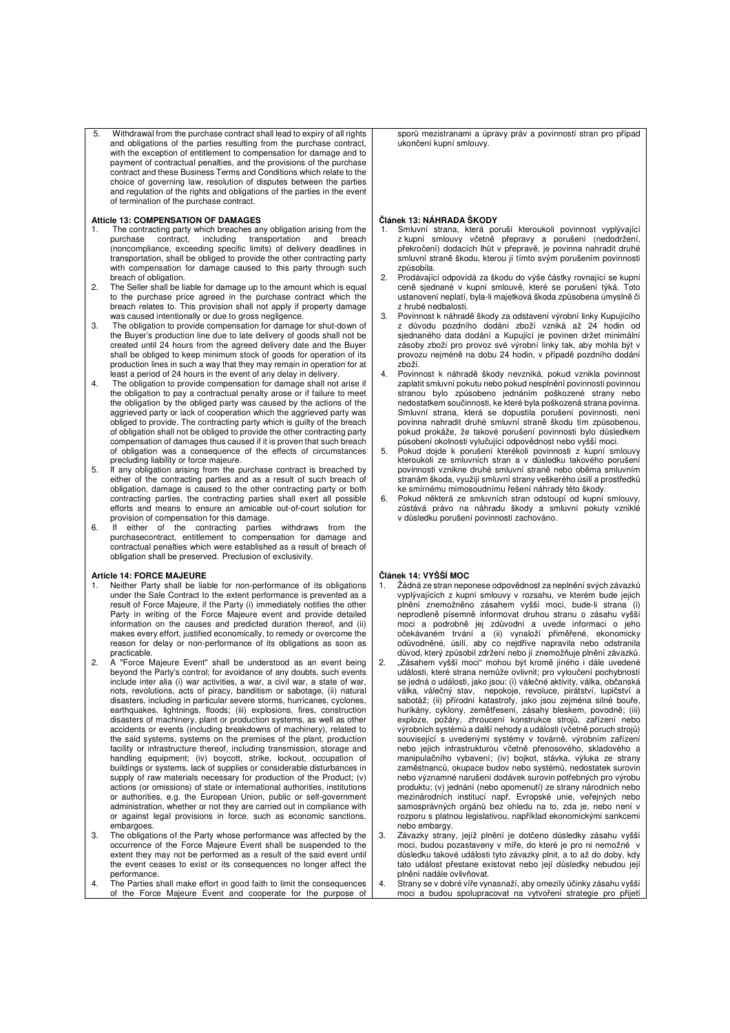5. Withdrawal from the purchase contract shall lead to expiry of all rights and obligations of the parties resulting from the purchase contract, with the exception of entitlement to compensation for damage and to payment of contractual penalties, and the provisions of the purchase contract and these Business Terms and Conditions which relate to the choice of governing law, resolution of disputes between the parties and regulation of the rights and obligations of the parties in the event of termination of the purchase contract.

sporů mezistranami a úpravy práv a povinností stran pro případ ukončení kupní smlouvy.

**Article 13: COMPENSATION OF DAMAGES**

1. The contracting party which breaches any obligation arising from the purchase contract, including transportation and breach (noncompliance, exceeding specific limits) of delivery deadlines in transportation, shall be obliged to provide the other contracting party with compensation for damage caused to this party through such breach of obligation.
2. The Seller shall be liable for damage up to the amount which is equal to the purchase price agreed in the purchase contract which the breach relates to. This provision shall not apply if property damage was caused intentionally or due to gross negligence.
3. The obligation to provide compensation for damage for shut-down of the Buyer's production line due to late delivery of goods shall not be created until 24 hours from the agreed delivery date and the Buyer shall be obliged to keep minimum stock of goods for operation of its production lines in such a way that they may remain in operation for at least a period of 24 hours in the event of any delay in delivery.
4. The obligation to provide compensation for damage shall not arise if the obligation to pay a contractual penalty arose or if failure to meet the obligation by the obliged party was caused by the actions of the aggrieved party or lack of cooperation which the aggrieved party was obliged to provide. The contracting party which is guilty of the breach of obligation shall not be obliged to provide the other contracting party compensation of damages thus caused if it is proven that such breach of obligation was a consequence of the effects of circumstances precluding liability or force majeure.
5. If any obligation arising from the purchase contract is breached by either of the contracting parties and as a result of such breach of obligation, damage is caused to the other contracting party or both contracting parties, the contracting parties shall exert all possible efforts and means to ensure an amicable out-of-court solution for provision of compensation for this damage.
6. If either of the contracting parties withdraws from the purchasecontract, entitlement to compensation for damage and contractual penalties which were established as a result of breach of obligation shall be preserved. Preclusion of exclusivity.

**Článek 13: NÁHRADA ŠKODY**

1. Smluvní strana, která poruší kteroukoli povinnost vyplývající z kupní smlouvy včetně přepravy a porušení (nedodržení, překročení) dodacích lhůt v přepravě, je povinna nahradit druhé smluvní straně škodu, kterou jí tímto svým porušením povinnosti způsobila.
2. Prodávající odpovídá za škodu do výše částky rovnající se kupní ceně sjednané v kupní smlouvě, které se porušení týká. Toto ustanovení neplatí, byla-li majetková škoda způsobena úmyslně či z hrubé nedbalosti.
3. Povinnost k náhradě škody za odstavení výrobní linky Kupujícího z důvodu pozdního dodání zboží vzniká až 24 hodin od sjednaného data dodání a Kupující je povinen držet minimální zásoby zboží pro provoz své výrobní linky tak, aby mohla být v provozu nejméně na dobu 24 hodin, v případě pozdního dodání zboží.
4. Povinnost k náhradě škody nevzniká, pokud vznikla povinnost zaplatit smluvní pokutu nebo pokud nesplnění povinnosti povinnou stranou bylo způsobeno jednáním poškozené strany nebo nedostatkem součinnosti, ke které byla poškozená strana povinna. Smluvní strana, která se dopustila porušení povinnosti, není povinna nahradit druhé smluvní straně škodu tím způsobenou, pokud prokáže, že takové porušení povinnosti bylo důsledkem působení okolnosti vylučující odpovědnost nebo vyšší moci.
5. Pokud dojde k porušení kterékoli povinnosti z kupní smlouvy kteroukoli ze smluvních stran a v důsledku takového porušení povinnosti vznikne druhé smluvní straně nebo oběma smluvním stranám škoda, využijí smluvní strany veškerého úsilí a prostředků ke smírnému mimosoudnímu řešení náhrady této škody.
6. Pokud některá ze smluvních stran odstoupí od kupní smlouvy, zůstává právo na náhradu škody a smluvní pokuty vzniklé v důsledku porušení povinnosti zachováno.

**Article 14: FORCE MAJEURE**

1. Neither Party shall be liable for non-performance of its obligations under the Sale Contract to the extent performance is prevented as a result of Force Majeure, if the Party (i) immediately notifies the other Party in writing of the Force Majeure event and provide detailed information on the causes and predicted duration thereof, and (ii) makes every effort, justified economically, to remedy or overcome the reason for delay or non-performance of its obligations as soon as practicable.
2. A "Force Majeure Event" shall be understood as an event being beyond the Party's control; for avoidance of any doubts, such events include inter alia (i) war activities, a war, a civil war, a state of war, riots, revolutions, acts of piracy, banditism or sabotage, (ii) natural disasters, including in particular severe storms, hurricanes, cyclones, earthquakes, lightnings, floods; (iii) explosions, fires, construction disasters of machinery, plant or production systems, as well as other accidents or events (including breakdowns of machinery), related to the said systems, systems on the premises of the plant, production facility or infrastructure thereof, including transmission, storage and handling equipment; (iv) boycott, strike, lockout, occupation of buildings or systems, lack of supplies or considerable disturbances in supply of raw materials necessary for production of the Product; (v) actions (or omissions) of state or international authorities, institutions or authorities, e.g. the European Union, public or self-government administration, whether or not they are carried out in compliance with or against legal provisions in force, such as economic sanctions, embargoes.
3. The obligations of the Party whose performance was affected by the occurrence of the Force Majeure Event shall be suspended to the extent they may not be performed as a result of the said event until the event ceases to exist or its consequences no longer affect the performance.
4. The Parties shall make effort in good faith to limit the consequences of the Force Majeure Event and cooperate for the purpose of

**Článek 14: VYŠŠÍ MOC**

1. Žádná ze stran neponese odpovědnost za neplnění svých závazků vyplývajících z kupní smlouvy v rozsahu, ve kterém bude jejich plnění znemožněno zásahem vyšší moci, bude-li strana (i) neprodleně písemně informovat druhou stranu o zásahu vyšší moci a podrobně jej zdůvodní a uvede informaci o jeho očekávaném trvání a (ii) vynaloží přiměřené, ekonomicky odůvodněné, úsilí, aby co nejdříve napravila nebo odstranila důvod, který způsobil zdržení nebo jí znemožňuje plnění závazků.
2. „Zásahem vyšší moci" mohou být kromě jiného i dále uvedené události, které strana nemůže ovlivnit; pro vyloučení pochybností se jedná o události, jako jsou: (i) válečné aktivity, válka, občanská válka, válečný stav, nepokoje, revoluce, pirátství, lupičství a sabotáž; (ii) přírodní katastrofy, jako jsou zejména silné bouře, hurikány, cyklony, zemětřesení, zásahy bleskem, povodně; (iii) exploze, požáry, zhroucení konstrukce strojů, zařízení nebo výrobních systémů a další nehody a události (včetně poruch strojů) související s uvedenými systémy v továrně, výrobním zařízení nebo jejich infrastrukturou včetně přenosového, skladového a manipulačního vybavení; (iv) bojkot, stávka, výluka ze strany zaměstnanců, okupace budov nebo systémů, nedostatek surovin nebo významné narušení dodávek surovin potřebných pro výrobu produktu; (v) jednání (nebo opomenutí) ze strany národních nebo mezinárodních institucí např. Evropské unie, veřejných nebo samosprávných orgánů bez ohledu na to, zda je, nebo není v rozporu s platnou legislativou, například ekonomickými sankcemi nebo embargy.
3. Závazky strany, jejíž plnění je dotčeno důsledky zásahu vyšší moci, budou pozastaveny v míře, do které je pro ni nemožné v důsledku takové události tyto závazky plnit, a to až do doby, kdy tato událost přestane existovat nebo její důsledky nebudou její plnění nadále ovlivňovat.
4. Strany se v dobré víře vynasnaží, aby omezily účinky zásahu vyšší moci a budou spolupracovat na vytvoření strategie pro přijetí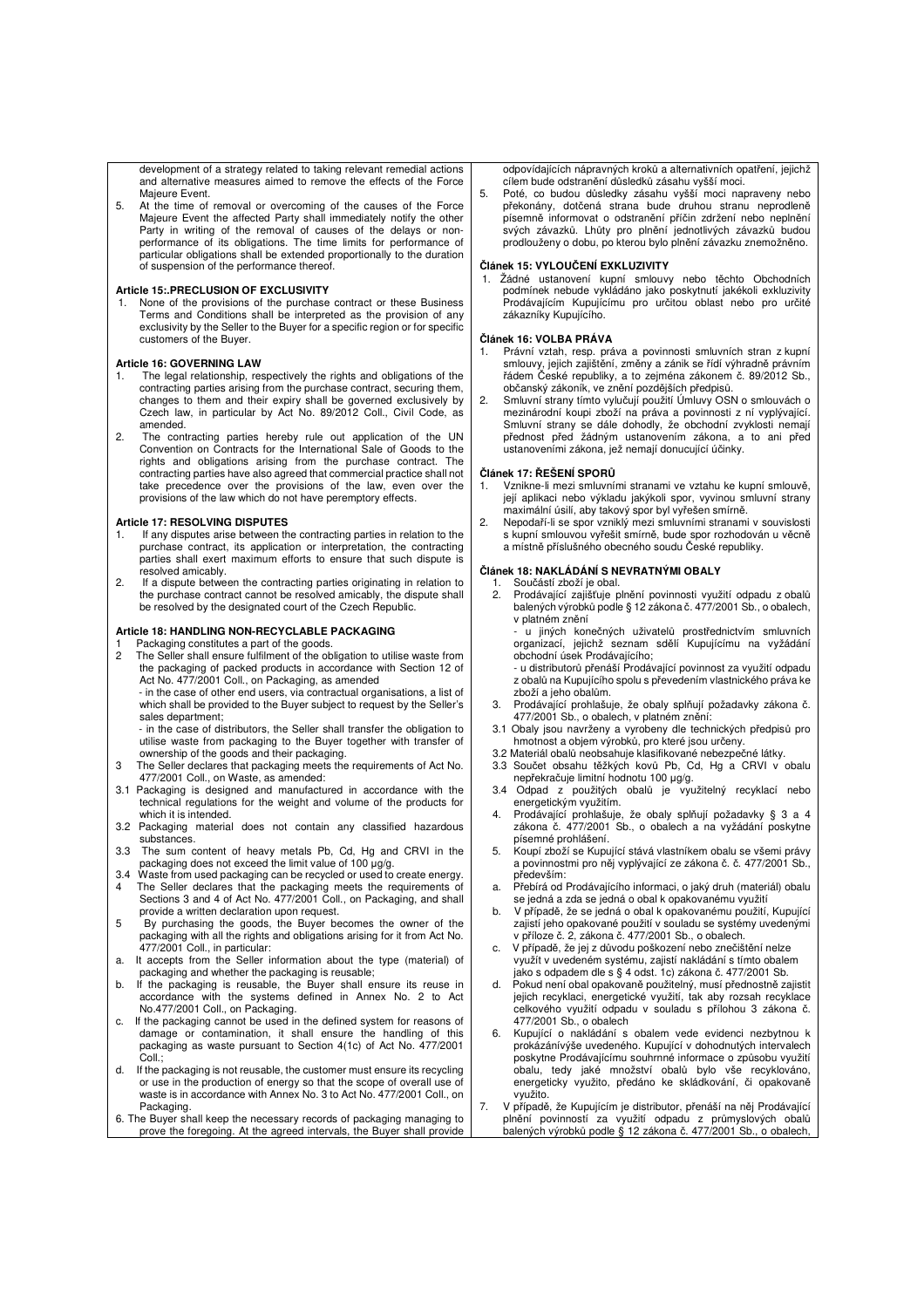development of a strategy related to taking relevant remedial actions and alternative measures aimed to remove the effects of the Force Majeure Event.

5. At the time of removal or overcoming of the causes of the Force Majeure Event the affected Party shall immediately notify the other Party in writing of the removal of causes of the delays or non-performance of its obligations. The time limits for performance of particular obligations shall be extended proportionally to the duration of suspension of the performance thereof.

### Article 15:.PRECLUSION OF EXCLUSIVITY

1. None of the provisions of the purchase contract or these Business Terms and Conditions shall be interpreted as the provision of any exclusivity by the Seller to the Buyer for a specific region or for specific customers of the Buyer.

### Article 16: GOVERNING LAW

1. The legal relationship, respectively the rights and obligations of the contracting parties arising from the purchase contract, securing them, changes to them and their expiry shall be governed exclusively by Czech law, in particular by Act No. 89/2012 Coll., Civil Code, as amended.
2. The contracting parties hereby rule out application of the UN Convention on Contracts for the International Sale of Goods to the rights and obligations arising from the purchase contract. The contracting parties have also agreed that commercial practice shall not take precedence over the provisions of the law, even over the provisions of the law which do not have peremptory effects.

### Article 17: RESOLVING DISPUTES

1. If any disputes arise between the contracting parties in relation to the purchase contract, its application or interpretation, the contracting parties shall exert maximum efforts to ensure that such dispute is resolved amicably.
2. If a dispute between the contracting parties originating in relation to the purchase contract cannot be resolved amicably, the dispute shall be resolved by the designated court of the Czech Republic.

### Article 18: HANDLING NON-RECYCLABLE PACKAGING

1 Packaging constitutes a part of the goods.

2 The Seller shall ensure fulfilment of the obligation to utilise waste from the packaging of packed products in accordance with Section 12 of Act No. 477/2001 Coll., on Packaging, as amended
- in the case of other end users, via contractual organisations, a list of which shall be provided to the Buyer subject to request by the Seller's sales department;
- in the case of distributors, the Seller shall transfer the obligation to utilise waste from packaging to the Buyer together with transfer of ownership of the goods and their packaging.

3 The Seller declares that packaging meets the requirements of Act No. 477/2001 Coll., on Waste, as amended:

3.1 Packaging is designed and manufactured in accordance with the technical regulations for the weight and volume of the products for which it is intended.

3.2 Packaging material does not contain any classified hazardous substances.

3.3 The sum content of heavy metals Pb, Cd, Hg and CRVI in the packaging does not exceed the limit value of 100 µg/g.

3.4 Waste from used packaging can be recycled or used to create energy.

4 The Seller declares that the packaging meets the requirements of Sections 3 and 4 of Act No. 477/2001 Coll., on Packaging, and shall provide a written declaration upon request.

5 By purchasing the goods, the Buyer becomes the owner of the packaging with all the rights and obligations arising for it from Act No. 477/2001 Coll., in particular:

a. It accepts from the Seller information about the type (material) of packaging and whether the packaging is reusable;
b. If the packaging is reusable, the Buyer shall ensure its reuse in accordance with the systems defined in Annex No. 2 to Act No.477/2001 Coll., on Packaging.
c. If the packaging cannot be used in the defined system for reasons of damage or contamination, it shall ensure the handling of this packaging as waste pursuant to Section 4(1c) of Act No. 477/2001 Coll.;
d. If the packaging is not reusable, the customer must ensure its recycling or use in the production of energy so that the scope of overall use of waste is in accordance with Annex No. 3 to Act No. 477/2001 Coll., on Packaging.

6. The Buyer shall keep the necessary records of packaging managing to prove the foregoing. At the agreed intervals, the Buyer shall provide

odpovídajících nápravných kroků a alternativních opatření, jejichž cílem bude odstranění důsledků zásahu vyšší moci.

5. Poté, co budou důsledky zásahu vyšší moci napraveny nebo překonány, dotčená strana bude druhou stranu neprodleně písemně informovat o odstranění příčin zdržení nebo neplnění svých závazků. Lhůty pro plnění jednotlivých závazků budou prodlouženy o dobu, po kterou bylo plnění závazku znemožněno.

### Článek 15: VYLOUČENÍ EXKLUZIVITY

1. Žádné ustanovení kupní smlouvy nebo těchto Obchodních podmínek nebude vykládáno jako poskytnutí jakékoli exkluzivity Prodávajícím Kupujícímu pro určitou oblast nebo pro určité zákazníky Kupujícího.

### Článek 16: VOLBA PRÁVA

1. Právní vztah, resp. práva a povinnosti smluvních stran z kupní smlouvy, jejich zajištění, změny a zánik se řídí výhradně právním řádem České republiky, a to zejména zákonem č. 89/2012 Sb., občanský zákoník, ve znění pozdějších předpisů.
2. Smluvní strany tímto vylučují použití Úmluvy OSN o smlouvách o mezinárodní koupi zboží na práva a povinnosti z ní vyplývající. Smluvní strany se dále dohodly, že obchodní zvyklosti nemají přednost před žádným ustanovením zákona, a to ani před ustanoveními zákona, jež nemají donucující účinky.

### Článek 17: ŘEŠENÍ SPORŮ

1. Vznikne-li mezi smluvními stranami ve vztahu ke kupní smlouvě, její aplikaci nebo výkladu jakýkoli spor, vyvinou smluvní strany maximální úsilí, aby takový spor byl vyřešen smírně.
2. Nepodaří-li se spor vzniklý mezi smluvními stranami v souvislosti s kupní smlouvou vyřešit smírně, bude spor rozhodován u věcně a místně příslušného obecného soudu České republiky.

### Článek 18: NAKLÁDÁNÍ S NEVRATNÝMI OBALY

1. Součástí zboží je obal.
2. Prodávající zajišťuje plnění povinnosti využití odpadu z obalů balených výrobků podle § 12 zákona č. 477/2001 Sb., o obalech, v platném znění
   - u jiných konečných uživatelů prostřednictvím smluvních organizací, jejichž seznam sdělí Kupujícímu na vyžádání obchodní úsek Prodávajícího;
   - u distributorů přenáší Prodávající povinnost za využití odpadu z obalů na Kupujícího spolu s převedením vlastnického práva ke zboží a jeho obalům.
3. Prodávající prohlašuje, že obaly splňují požadavky zákona č. 477/2001 Sb., o obalech, v platném znění:

3.1 Obaly jsou navrženy a vyrobeny dle technických předpisů pro hmotnost a objem výrobků, pro které jsou určeny.

3.2 Materiál obalů neobsahuje klasifikované nebezpečné látky.

3.3 Součet obsahu těžkých kovů Pb, Cd, Hg a CRVI v obalu nepřekračuje limitní hodnotu 100 µg/g.

3.4 Odpad z použitých obalů je využitelný recyklací nebo energetickým využitím.

4. Prodávající prohlašuje, že obaly splňují požadavky § 3 a 4 zákona č. 477/2001 Sb., o obalech a na vyžádání poskytne písemné prohlášení.
5. Koupí zboží se Kupující stává vlastníkem obalu se všemi právy a povinnostmi pro něj vyplývající ze zákona č. č. 477/2001 Sb., především:

a. Přebírá od Prodávajícího informaci, o jaký druh (materiál) obalu se jedná a zda se jedná o obal k opakovanému využití
b. V případě, že se jedná o obal k opakovanému použití, Kupující zajistí jeho opakované použití v souladu se systémy uvedenými v příloze č. 2, zákona č. 477/2001 Sb., o obalech.
c. V případě, že jej z důvodu poškození nebo znečištění nelze využít v uvedeném systému, zajistí nakládání s tímto obalem jako s odpadem dle s § 4 odst. 1c) zákona č. 477/2001 Sb.
d. Pokud není obal opakovaně použitelný, musí přednostně zajistit jejich recyklaci, energetické využití, tak aby rozsah recyklace celkového využití odpadu v souladu s přílohou 3 zákona č. 477/2001 Sb., o obalech

6. Kupující o nakládání s obalem vede evidenci nezbytnou k prokázánívýše uvedeného. Kupující v dohodnutých intervalech poskytne Prodávajícímu souhrnné informace o způsobu využití obalu, tedy jaké množství obalů bylo vše recyklováno, energeticky využito, předáno ke skládkování, či opakovaně využito.
7. V případě, že Kupujícím je distributor, přenáší na něj Prodávající plnění povinností za využití odpadu z průmyslových obalů balených výrobků podle § 12 zákona č. 477/2001 Sb., o obalech,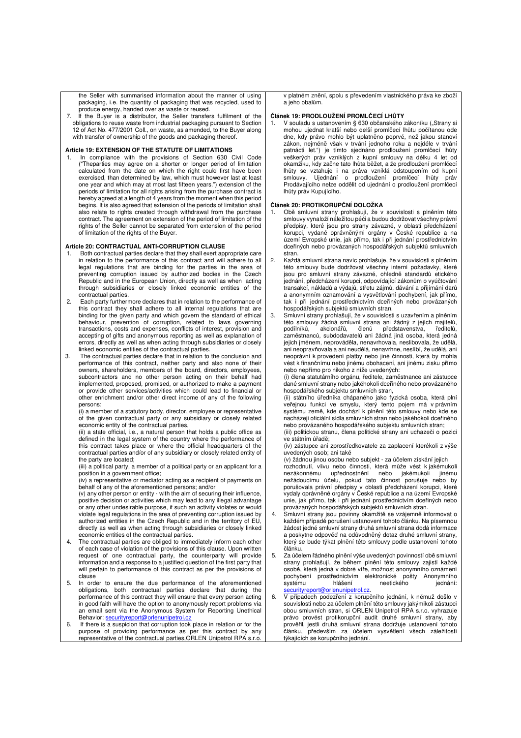the Seller with summarised information about the manner of using packaging, i.e. the quantity of packaging that was recycled, used to produce energy, handed over as waste or reused.

7. If the Buyer is a distributor, the Seller transfers fulfilment of the obligations to reuse waste from industrial packaging pursuant to Section 12 of Act No. 477/2001 Coll., on waste, as amended, to the Buyer along with transfer of ownership of the goods and packaging thereof.

## Article 19: EXTENSION OF THE STATUTE OF LIMITATIONS

1. In compliance with the provisions of Section 630 Civil Code ("Theparties may agree on a shorter or longer period of limitation calculated from the date on which the right could first have been exercised, than determined by law, which must however last at least one year and which may at most last fifteen years.") extension of the periods of limitation for all rights arising from the purchase contract is hereby agreed at a length of 4 years from the moment when this period begins. It is also agreed that extension of the periods of limitation shall also relate to rights created through withdrawal from the purchase contract. The agreement on extension of the period of limitation of the rights of the Seller cannot be separated from extension of the period of limitation of the rights of the Buyer.

## Article 20: CONTRACTUAL ANTI-CORRUPTION CLAUSE

1. Both contractual parties declare that they shall exert appropriate care in relation to the performance of this contract and will adhere to all legal regulations that are binding for the parties in the area of preventing corruption issued by authorized bodies in the Czech Republic and in the European Union, directly as well as when acting through subsidiaries or closely linked economic entities of the contractual parties.
2. Each party furthermore declares that in relation to the performance of this contract they shall adhere to all internal regulations that are binding for the given party and which govern the standard of ethical behaviour, prevention of corruption, related to laws governing transactions, costs and expenses, conflicts of interest, provision and accepting of gifts and anonymous reporting as well as explanation of errors, directly as well as when acting through subsidiaries or closely linked economic entities of the contractual parties.
3. The contractual parties declare that in relation to the conclusion and performance of this contract, neither party and also none of their owners, shareholders, members of the board, directors, employees, subcontractors and no other person acting on their behalf had implemented, proposed, promised, or authorized to make a payment or provide other services/activities which could lead to financial or other enrichment and/or other direct income of any of the following persons:

   (i) a member of a statutory body, director, employee or representative of the given contractual party or any subsidiary or closely related economic entity of the contractual parties,

   (ii) a state official, i.e., a natural person that holds a public office as defined in the legal system of the country where the performance of this contract takes place or where the official headquarters of the contractual parties and/or of any subsidiary or closely related entity of the party are located;

   (iii) a political party, a member of a political party or an applicant for a position in a government office;

   (iv) a representative or mediator acting as a recipient of payments on behalf of any of the aforementioned persons; and/or

   (v) any other person or entity - with the aim of securing their influence, positive decision or activities which may lead to any illegal advantage or any other undesirable purpose, if such an activity violates or would violate legal regulations in the area of preventing corruption issued by authorized entities in the Czech Republic and in the territory of EU, directly as well as when acting through subsidiaries or closely linked economic entities of the contractual parties.
4. The contractual parties are obliged to immediately inform each other of each case of violation of the provisions of this clause. Upon written request of one contractual party, the counterparty will provide information and a response to a justified question of the first party that will pertain to performance of this contract as per the provisions of clause
5. In order to ensure the due performance of the aforementioned obligations, both contractual parties declare that during the performance of this contract they will ensure that every person acting in good faith will have the option to anonymously report problems via an email sent via the Anonymous System for Reporting Unethical Behavior: securityreport@orlenunipetrol.cz
6. If there is a suspicion that corruption took place in relation to or for the purpose of providing performance as per this contract by any representative of the contractual parties,ORLEN Unipetrol RPA s.r.o.

v platném znění, spolu s převedením vlastnického práva ke zboží a jeho obalům.

## Článek 19: PRODLOUŽENÍ PROMLČECÍ LHŮTY

1. V souladu s ustanovením § 630 občanského zákoníku („Strany si mohou ujednat kratší nebo delší promlčecí lhůtu počítanou ode dne, kdy právo mohlo být uplatněno poprvé, než jakou stanoví zákon, nejméně však v trvání jednoho roku a nejdéle v trvání patnácti let.") je tímto sjednáno prodloužení promlčecí lhůty veškerých práv vzniklých z kupní smlouvy na délku 4 let od okamžiku, kdy začne tato lhůta běžet, a že prodloužení promlčecí lhůty se vztahuje i na práva vzniklá odstoupením od kupní smlouvy. Ujednání o prodloužení promlčecí lhůty práv Prodávajícího nelze oddělit od ujednání o prodloužení promlčecí lhůty práv Kupujícího.

## Článek 20: PROTIKORUPČNÍ DOLOŽKA

1. Obě smluvní strany prohlašují, že v souvislosti s plněním této smlouvy vynaloží náležitou péči a budou dodržovat všechny právní předpisy, které jsou pro strany závazné, v oblasti předcházení korupci, vydané oprávněnými orgány v České republice a na území Evropské unie, jak přímo, tak i při jednání prostřednictvím dceřiných nebo provázaných hospodářských subjektů smluvních stran.
2. Každá smluvní strana navíc prohlašuje, že v souvislosti s plněním této smlouvy bude dodržovat všechny interní požadavky, které jsou pro smluvní strany závazné, ohledně standardů etického jednání, předcházení korupci, odpovídající zákonům o vyúčtování transakcí, nákladů a výdajů, střetu zájmů, dávání a přijímání darů a anonymním oznamování a vysvětlování pochybení, jak přímo, tak i při jednání prostřednictvím dceřiných nebo provázaných hospodářských subjektů smluvních stran.
3. Smluvní strany prohlašují, že v souvislosti s uzavřením a plněním této smlouvy žádná smluvní strana ani žádný z jejích majitelů, podílníků, akcionářů, členů představenstva, ředitelů, zaměstnanců, subdodavatelů ani žádná jiná osoba, která jedná jejich jménem, neprováděla, nenavrhovala, neslibovala, že udělá, ani neopravňovala a ani neudělá, nenavrhne, neslíbí, že udělá, ani neoprávní k provedení platby nebo jiné činnosti, která by mohla vést k finančnímu nebo jinému obohacení, ani jinému zisku přímo nebo nepřímo pro nikoho z níže uvedených:

   (i) člena statutárního orgánu, ředitele, zaměstnance ani zástupce dané smluvní strany nebo jakéhokoli dceřiného nebo provázaného hospodářského subjektu smluvních stran,

   (ii) státního úředníka chápaného jako fyzická osoba, která plní veřejnou funkci ve smyslu, který tento pojem má v právním systému země, kde dochází k plnění této smlouvy nebo kde se nacházejí oficiální sídla smluvních stran nebo jakéhokoli dceřiného nebo provázaného hospodářského subjektu smluvních stran;

   (iii) politickou stranu, člena politické strany ani uchazeči o pozici ve státním úřadě;

   (iv) zástupce ani zprostředkovatele za zaplacení kterékoli z výše uvedených osob; ani také

   (v) žádnou jinou osobu nebo subjekt - za účelem získání jejich rozhodnutí, vlivu nebo činnosti, která může vést k jakémukoli nezákonnému upřednostnění nebo jakémukoli jinému nežádoucímu účelu, pokud tato činnost porušuje nebo by porušovala právní předpisy v oblasti předcházení korupci, které vydaly oprávněné orgány v České republice a na území Evropské unie, jak přímo, tak i při jednání prostřednictvím dceřiných nebo provázaných hospodářských subjektů smluvních stran.
4. Smluvní strany jsou povinny okamžitě se vzájemně informovat o každém případě porušení ustanovení tohoto článku. Na písemnou žádost jedné smluvní strany druhá smluvní strana dodá informace a poskytne odpověď na odůvodněný dotaz druhé smluvní strany, který se bude týkat plnění této smlouvy podle ustanovení tohoto článku.
5. Za účelem řádného plnění výše uvedených povinností obě smluvní strany prohlašují, že během plnění této smlouvy zajistí každé osobě, která jedná v dobré víře, možnost anonymního oznámení pochybení prostřednictvím elektronické pošty Anonymního systému hlášení neetického jednání: securityreport@orlenunipetrol.cz.
6. V případech podezření z korupčního jednání, k němuž došlo v souvislosti nebo za účelem plnění této smlouvy jakýmikoli zástupci obou smluvních stran, si ORLEN Unipetrol RPA s.r.o. vyhrazuje právo provést protikorupční audit druhé smluvní strany, aby prověřil, jestli druhá smluvní strana dodržuje ustanovení tohoto článku, především za účelem vysvětlení všech záležitostí týkajících se korupčního jednání.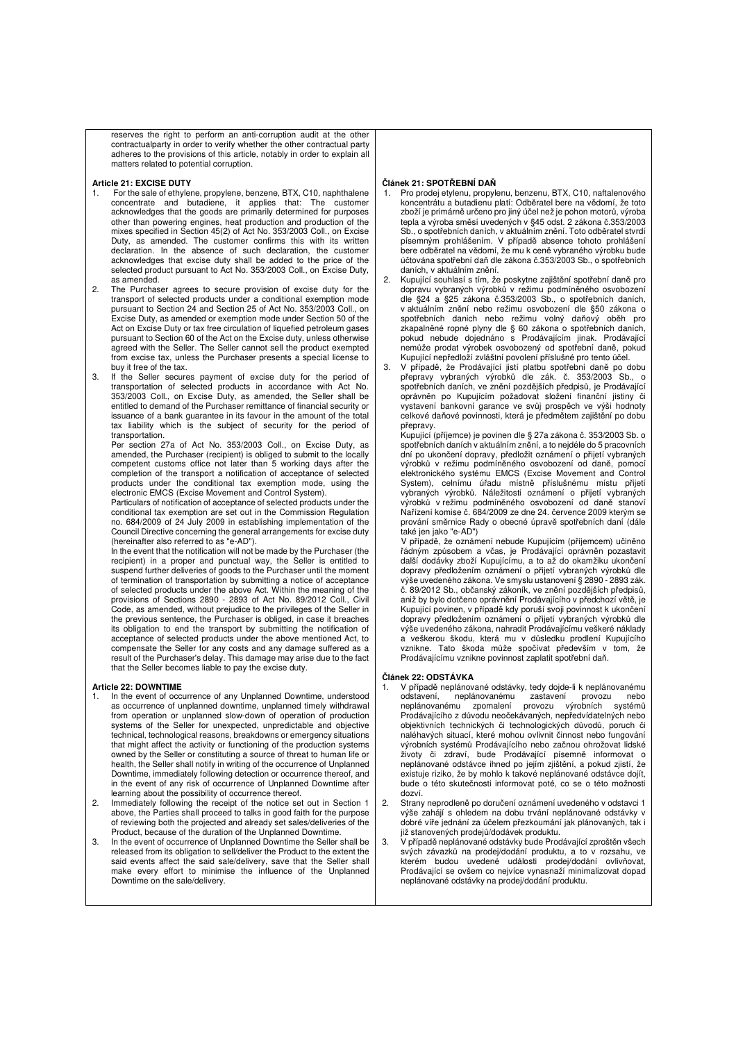reserves the right to perform an anti-corruption audit at the other contractualparty in order to verify whether the other contractual party adheres to the provisions of this article, notably in order to explain all matters related to potential corruption.

**Article 21: EXCISE DUTY**

1. For the sale of ethylene, propylene, benzene, BTX, C10, naphthalene concentrate and butadiene, it applies that: The customer acknowledges that the goods are primarily determined for purposes other than powering engines, heat production and production of the mixes specified in Section 45(2) of Act No. 353/2003 Coll., on Excise Duty, as amended. The customer confirms this with its written declaration. In the absence of such declaration, the customer acknowledges that excise duty shall be added to the price of the selected product pursuant to Act No. 353/2003 Coll., on Excise Duty, as amended.
2. The Purchaser agrees to secure provision of excise duty for the transport of selected products under a conditional exemption mode pursuant to Section 24 and Section 25 of Act No. 353/2003 Coll., on Excise Duty, as amended or exemption mode under Section 50 of the Act on Excise Duty or tax free circulation of liquefied petroleum gases pursuant to Section 60 of the Act on the Excise duty, unless otherwise agreed with the Seller. The Seller cannot sell the product exempted from excise tax, unless the Purchaser presents a special license to buy it free of the tax.
3. If the Seller secures payment of excise duty for the period of transportation of selected products in accordance with Act No. 353/2003 Coll., on Excise Duty, as amended, the Seller shall be entitled to demand of the Purchaser remittance of financial security or issuance of a bank guarantee in its favour in the amount of the total tax liability which is the subject of security for the period of transportation.

   Per section 27a of Act No. 353/2003 Coll., on Excise Duty, as amended, the Purchaser (recipient) is obliged to submit to the locally competent customs office not later than 5 working days after the completion of the transport a notification of acceptance of selected products under the conditional tax exemption mode, using the electronic EMCS (Excise Movement and Control System).

   Particulars of notification of acceptance of selected products under the conditional tax exemption are set out in the Commission Regulation no. 684/2009 of 24 July 2009 in establishing implementation of the Council Directive concerning the general arrangements for excise duty (hereinafter also referred to as "e-AD").

   In the event that the notification will not be made by the Purchaser (the recipient) in a proper and punctual way, the Seller is entitled to suspend further deliveries of goods to the Purchaser until the moment of termination of transportation by submitting a notice of acceptance of selected products under the above Act. Within the meaning of the provisions of Sections 2890 - 2893 of Act No. 89/2012 Coll., Civil Code, as amended, without prejudice to the privileges of the Seller in the previous sentence, the Purchaser is obliged, in case it breaches its obligation to end the transport by submitting the notification of acceptance of selected products under the above mentioned Act, to compensate the Seller for any costs and any damage suffered as a result of the Purchaser's delay. This damage may arise due to the fact that the Seller becomes liable to pay the excise duty.

**Article 22: DOWNTIME**

1. In the event of occurrence of any Unplanned Downtime, understood as occurrence of unplanned downtime, unplanned timely withdrawal from operation or unplanned slow-down of operation of production systems of the Seller for unexpected, unpredictable and objective technical, technological reasons, breakdowns or emergency situations that might affect the activity or functioning of the production systems owned by the Seller or constituting a source of threat to human life or health, the Seller shall notify in writing of the occurrence of Unplanned Downtime, immediately following detection or occurrence thereof, and in the event of any risk of occurrence of Unplanned Downtime after learning about the possibility of occurrence thereof.
2. Immediately following the receipt of the notice set out in Section 1 above, the Parties shall proceed to talks in good faith for the purpose of reviewing both the projected and already set sales/deliveries of the Product, because of the duration of the Unplanned Downtime.
3. In the event of occurrence of Unplanned Downtime the Seller shall be released from its obligation to sell/deliver the Product to the extent the said events affect the said sale/delivery, save that the Seller shall make every effort to minimise the influence of the Unplanned Downtime on the sale/delivery.

**Článek 21: SPOTŘEBNÍ DAŇ**

1. Pro prodej etylenu, propylenu, benzenu, BTX, C10, naftalenového koncentrátu a butadienu platí: Odběratel bere na vědomí, že toto zboží je primárně určeno pro jiný účel než je pohon motorů, výroba tepla a výroba směsí uvedených v §45 odst. 2 zákona č.353/2003 Sb., o spotřebních daních, v aktuálním znění. Toto odběratel stvrdí písemným prohlášením. V případě absence tohoto prohlášení bere odběratel na vědomí, že mu k ceně vybraného výrobku bude účtována spotřební daň dle zákona č.353/2003 Sb., o spotřebních daních, v aktuálním znění.
2. Kupující souhlasí s tím, že poskytne zajištění spotřební daně pro dopravu vybraných výrobků v režimu podmíněného osvobození dle §24 a §25 zákona č.353/2003 Sb., o spotřebních daních, v aktuálním znění nebo režimu osvobození dle §50 zákona o spotřebních daních nebo režimu volný daňový oběh pro zkapalněné ropné plyny dle § 60 zákona o spotřebních daních, pokud nebude dojednáno s Prodávajícím jinak. Prodávající nemůže prodat výrobek osvobozený od spotřební daně, pokud Kupující nepředloží zvláštní povolení příslušné pro tento účel.
3. V případě, že Prodávající jistí platbu spotřební daně po dobu přepravy vybraných výrobků dle zák. č. 353/2003 Sb., o spotřebních daních, ve znění pozdějších předpisů, je Prodávající oprávněn po Kupujícím požadovat složení finanční jistiny či vystavení bankovní garance ve svůj prospěch ve výši hodnoty celkové daňové povinnosti, která je předmětem zajištění po dobu přepravy.

   Kupující (příjemce) je povinen dle § 27a zákona č. 353/2003 Sb. o spotřebních daních v aktuálním znění, a to nejdéle do 5 pracovních dní po ukončení dopravy, předložit oznámení o přijetí vybraných výrobků v režimu podmíněného osvobození od daně, pomocí elektronického systému EMCS (Excise Movement and Control System), celnímu úřadu místně příslušnému místu přijetí vybraných výrobků. Náležitosti oznámení o přijetí vybraných výrobků v režimu podmíněného osvobození od daně stanoví Nařízení komise č. 684/2009 ze dne 24. července 2009 kterým se prování směrnice Rady o obecné úpravě spotřebních daní (dále také jen jako "e-AD")

   V případě, že oznámení nebude Kupujícím (příjemcem) učiněno řádným způsobem a včas, je Prodávající oprávněn pozastavit další dodávky zboží Kupujícímu, a to až do okamžiku ukončení dopravy předložením oznámení o přijetí vybraných výrobků dle výše uvedeného zákona. Ve smyslu ustanovení § 2890 - 2893 zák. č. 89/2012 Sb., občanský zákoník, ve znění pozdějších předpisů, aniž by bylo dotčeno oprávnění Prodávajícího v předchozí větě, je Kupující povinen, v případě kdy poruší svoji povinnost k ukončení dopravy předložením oznámení o přijetí vybraných výrobků dle výše uvedeného zákona, nahradit Prodávajícímu veškeré náklady a veškerou škodu, která mu v důsledku prodlení Kupujícího vznikne. Tato škoda může spočívat především v tom, že Prodávajícímu vznikne povinnost zaplatit spotřební daň.

**Článek 22: ODSTÁVKA**

1. V případě neplánované odstávky, tedy dojde-li k neplánovanému odstavení, neplánovanému zastavení provozu nebo neplánovanému zpomalení provozu výrobních systémů Prodávajícího z důvodu neočekávaných, nepředvídatelných nebo objektivních technických či technologických důvodů, poruch či naléhavých situací, které mohou ovlivnit činnost nebo fungování výrobních systémů Prodávajícího nebo začnou ohrožovat lidské životy či zdraví, bude Prodávající písemně informovat o neplánované odstávce ihned po jejím zjištění, a pokud zjistí, že existuje riziko, že by mohlo k takové neplánované odstávce dojít, bude o této skutečnosti informovat poté, co se o této možnosti dozví.
2. Strany neprodleně po doručení oznámení uvedeného v odstavci 1 výše zahájí s ohledem na dobu trvání neplánované odstávky v dobré víře jednání za účelem přezkoumání jak plánovaných, tak i již stanovených prodejů/dodávek produktu.
3. V případě neplánované odstávky bude Prodávající zproštěn všech svých závazků na prodej/dodání produktu, a to v rozsahu, ve kterém budou uvedené události prodej/dodání ovlivňovat, Prodávající se ovšem co nejvíce vynasnaží minimalizovat dopad neplánované odstávky na prodej/dodání produktu.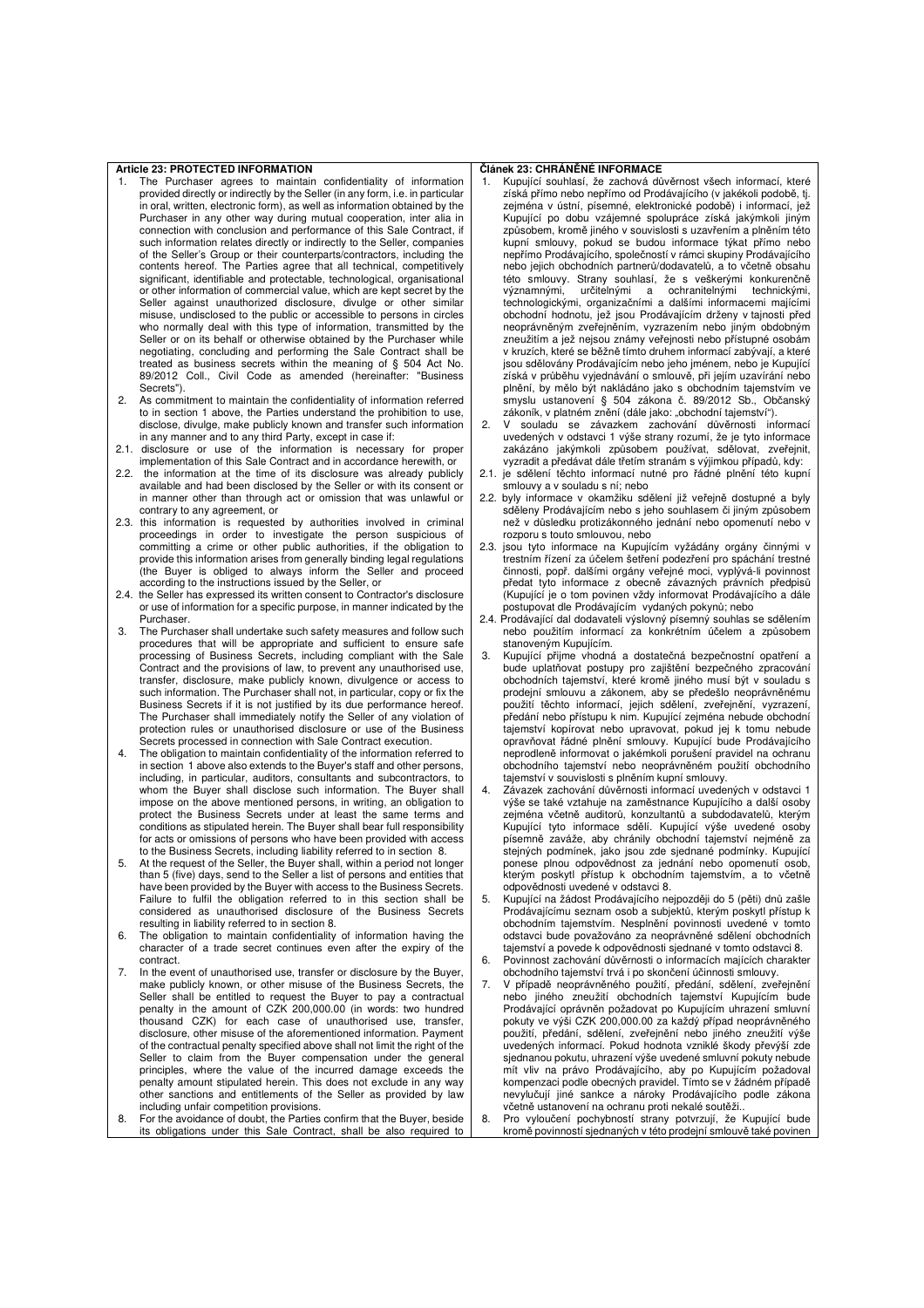## Article 23: PROTECTED INFORMATION

1. The Purchaser agrees to maintain confidentiality of information provided directly or indirectly by the Seller (in any form, i.e. in particular in oral, written, electronic form), as well as information obtained by the Purchaser in any other way during mutual cooperation, inter alia in connection with conclusion and performance of this Sale Contract, if such information relates directly or indirectly to the Seller, companies of the Seller's Group or their counterparts/contractors, including the contents hereof. The Parties agree that all technical, competitively significant, identifiable and protectable, technological, organisational or other information of commercial value, which are kept secret by the Seller against unauthorized disclosure, divulge or other similar misuse, undisclosed to the public or accessible to persons in circles who normally deal with this type of information, transmitted by the Seller or on its behalf or otherwise obtained by the Purchaser while negotiating, concluding and performing the Sale Contract shall be treated as business secrets within the meaning of § 504 Act No. 89/2012 Coll., Civil Code as amended (hereinafter: "Business Secrets").
2. As commitment to maintain the confidentiality of information referred to in section 1 above, the Parties understand the prohibition to use, disclose, divulge, make publicly known and transfer such information in any manner and to any third Party, except in case if:
   - 2.1. disclosure or use of the information is necessary for proper implementation of this Sale Contract and in accordance herewith, or
   - 2.2. the information at the time of its disclosure was already publicly available and had been disclosed by the Seller or with its consent or in manner other than through act or omission that was unlawful or contrary to any agreement, or
   - 2.3. this information is requested by authorities involved in criminal proceedings in order to investigate the person suspicious of committing a crime or other public authorities, if the obligation to provide this information arises from generally binding legal regulations (the Buyer is obliged to always inform the Seller and proceed according to the instructions issued by the Seller, or
   - 2.4. the Seller has expressed its written consent to Contractor's disclosure or use of information for a specific purpose, in manner indicated by the Purchaser.
3. The Purchaser shall undertake such safety measures and follow such procedures that will be appropriate and sufficient to ensure safe processing of Business Secrets, including compliant with the Sale Contract and the provisions of law, to prevent any unauthorised use, transfer, disclosure, make publicly known, divulgence or access to such information. The Purchaser shall not, in particular, copy or fix the Business Secrets if it is not justified by its due performance hereof. The Purchaser shall immediately notify the Seller of any violation of protection rules or unauthorised disclosure or use of the Business Secrets processed in connection with Sale Contract execution.
4. The obligation to maintain confidentiality of the information referred to in section 1 above also extends to the Buyer's staff and other persons, including, in particular, auditors, consultants and subcontractors, to whom the Buyer shall disclose such information. The Buyer shall impose on the above mentioned persons, in writing, an obligation to protect the Business Secrets under at least the same terms and conditions as stipulated herein. The Buyer shall bear full responsibility for acts or omissions of persons who have been provided with access to the Business Secrets, including liability referred to in section 8.
5. At the request of the Seller, the Buyer shall, within a period not longer than 5 (five) days, send to the Seller a list of persons and entities that have been provided by the Buyer with access to the Business Secrets. Failure to fulfil the obligation referred to in this section shall be considered as unauthorised disclosure of the Business Secrets resulting in liability referred to in section 8.
6. The obligation to maintain confidentiality of information having the character of a trade secret continues even after the expiry of the contract.
7. In the event of unauthorised use, transfer or disclosure by the Buyer, make publicly known, or other misuse of the Business Secrets, the Seller shall be entitled to request the Buyer to pay a contractual penalty in the amount of CZK 200,000.00 (in words: two hundred thousand CZK) for each case of unauthorised use, transfer, disclosure, other misuse of the aforementioned information. Payment of the contractual penalty specified above shall not limit the right of the Seller to claim from the Buyer compensation under the general principles, where the value of the incurred damage exceeds the penalty amount stipulated herein. This does not exclude in any way other sanctions and entitlements of the Seller as provided by law including unfair competition provisions.
8. For the avoidance of doubt, the Parties confirm that the Buyer, beside its obligations under this Sale Contract, shall be also required to

## Článek 23: CHRÁNĚNÉ INFORMACE

1. Kupující souhlasí, že zachová důvěrnost všech informací, které získá přímo nebo nepřímo od Prodávajícího (v jakékoli podobě, tj. zejména v ústní, písemné, elektronické podobě) i informací, jež Kupující po dobu vzájemné spolupráce získá jakýmkoli jiným způsobem, kromě jiného v souvislosti s uzavřením a plněním této kupní smlouvy, pokud se budou informace týkat přímo nebo nepřímo Prodávajícího, společností v rámci skupiny Prodávajícího nebo jejich obchodních partnerů/dodavatelů, a to včetně obsahu této smlouvy. Strany souhlasí, že s veškerými konkurenčně významnými, určitelnými a ochranitelnými technickými, technologickými, organizačními a dalšími informacemi majícími obchodní hodnotu, jež jsou Prodávajícím drženy v tajnosti před neoprávněným zveřejněním, vyzrazením nebo jiným obdobným zneužitím a jež nejsou známy veřejnosti nebo přístupné osobám v kruzích, které se běžně tímto druhem informací zabývají, a které jsou sdělovány Prodávajícím nebo jeho jménem, nebo je Kupující získá v průběhu vyjednávání o smlouvě, při jejím uzavírání nebo plnění, by mělo být nakládáno jako s obchodním tajemstvím ve smyslu ustanovení § 504 zákona č. 89/2012 Sb., Občanský zákoník, v platném znění (dále jako: „obchodní tajemství").
2. V souladu se závazkem zachování důvěrnosti informací uvedených v odstavci 1 výše strany rozumí, že je tyto informace zakázáno jakýmkoli způsobem používat, sdělovat, zveřejnit, vyzradit a předávat dále třetím stranám s výjimkou případů, kdy:
   - 2.1. je sdělení těchto informací nutné pro řádné plnění této kupní smlouvy a v souladu s ní; nebo
   - 2.2. byly informace v okamžiku sdělení již veřejně dostupné a byly sděleny Prodávajícím nebo s jeho souhlasem či jiným způsobem než v důsledku protizákonného jednání nebo opomenutí nebo v rozporu s touto smlouvou, nebo
   - 2.3. jsou tyto informace na Kupujícím vyžádány orgány činnými v trestním řízení za účelem šetření podezření pro spáchání trestné činnosti, popř. dalšími orgány veřejné moci, vyplývá-li povinnost předat tyto informace z obecně závazných právních předpisů (Kupující je o tom povinen vždy informovat Prodávajícího a dále postupovat dle Prodávajícím vydaných pokynů; nebo
   - 2.4. Prodávající dal dodavateli výslovný písemný souhlas se sdělením nebo použitím informací za konkrétním účelem a způsobem stanoveným Kupujícím.
3. Kupující přijme vhodná a dostatečná bezpečnostní opatření a bude uplatňovat postupy pro zajištění bezpečného zpracování obchodních tajemství, které kromě jiného musí být v souladu s prodejní smlouvou a zákonem, aby se předešlo neoprávněnému použití těchto informací, jejich sdělení, zveřejnění, vyzrazení, předání nebo přístupu k nim. Kupující zejména nebude obchodní tajemství kopírovat nebo upravovat, pokud jej k tomu nebude opravňovat řádné plnění smlouvy. Kupující bude Prodávajícího neprodleně informovat o jakémkoli porušení pravidel na ochranu obchodního tajemství nebo neoprávněném použití obchodního tajemství v souvislosti s plněním kupní smlouvy.
4. Závazek zachování důvěrnosti informací uvedených v odstavci 1 výše se také vztahuje na zaměstnance Kupujícího a další osoby zejména včetně auditorů, konzultantů a subdodavatelů, kterým Kupující tyto informace sdělí. Kupující výše uvedené osoby písemně zaváže, aby chránily obchodní tajemství nejméně za stejných podmínek, jako jsou zde sjednané podmínky. Kupující ponese plnou odpovědnost za jednání nebo opomenutí osob, kterým poskytl přístup k obchodním tajemstvím, a to včetně odpovědnosti uvedené v odstavci 8.
5. Kupující na žádost Prodávajícího nejpozději do 5 (pěti) dnů zašle Prodávajícímu seznam osob a subjektů, kterým poskytl přístup k obchodním tajemstvím. Nesplnění povinnosti uvedené v tomto odstavci bude považováno za neoprávněné sdělení obchodních tajemství a povede k odpovědnosti sjednané v tomto odstavci 8.
6. Povinnost zachování důvěrnosti o informacích majících charakter obchodního tajemství trvá i po skončení účinnosti smlouvy.
7. V případě neoprávněného použití, předání, sdělení, zveřejnění nebo jiného zneužití obchodních tajemství Kupujícím bude Prodávající oprávněn požadovat po Kupujícím uhrazení smluvní pokuty ve výši CZK 200,000.00 za každý případ neoprávněného použití, předání, sdělení, zveřejnění nebo jiného zneužití výše uvedených informací. Pokud hodnota vzniklé škody převýší zde sjednanou pokutu, uhrazení výše uvedené smluvní pokuty nebude mít vliv na právo Prodávajícího, aby po Kupujícím požadoval kompenzaci podle obecných pravidel. Tímto se v žádném případě nevylučují jiné sankce a nároky Prodávajícího podle zákona včetně ustanovení na ochranu proti nekalé soutěži..
8. Pro vyloučení pochybností strany potvrzují, že Kupující bude kromě povinností sjednaných v této prodejní smlouvě také povinen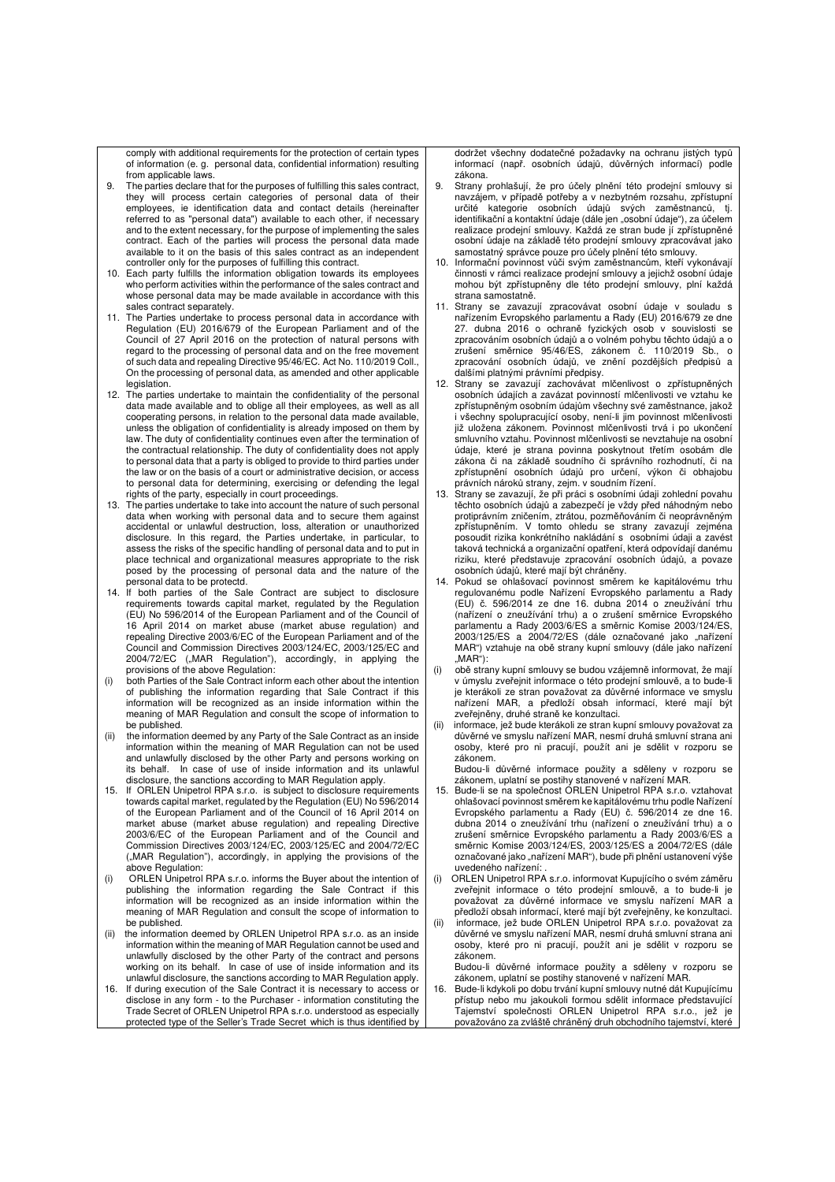| | |
|---|---|
| comply with additional requirements for the protection of certain types of information (e. g. personal data, confidential information) resulting from applicable laws. | dodržet všechny dodatečné požadavky na ochranu jistých typů informací (např. osobních údajů, důvěrných informací) podle zákona. |
| 9. The parties declare that for the purposes of fulfilling this sales contract, they will process certain categories of personal data of their employees, ie identification data and contact details (hereinafter referred to as "personal data") available to each other, if necessary and to the extent necessary, for the purpose of implementing the sales contract. Each of the parties will process the personal data made available to it on the basis of this sales contract as an independent controller only for the purposes of fulfilling this contract. | 9. Strany prohlašují, že pro účely plnění této prodejní smlouvy si navzájem, v případě potřeby a v nezbytném rozsahu, zpřístupní určité kategorie osobních údajů svých zaměstnanců, tj. identifikační a kontaktní údaje (dále jen „osobní údaje"), za účelem realizace prodejní smlouvy. Každá ze stran bude jí zpřístupněné osobní údaje na základě této prodejní smlouvy zpracovávat jako samostatný správce pouze pro účely plnění této smlouvy. |
| 10. Each party fulfills the information obligation towards its employees who perform activities within the performance of the sales contract and whose personal data may be made available in accordance with this sales contract separately. | 10. Informační povinnost vůči svým zaměstnancům, kteří vykonávají činnosti v rámci realizace prodejní smlouvy a jejichž osobní údaje mohou být zpřístupněny dle této prodejní smlouvy, plní každá strana samostatně. |
| 11. The Parties undertake to process personal data in accordance with Regulation (EU) 2016/679 of the European Parliament and of the Council of 27 April 2016 on the protection of natural persons with regard to the processing of personal data and on the free movement of such data and repealing Directive 95/46/EC. Act No. 110/2019 Coll., On the processing of personal data, as amended and other applicable legislation. | 11. Strany se zavazují zpracovávat osobní údaje v souladu s nařízením Evropského parlamentu a Rady (EU) 2016/679 ze dne 27. dubna 2016 o ochraně fyzických osob v souvislosti se zpracováním osobních údajů a o volném pohybu těchto údajů a o zrušení směrnice 95/46/ES, zákonem č. 110/2019 Sb., o zpracování osobních údajů, ve znění pozdějších předpisů a dalšími platnými právními předpisy. |
| 12. The parties undertake to maintain the confidentiality of the personal data made available and to oblige all their employees, as well as all cooperating persons, in relation to the personal data made available, unless the obligation of confidentiality is already imposed on them by law. The duty of confidentiality continues even after the termination of the contractual relationship. The duty of confidentiality does not apply to personal data that a party is obliged to provide to third parties under the law or on the basis of a court or administrative decision, or access to personal data for determining, exercising or defending the legal rights of the party, especially in court proceedings. | 12. Strany se zavazují zachovávat mlčenlivost o zpřístupněných osobních údajích a zavázat povinností mlčenlivosti ve vztahu ke zpřístupněným osobním údajům všechny své zaměstnance, jakož i všechny spolupracující osoby, není-li jim povinnost mlčenlivosti již uložena zákonem. Povinnost mlčenlivosti trvá i po ukončení smluvního vztahu. Povinnost mlčenlivosti se nevztahuje na osobní údaje, které je strana povinna poskytnout třetím osobám dle zákona či na základě soudního či správního rozhodnutí, či na zpřístupnění osobních údajů pro určení, výkon či obhajobu právních nároků strany, zejm. v soudním řízení. |
| 13. The parties undertake to take into account the nature of such personal data when working with personal data and to secure them against accidental or unlawful destruction, loss, alteration or unauthorized disclosure. In this regard, the Parties undertake, in particular, to assess the risks of the specific handling of personal data and to put in place technical and organizational measures appropriate to the risk posed by the processing of personal data and the nature of the personal data to be protectd. | 13. Strany se zavazují, že při práci s osobními údaji zohlední povahu těchto osobních údajů a zabezpečí je vždy před náhodným nebo protiprávním zničením, ztrátou, pozměňováním či neoprávněným zpřístupněním. V tomto ohledu se strany zavazují zejména posoudit rizika konkrétního nakládání s osobními údaji a zavést taková technická a organizační opatření, která odpovídají danému riziku, které představuje zpracování osobních údajů, a povaze osobních údajů, které mají být chráněny. |
| 14. If both parties of the Sale Contract are subject to disclosure requirements towards capital market, regulated by the Regulation (EU) No 596/2014 of the European Parliament and of the Council of 16 April 2014 on market abuse (market abuse regulation) and repealing Directive 2003/6/EC of the European Parliament and of the Council and Commission Directives 2003/124/EC, 2003/125/EC and 2004/72/EC („MAR Regulation"), accordingly, in applying the provisions of the above Regulation: | 14. Pokud se ohlašovací povinnost směrem ke kapitálovému trhu regulovanému podle Nařízení Evropského parlamentu a Rady (EU) č. 596/2014 ze dne 16. dubna 2014 o zneužívání trhu (nařízení o zneužívání trhu) a o zrušení směrnice Evropského parlamentu a Rady 2003/6/ES a směrnic Komise 2003/124/ES, 2003/125/ES a 2004/72/ES (dále označované jako „nařízení MAR") vztahuje na obě strany kupní smlouvy (dále jako nařízení „MAR"): |
| (i) both Parties of the Sale Contract inform each other about the intention of publishing the information regarding that Sale Contract if this information will be recognized as an inside information within the meaning of MAR Regulation and consult the scope of information to be published. | (i) obě strany kupní smlouvy se budou vzájemně informovat, že mají v úmyslu zveřejnit informace o této prodejní smlouvě, a to bude-li je kterákoli ze stran považovat za důvěrné informace ve smyslu nařízení MAR, a předloží obsah informací, které mají být zveřejněny, druhé straně ke konzultaci. |
| (ii) the information deemed by any Party of the Sale Contract as an inside information within the meaning of MAR Regulation can not be used and unlawfully disclosed by the other Party and persons working on its behalf. In case of use of inside information and its unlawful disclosure, the sanctions according to MAR Regulation apply. | (ii) informace, jež bude kterákoli ze stran kupní smlouvy považovat za důvěrné ve smyslu nařízení MAR, nesmí druhá smluvní strana ani osoby, které pro ni pracují, použít ani je sdělit v rozporu se zákonem.<br>Budou-li důvěrné informace použity a sděleny v rozporu se zákonem, uplatní se postihy stanovené v nařízení MAR. |
| 15. If ORLEN Unipetrol RPA s.r.o. is subject to disclosure requirements towards capital market, regulated by the Regulation (EU) No 596/2014 of the European Parliament and of the Council of 16 April 2014 on market abuse (market abuse regulation) and repealing Directive 2003/6/EC of the European Parliament and of the Council and Commission Directives 2003/124/EC, 2003/125/EC and 2004/72/EC („MAR Regulation"), accordingly, in applying the provisions of the above Regulation: | 15. Bude-li se na společnost ORLEN Unipetrol RPA s.r.o. vztahovat ohlašovací povinnost směrem ke kapitálovému trhu podle Nařízení Evropského parlamentu a Rady (EU) č. 596/2014 ze dne 16. dubna 2014 o zneužívání trhu (nařízení o zneužívání trhu) a o zrušení směrnice Evropského parlamentu a Rady 2003/6/ES a směrnic Komise 2003/124/ES, 2003/125/ES a 2004/72/ES (dále označované jako „nařízení MAR"), bude při plnění ustanovení výše uvedeného nařízení: . |
| (i) ORLEN Unipetrol RPA s.r.o. informs the Buyer about the intention of publishing the information regarding the Sale Contract if this information will be recognized as an inside information within the meaning of MAR Regulation and consult the scope of information to be published. | (i) ORLEN Unipetrol RPA s.r.o. informovat Kupujícího o svém záměru zveřejnit informace o této prodejní smlouvě, a to bude-li je považovat za důvěrné informace ve smyslu nařízení MAR a předloží obsah informací, které mají být zveřejněny, ke konzultaci. |
| (ii) the information deemed by ORLEN Unipetrol RPA s.r.o. as an inside information within the meaning of MAR Regulation cannot be used and unlawfully disclosed by the other Party of the contract and persons working on its behalf. In case of use of inside information and its unlawful disclosure, the sanctions according to MAR Regulation apply. | (ii) informace, jež bude ORLEN Unipetrol RPA s.r.o. považovat za důvěrné ve smyslu nařízení MAR, nesmí druhá smluvní strana ani osoby, které pro ni pracují, použít ani je sdělit v rozporu se zákonem.<br>Budou-li důvěrné informace použity a sděleny v rozporu se zákonem, uplatní se postihy stanovené v nařízení MAR. |
| 16. If during execution of the Sale Contract it is necessary to access or disclose in any form - to the Purchaser - information constituting the Trade Secret of ORLEN Unipetrol RPA s.r.o. understood as especially protected type of the Seller's Trade Secret which is thus identified by | 16. Bude-li kdykoli po dobu trvání kupní smlouvy nutné dát Kupujícímu přístup nebo mu jakoukoli formou sdělit informace představující Tajemství společnosti ORLEN Unipetrol RPA s.r.o., jež je považováno za zvláště chráněný druh obchodního tajemství, které |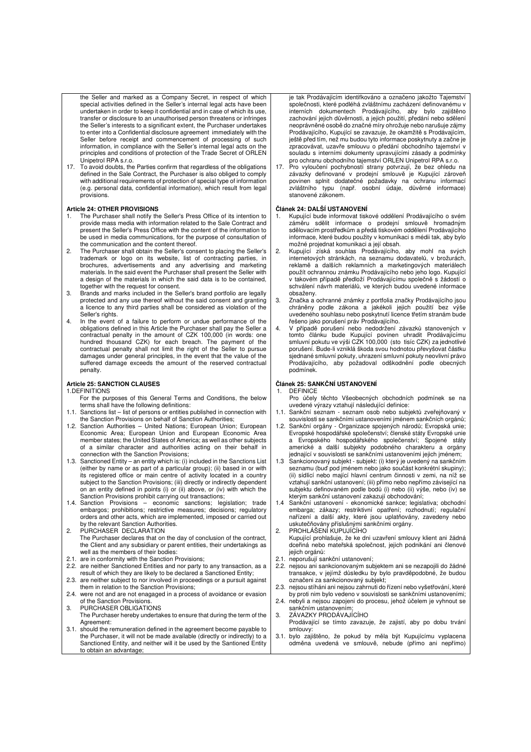the Seller and marked as a Company Secret, in respect of which special activities defined in the Seller's internal legal acts have been undertaken in order to keep it confidential and in case of which its use, transfer or disclosure to an unauthorised person threatens or infringes the Seller's interests to a significant extent, the Purchaser undertakes to enter into a Confidential disclosure agreement immediately with the Seller before receipt and commencement of processing of such information, in compliance with the Seller's internal legal acts on the principles and conditions of protection of the Trade Secret of ORLEN Unipetrol RPA s.r.o.

17. To avoid doubts, the Parties confirm that regardless of the obligations defined in the Sale Contract, the Purchaser is also obliged to comply with additional requirements of protection of special type of information (e.g. personal data, confidential information), which result from legal provisions.

### Article 24: OTHER PROVISIONS

1. The Purchaser shall notify the Seller's Press Office of its intention to provide mass media with information related to the Sale Contract and present the Seller's Press Office with the content of the information to be used in media communications, for the purpose of consultation of the communication and the content thereof.
2. The Purchaser shall obtain the Seller's consent to placing the Seller's trademark or logo on its website, list of contracting parties, in brochures, advertisements and any advertising and marketing materials. In the said event the Purchaser shall present the Seller with a design of the materials in which the said data is to be contained, together with the request for consent.
3. Brands and marks included in the Seller's brand portfolio are legally protected and any use thereof without the said consent and granting a licence to any third parties shall be considered as violation of the Seller's rights.
4. In the event of a failure to perform or undue performance of the obligations defined in this Article the Purchaser shall pay the Seller a contractual penalty in the amount of CZK 100,000 (in words: one hundred thousand CZK) for each breach. The payment of the contractual penalty shall not limit the right of the Seller to pursue damages under general principles, in the event that the value of the suffered damage exceeds the amount of the reserved contractual penalty.

### Article 25: SANCTION CLAUSES

1.DEFINITIONS

For the purposes of this General Terms and Conditions, the below terms shall have the following definitions:

1.1. Sanctions list – list of persons or entities published in connection with the Sanction Provisions on behalf of Sanction Authorities;
1.2. Sanction Authorities – United Nations; European Union; European Economic Area; European Union and European Economic Area member states; the United States of America; as well as other subjects of a similar character and authorities acting on their behalf in connection with the Sanction Provisions;
1.3. Sanctioned Entity – an entity which is: (i) included in the Sanctions List (either by name or as part of a particular group); (ii) based in or with its registered office or main centre of activity located in a country subject to the Sanction Provisions; (iii) directly or indirectly dependent on an entity defined in points (i) or (ii) above, or (iv) with which the Sanction Provisions prohibit carrying out transactions;
1.4. Sanction Provisions – economic sanctions; legislation; trade embargos; prohibitions; restrictive measures; decisions; regulatory orders and other acts, which are implemented, imposed or carried out by the relevant Sanction Authorities.

2. PURCHASER DECLARATION

The Purchaser declares that on the day of conclusion of the contract, the Client and any subsidiary or parent entities, their undertakings as well as the members of their bodies:

2.1. are in conformity with the Sanction Provisions;
2.2. are neither Sanctioned Entities and nor party to any transaction, as a result of which they are likely to be declared a Sanctioned Entity;
2.3. are neither subject to nor involved in proceedings or a pursuit against them in relation to the Sanction Provisions;
2.4. were not and are not enagaged in a process of avoidance or evasion of the Sanction Provisions.

3. PURCHASER OBLIGATIONS

The Purchaser hereby undertakes to ensure that during the term of the Agreement:

3.1. should the remuneration defined in the agreement become payable to the Purchaser, it will not be made available (directly or indirectly) to a Sanctioned Entity, and neither will it be used by the Santioned Entity to obtain an advantage;

je tak Prodávajícím identifikováno a označeno jakožto Tajemství společnosti, které podléhá zvláštnímu zacházení definovanému v interních dokumentech Prodávajícího, aby bylo zajištěno zachování jejich důvěrnosti, a jejich použití, předání nebo sdělení neoprávněné osobě do značné míry ohrožuje nebo narušuje zájmy Prodávajícího, Kupující se zavazuje, že okamžitě s Prodávajícím, ještě před tím, než mu budou tyto informace poskytnuty a začne je zpracovávat, uzavře smlouvu o předání obchodního tajemství v souladu s interními dokumenty upravujícími zásady a podmínky pro ochranu obchodního tajemství ORLEN Unipetrol RPA s.r.o.

17. Pro vyloučení pochybností strany potvrzují, že bez ohledu na závazky definované v prodejní smlouvě je Kupující zároveň povinen splnit dodatečné požadavky na ochranu informací zvláštního typu (např. osobní údaje, důvěrné informace) stanovené zákonem.

### Článek 24: DALŠÍ USTANOVENÍ

1. Kupující bude informovat tiskové oddělení Prodávajícího o svém záměru sdělit informace o prodejní smlouvě hromadným sdělovacím prostředkům a předá tiskovém oddělení Prodávajícího informace, které budou použity v komunikaci s médii tak, aby bylo možné projednat komunikaci a její obsah.
2. Kupující získá souhlas Prodávajícího, aby mohl na svých internetových stránkách, na seznamu dodavatelů, v brožurách, reklamě a dalších reklamních a marketingových materiálech použít ochrannou známku Prodávajícího nebo jeho logo. Kupující v takovém případě předloží Prodávajícímu společně s žádostí o schválení návrh materiálů, ve kterých budou uvedené informace obsaženy.
3. Značka a ochranné známky z portfolia značky Prodávajícího jsou chráněny podle zákona a jakékoli jejich použití bez výše uvedeného souhlasu nebo poskytnutí licence třetím stranám bude řešeno jako porušení práv Prodávajícího.
4. V případě porušení nebo nedodržení závazků stanovených v tomto článku bude Kupující povinen uhradit Prodávajícímu smluvní pokutu ve výši CZK 100,000 (sto tisíc CZK) za jednotlivé porušení. Bude-li vzniklá škoda svou hodnotou převyšovat částku sjednané smluvní pokuty, uhrazení smluvní pokuty neovlivní právo Prodávajícího, aby požadoval odškodnění podle obecných podmínek.

### Článek 25: SANKČNÍ USTANOVENÍ

1. DEFINICE

Pro účely těchto Všeobecných obchodních podmínek se na uvedené výrazy vztahují následující definice:

1.1. Sankční seznam - seznam osob nebo subjektů zveřejňovaný v souvislosti se sankčními ustanoveními jménem sankčních orgánů;
1.2. Sankční orgány - Organizace spojených národů; Evropská unie; Evropské hospodářské společenství; členské státy Evropské unie a Evropského hospodářského společenství; Spojené státy americké a další subjekty podobného charakteru a orgány jednající v souvislosti se sankčními ustanoveními jejich jménem;
1.3 Sankcionovaný subjekt - subjekt: (i) který je uvedený na sankčním seznamu (buď pod jménem nebo jako součást konkrétní skupiny); (ii) sídlící nebo mající hlavní centrum činnosti v zemi, na níž se vztahují sankční ustanovení; (iii) přímo nebo nepřímo závisející na subjektu definovaném podle bodů (i) nebo (ii) výše, nebo (iv) se kterým sankční ustanovení zakazují obchodování;
1.4 Sankční ustanovení - ekonomické sankce; legislativa; obchodní embarga; zákazy; restriktivní opatření; rozhodnutí; regulační nařízení a další akty, které jsou uplatňovány, zavedeny nebo uskutečňovány příslušnými sankčními orgány.

2. PROHLÁŠENÍ KUPUJÍCÍHO

Kupující prohlašuje, že ke dni uzavření smlouvy klient ani žádná dceřiná nebo mateřská společnost, jejich podnikání ani členové jejich orgánů:

2.1. neporušují sankční ustanovení;
2.2. nejsou ani sankcionovaným subjektem ani se nezapojili do žádné transakce, v jejímž důsledku by bylo pravděpodobné, že budou označeni za sankcionovaný subjekt;
2.3. nejsou stíháni ani nejsou zahrnuti do řízení nebo vyšetřování, které by proti nim bylo vedeno v souvislosti se sankčními ustanoveními;
2.4. nebyli a nejsou zapojeni do procesu, jehož účelem je vyhnout se sankčním ustanovením;

3. ZÁVAZKY PRODÁVAJÍCÍHO

Prodávající se tímto zavazuje, že zajistí, aby po dobu trvání smlouvy:

3.1. bylo zajištěno, že pokud by měla být Kupujícímu vyplacena odměna uvedená ve smlouvě, nebude (přímo ani nepřímo)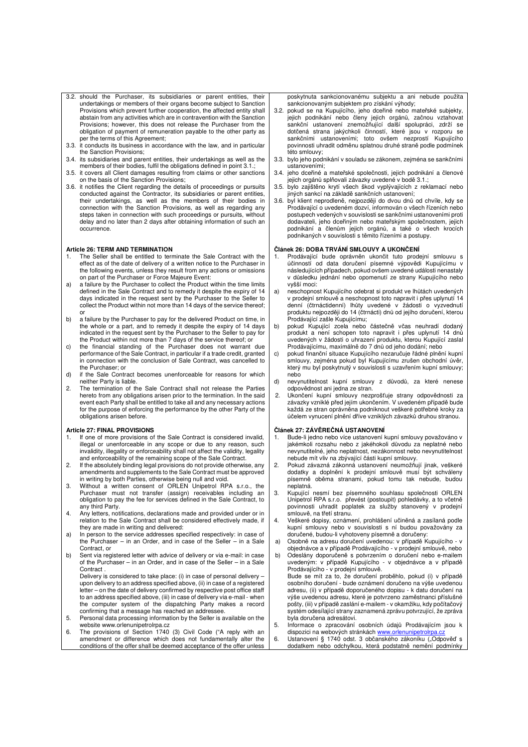3.2. should the Purchaser, its subsidiaries or parent entities, their undertakings or members of their organs become subject to Sanction Provisions which prevent further cooperation, the affected entity shall abstain from any activities which are in contravention with the Sanction Provisions; however, this does not release the Purchaser from the obligation of payment of remuneration payable to the other party as per the terms of this Agreement;
3.3. it conducts its business in accordance with the law, and in particular the Sanction Provisions;
3.4. its subsidiaries and parent entities, their undertakings as well as the members of their bodies, fulfil the obligations defined in point 3.1.;
3.5. it covers all Client damages resulting from claims or other sanctions on the basis of the Sanction Provisions;
3.6. it notifies the Client regarding the details of proceedings or pursuits conducted against the Contractor, its subsidiaries or parent entities, their undertakings, as well as the members of their bodies in connection with the Sanction Provisions, as well as regarding any steps taken in connection with such proceedings or pursuits, without delay and no later than 2 days after obtaining information of such an occurrence.

### Article 26: TERM AND TERMINATION

1. The Seller shall be entitled to terminate the Sale Contract with the effect as of the date of delivery of a written notice to the Purchaser in the following events, unless they result from any actions or omissions on part of the Purchaser or Force Majeure Event:
   a) a failure by the Purchaser to collect the Product within the time limits defined in the Sale Contract and to remedy it despite the expiry of 14 days indicated in the request sent by the Purchaser to the Seller to collect the Product within not more than 14 days of the service thereof; or
   b) a failure by the Purchaser to pay for the delivered Product on time, in the whole or a part, and to remedy it despite the expiry of 14 days indicated in the request sent by the Purchaser to the Seller to pay for the Product within not more than 7 days of the service thereof; or
   c) the financial standing of the Purchaser does not warrant due performance of the Sale Contract, in particular if a trade credit, granted in connection with the conclusion of Sale Contract, was cancelled to the Purchaser; or
   d) if the Sale Contract becomes unenforceable for reasons for which neither Party is liable.
2. The termination of the Sale Contract shall not release the Parties hereto from any obligations arisen prior to the termination. In the said event each Party shall be entitled to take all and any necessary actions for the purpose of enforcing the performance by the other Party of the obligations arisen before.

### Article 27: FINAL PROVISIONS

1. If one of more provisions of the Sale Contract is considered invalid, illegal or unenforceable in any scope or due to any reason, such invalidity, illegality or enforceability shall not affect the validity, legality and enforceability of the remaining scope of the Sale Contract.
2. If the absolutely binding legal provisions do not provide otherwise, any amendments and supplements to the Sale Contract must be approved in writing by both Parties, otherwise being null and void.
3. Without a written consent of ORLEN Unipetrol RPA s.r.o., the Purchaser must not transfer (assign) receivables including an obligation to pay the fee for services defined in the Sale Contract, to any third Party.
4. Any letters, notifications, declarations made and provided under or in relation to the Sale Contract shall be considered effectively made, if they are made in writing and delivered:
   a) In person to the service addresses specified respectively: in case of the Purchaser – in an Order, and in case of the Seller – in a Sale Contract, or
   b) Sent via registered letter with advice of delivery or via e-mail: in case of the Purchaser – in an Order, and in case of the Seller – in a Sale Contract .

   Delivery is considered to take place: (i) in case of personal delivery – upon delivery to an address specified above, (ii) in case of a registered letter – on the date of delivery confirmed by respective post office staff to an address specified above, (iii) in case of delivery via e-mail - when the computer system of the dispatching Party makes a record confirming that a message has reached an addressee.
5. Personal data processing information by the Seller is available on the website www.orlenunipetrolrpa.cz
6. The provisions of Section 1740 (3) Civil Code ("A reply with an amendment or difference which does not fundamentally alter the conditions of the offer shall be deemed acceptance of the offer unless

poskytnuta sankcionovanému subjektu a ani nebude použita sankcionovaným subjektem pro získání výhody;
3.2. pokud se na Kupujícího, jeho dceřiné nebo mateřské subjekty, jejich podnikání nebo členy jejich orgánů, začnou vztahovat sankční ustanovení znemožňující další spolupráci, zdrží se dotčená strana jakýchkoli činností, které jsou v rozporu se sankčními ustanoveními; toto ovšem nezprostí Kupujícího povinnosti uhradit odměnu splatnou druhé straně podle podmínek této smlouvy;
3.3. bylo jeho podnikání v souladu se zákonem, zejména se sankčními ustanoveními;
3.4. jeho dceřiné a mateřské společnosti, jejich podnikání a členové jejich orgánů splňovali závazky uvedené v bodě 3.1.;
3.5. bylo zajištěno krytí všech škod vyplývajících z reklamací nebo jiných sankcí na základě sankčních ustanovení;
3.6. byl klient neprodleně, nejpozději do dvou dnů od chvíle, kdy se Prodávající o uvedeném dozví, informován o všech řízeních nebo postupech vedených v souvislosti se sankčními ustanoveními proti dodavateli, jeho dceřiným nebo mateřským společnostem, jejich podnikání a členům jejich orgánů, a také o všech krocích podnikaných v souvislosti s těmito řízeními a postupy.

### Článek 26: DOBA TRVÁNÍ SMLOUVY A UKONČENÍ

1. Prodávající bude oprávněn ukončit tuto prodejní smlouvu s účinností od data doručení písemné výpovědi Kupujícímu v následujících případech, pokud ovšem uvedené události nenastaly v důsledku jednání nebo opomenutí ze strany Kupujícího nebo vyšší moci:
   a) neschopnost Kupujícího odebrat si produkt ve lhůtách uvedených v prodejní smlouvě a neschopnost toto napravit i přes uplynutí 14 denní (čtrnáctidenní) lhůty uvedené v žádosti o vyzvednutí produktu nejpozději do 14 (čtrnácti) dnů od jejího doručení, kterou Prodávající zašle Kupujícímu;
   b) pokud Kupující zcela nebo částečně včas neuhradí dodaný produkt a není schopen toto napravit i přes uplynutí 14 dnů uvedených v žádosti o uhrazení produktu, kterou Kupující zaslal Prodávajícímu, maximálně do 7 dnů od jeho dodání; nebo
   c) pokud finanční situace Kupujícího nezaručuje řádné plnění kupní smlouvy, zejména pokud byl Kupujícímu zrušen obchodní úvěr, který mu byl poskytnutý v souvislosti s uzavřením kupní smlouvy; nebo
   d) nevynutitelnost kupní smlouvy z důvodů, za které nenese odpovědnost ani jedna ze stran.
2. Ukončení kupní smlouvy nezprošťuje strany odpovědnosti za závazky vzniklé před jejím ukončením. V uvedeném případě bude každá ze stran oprávněna podniknout veškeré potřebné kroky za účelem vynucení plnění dříve vzniklých závazků druhou stranou.

### Článek 27: ZÁVĚREČNÁ USTANOVENÍ

1. Bude-li jedno nebo více ustanovení kupní smlouvy považováno v jakémkoli rozsahu nebo z jakéhokoli důvodu za neplatné nebo nevynutitelné, jeho neplatnost, nezákonnost nebo nevynutitelnost nebude mít vliv na zbývající části kupní smlouvy.
2. Pokud závazná zákonná ustanovení neumožňují jinak, veškeré dodatky a doplnění k prodejní smlouvě musí být schváleny písemně oběma stranami, pokud tomu tak nebude, budou neplatná.
3. Kupující nesmí bez písemného souhlasu společnosti ORLEN Unipetrol RPA s.r.o. převést (postoupit) pohledávky, a to včetně povinnosti uhradit poplatek za služby stanovený v prodejní smlouvě, na třetí stranu.
4. Veškeré dopisy, oznámení, prohlášení učiněná a zasílaná podle kupní smlouvy nebo v souvislosti s ní budou považovány za doručené, budou-li vyhotoveny písemně a doručeny:
   a) Osobně na adresu doručení uvedenou: v případě Kupujícího - v objednávce a v případě Prodávajícího - v prodejní smlouvě, nebo
   b) Odeslány doporučeně s potvrzením o doručení nebo e-mailem uvedeným: v případě Kupujícího - v objednávce a v případě Prodávajícího - v prodejní smlouvě.

   Bude se mít za to, že doručení proběhlo, pokud (i) v případě osobního doručení - bude oznámení doručeno na výše uvedenou adresu, (ii) v případě doporučeného dopisu - k datu doručení na výše uvedenou adresu, které je potvrzeno zaměstnanci příslušné pošty, (iii) v případě zaslání e-mailem - v okamžiku, kdy počítačový systém odesílající strany zaznamená zprávu potvrzující, že zpráva byla doručena adresátovi.
5. Informace o zpracování osobních údajů Prodávajícím jsou k dispozici na webových stránkách www.orlenunipetrolrpa.cz
6. Ustanovení § 1740 odst. 3 občanského zákoníku („Odpověď s dodatkem nebo odchylkou, která podstatně nemění podmínky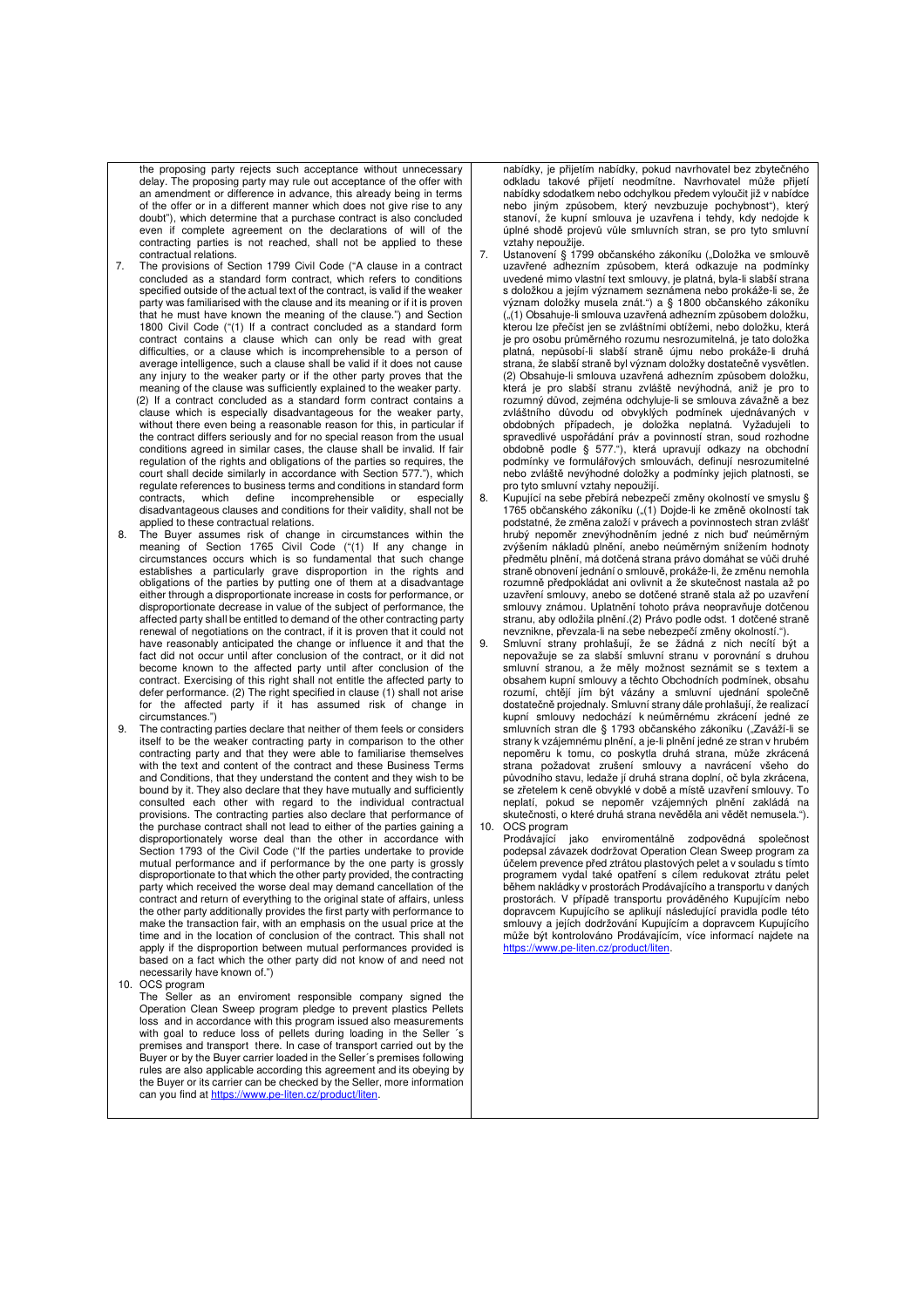the proposing party rejects such acceptance without unnecessary delay. The proposing party may rule out acceptance of the offer with an amendment or difference in advance, this already being in terms of the offer or in a different manner which does not give rise to any doubt"), which determine that a purchase contract is also concluded even if complete agreement on the declarations of will of the contracting parties is not reached, shall not be applied to these contractual relations.

7. The provisions of Section 1799 Civil Code ("A clause in a contract concluded as a standard form contract, which refers to conditions specified outside of the actual text of the contract, is valid if the weaker party was familiarised with the clause and its meaning or if it is proven that he must have known the meaning of the clause.") and Section 1800 Civil Code ("(1) If a contract concluded as a standard form contract contains a clause which can only be read with great difficulties, or a clause which is incomprehensible to a person of average intelligence, such a clause shall be valid if it does not cause any injury to the weaker party or if the other party proves that the meaning of the clause was sufficiently explained to the weaker party. (2) If a contract concluded as a standard form contract contains a clause which is especially disadvantageous for the weaker party, without there even being a reasonable reason for this, in particular if the contract differs seriously and for no special reason from the usual conditions agreed in similar cases, the clause shall be invalid. If fair regulation of the rights and obligations of the parties so requires, the court shall decide similarly in accordance with Section 577."), which regulate references to business terms and conditions in standard form contracts, which define incomprehensible or especially disadvantageous clauses and conditions for their validity, shall not be applied to these contractual relations.
8. The Buyer assumes risk of change in circumstances within the meaning of Section 1765 Civil Code ("(1) If any change in circumstances occurs which is so fundamental that such change establishes a particularly grave disproportion in the rights and obligations of the parties by putting one of them at a disadvantage either through a disproportionate increase in costs for performance, or disproportionate decrease in value of the subject of performance, the affected party shall be entitled to demand of the other contracting party renewal of negotiations on the contract, if it is proven that it could not have reasonably anticipated the change or influence it and that the fact did not occur until after conclusion of the contract, or it did not become known to the affected party until after conclusion of the contract. Exercising of this right shall not entitle the affected party to defer performance. (2) The right specified in clause (1) shall not arise for the affected party if it has assumed risk of change in circumstances.")
9. The contracting parties declare that neither of them feels or considers itself to be the weaker contracting party in comparison to the other contracting party and that they were able to familiarise themselves with the text and content of the contract and these Business Terms and Conditions, that they understand the content and they wish to be bound by it. They also declare that they have mutually and sufficiently consulted each other with regard to the individual contractual provisions. The contracting parties also declare that performance of the purchase contract shall not lead to either of the parties gaining a disproportionately worse deal than the other in accordance with Section 1793 of the Civil Code ("If the parties undertake to provide mutual performance and if performance by the one party is grossly disproportionate to that which the other party provided, the contracting party which received the worse deal may demand cancellation of the contract and return of everything to the original state of affairs, unless the other party additionally provides the first party with performance to make the transaction fair, with an emphasis on the usual price at the time and in the location of conclusion of the contract. This shall not apply if the disproportion between mutual performances provided is based on a fact which the other party did not know of and need not necessarily have known of.")
10. OCS program
   The Seller as an enviroment responsible company signed the Operation Clean Sweep program pledge to prevent plastics Pellets loss and in accordance with this program issued also measurements with goal to reduce loss of pellets during loading in the Seller´s premises and transport there. In case of transport carried out by the Buyer or by the Buyer carrier loaded in the Seller´s premises following rules are also applicable according this agreement and its obeying by the Buyer or its carrier can be checked by the Seller, more information can you find at https://www.pe-liten.cz/product/liten.

nabídky, je přijetím nabídky, pokud navrhovatel bez zbytečného odkladu takové přijetí neodmítne. Navrhovatel může přijetí nabídky sdodatkem nebo odchylkou předem vyloučit již v nabídce nebo jiným způsobem, který nevzbuzuje pochybnost"), který stanoví, že kupní smlouva je uzavřena i tehdy, kdy nedojde k úplné shodě projevů vůle smluvních stran, se pro tyto smluvní vztahy nepoužije.

7. Ustanovení § 1799 občanského zákoníku („Doložka ve smlouvě uzavřené adhezním způsobem, která odkazuje na podmínky uvedené mimo vlastní text smlouvy, je platná, byla-li slabší strana s doložkou a jejím významem seznámena nebo prokáže-li se, že význam doložky musela znát.") a § 1800 občanského zákoníku („(1) Obsahuje-li smlouva uzavřená adhezním způsobem doložku, kterou lze přečíst jen se zvláštními obtížemi, nebo doložku, která je pro osobu průměrného rozumu nesrozumitelná, je tato doložka platná, nepůsobí-li slabší straně újmu nebo prokáže-li druhá strana, že slabší straně byl význam doložky dostatečně vysvětlen. (2) Obsahuje-li smlouva uzavřená adhezním způsobem doložku, která je pro slabší stranu zvláště nevýhodná, aniž je pro to rozumný důvod, zejména odchyluje-li se smlouva závažně a bez zvláštního důvodu od obvyklých podmínek ujednávaných v obdobných případech, je doložka neplatná. Vyžadujeli to spravedlivé uspořádání práv a povinností stran, soud rozhodne obdobně podle § 577."), která upravují odkazy na obchodní podmínky ve formulářových smlouvách, definují nesrozumitelné nebo zvláště nevýhodné doložky a podmínky jejich platnosti, se pro tyto smluvní vztahy nepoužijí.
8. Kupující na sebe přebírá nebezpečí změny okolností ve smyslu § 1765 občanského zákoníku („(1) Dojde-li ke změně okolností tak podstatné, že změna založí v právech a povinnostech stran zvlášť hrubý nepoměr znevýhodněním jedné z nich buď neúměrným zvýšením nákladů plnění, anebo neúměrným snížením hodnoty předmětu plnění, má dotčená strana právo domáhat se vůči druhé straně obnovení jednání o smlouvě, prokáže-li, že změnu nemohla rozumně předpokládat ani ovlivnit a že skutečnost nastala až po uzavření smlouvy, anebo se dotčené straně stala až po uzavření smlouvy známou. Uplatnění tohoto práva neopravňuje dotčenou stranu, aby odložila plnění.(2) Právo podle odst. 1 dotčené straně nevznikne, převzala-li na sebe nebezpečí změny okolností.").
9. Smluvní strany prohlašují, že se žádná z nich necítí být a nepovažuje se za slabší smluvní stranu v porovnání s druhou smluvní stranou, a že měly možnost seznámit se s textem a obsahem kupní smlouvy a těchto Obchodních podmínek, obsahu rozumí, chtějí jím být vázány a smluvní ujednání společně dostatečně projednaly. Smluvní strany dále prohlašují, že realizací kupní smlouvy nedochází k neúměrnému zkrácení jedné ze smluvních stran dle § 1793 občanského zákoníku („Zaváží-li se strany k vzájemnému plnění, a je-li plnění jedné ze stran v hrubém nepoměru k tomu, co poskytla druhá strana, může zkrácená strana požadovat zrušení smlouvy a navrácení všeho do původního stavu, ledaže jí druhá strana doplní, oč byla zkrácena, se zřetelem k ceně obvyklé v době a místě uzavření smlouvy. To neplatí, pokud se nepoměr vzájemných plnění zakládá na skutečnosti, o které druhá strana nevěděla ani vědět nemusela.").
10. OCS program
   Prodávající jako enviromentálně zodpovědná společnost podepsal závazek dodržovat Operation Clean Sweep program za účelem prevence před ztrátou plastových pelet a v souladu s tímto programem vydal také opatření s cílem redukovat ztrátu pelet během nakládky v prostorách Prodávajícího a transportu v daných prostorách. V případě transportu prováděného Kupujícím nebo dopravcem Kupujícího se aplikují následující pravidla podle této smlouvy a jejich dodržování Kupujícím a dopravcem Kupujícího může být kontrolováno Prodávajícím, více informací najdete na https://www.pe-liten.cz/product/liten.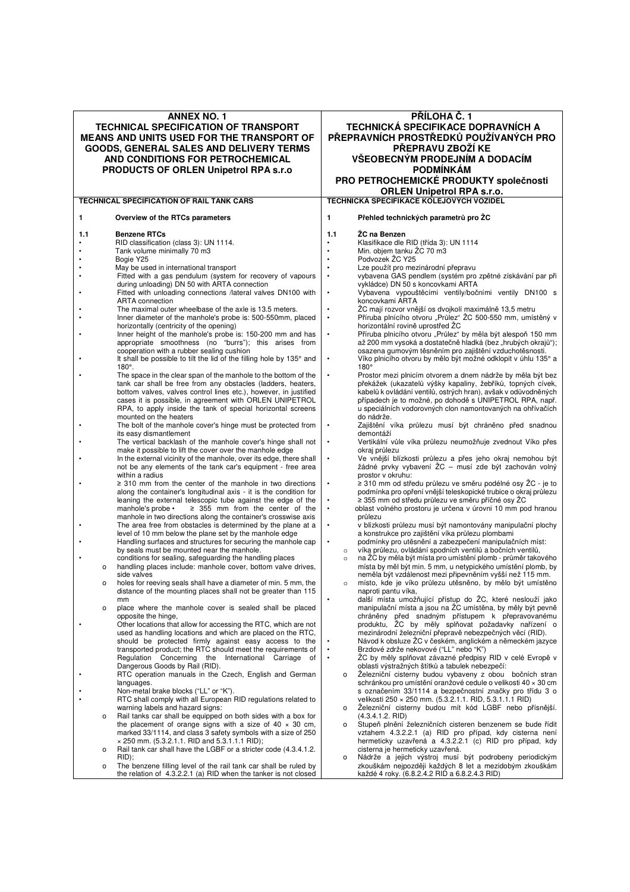# ANNEX NO. 1
# TECHNICAL SPECIFICATION OF TRANSPORT MEANS AND UNITS USED FOR THE TRANSPORT OF GOODS, GENERAL SALES AND DELIVERY TERMS AND CONDITIONS FOR PETROCHEMICAL PRODUCTS OF ORLEN Unipetrol RPA s.r.o

**TECHNICAL SPECIFICATION OF RAIL TANK CARS**

## 1 Overview of the RTCs parameters

### 1.1 Benzene RTCs

- RID classification (class 3): UN 1114.
- Tank volume minimally 70 m3
- Bogie Y25
- May be used in international transport
- Fitted with a gas pendulum (system for recovery of vapours during unloading) DN 50 with ARTA connection
- Fitted with unloading connections /lateral valves DN100 with ARTA connection
- The maximal outer wheelbase of the axle is 13.5 meters.
- Inner diameter of the manhole's probe is: 500-550mm, placed horizontally (centricity of the opening)
- Inner height of the manhole's probe is: 150-200 mm and has appropriate smoothness (no "burrs"); this arises from cooperation with a rubber sealing cushion
- It shall be possible to tilt the lid of the filling hole by 135° and 180°.
- The space in the clear span of the manhole to the bottom of the tank car shall be free from any obstacles (ladders, heaters, bottom valves, valves control lines etc.), however, in justified cases it is possible, in agreement with ORLEN UNIPETROL RPA, to apply inside the tank of special horizontal screens mounted on the heaters
- The bolt of the manhole cover's hinge must be protected from its easy dismantlement
- The vertical backlash of the manhole cover's hinge shall not make it possible to lift the cover over the manhole edge
- In the external vicinity of the manhole, over its edge, there shall not be any elements of the tank car's equipment - free area within a radius
- ≥ 310 mm from the center of the manhole in two directions along the container's longitudinal axis - it is the condition for leaning the external telescopic tube against the edge of the manhole's probe • ≥ 355 mm from the center of the manhole in two directions along the container's crosswise axis
- The area free from obstacles is determined by the plane at a level of 10 mm below the plane set by the manhole edge
- Handling surfaces and structures for securing the manhole cap by seals must be mounted near the manhole.
- conditions for sealing, safeguarding the handling places
  - handling places include: manhole cover, bottom valve drives, side valves
  - holes for reeving seals shall have a diameter of min. 5 mm, the distance of the mounting places shall not be greater than 115 mm
  - place where the manhole cover is sealed shall be placed opposite the hinge,
- Other locations that allow for accessing the RTC, which are not used as handling locations and which are placed on the RTC, should be protected firmly against easy access to the transported product; the RTC should meet the requirements of Regulation Concerning the International Carriage of Dangerous Goods by Rail (RID).
- RTC operation manuals in the Czech, English and German languages.
- Non-metal brake blocks ("LL" or "K").
- RTC shall comply with all European RID regulations related to warning labels and hazard signs:
  - Rail tanks car shall be equipped on both sides with a box for the placement of orange signs with a size of 40 × 30 cm, marked 33/1114, and class 3 safety symbols with a size of 250 × 250 mm. (5.3.2.1.1. RID and 5.3.1.1.1 RID);
  - Rail tank car shall have the LGBF or a stricter code (4.3.4.1.2. RID);
  - The benzene filling level of the rail tank car shall be ruled by the relation of 4.3.2.2.1 (a) RID when the tanker is not closed

# PŘÍLOHA Č. 1
# TECHNICKÁ SPECIFIKACE DOPRAVNÍCH A PŘEPRAVNÍCH PROSTŘEDKŮ POUŽÍVANÝCH PRO PŘEPRAVU ZBOŽÍ KE VŠEOBECNÝM PRODEJNÍM A DODACÍM PODMÍNKÁM PRO PETROCHEMICKÉ PRODUKTY společnosti ORLEN Unipetrol RPA s.r.o.

**TECHNICKÁ SPECIFIKACE KOLEJOVÝCH VOZIDEL**

## 1 Přehled technických parametrů pro ŽC

### 1.1 ŽC na Benzen

- Klasifikace dle RID (třída 3): UN 1114
- Min. objem tanku ŽC 70 m3
- Podvozek ŽC Y25
- Lze použít pro mezinárodní přepravu
- vybavena GAS pendlem (systém pro zpětné získávání par při vykládce) DN 50 s koncovkami ARTA
- Vybavena vypouštěcími ventily/bočními ventily DN100 s koncovkami ARTA
- ŽC mají rozvor vnější os dvojkolí maximálně 13,5 metru
- Příruba plnícího otvoru „Průlez" ŽC 500-550 mm, umístěný v horizontální rovině uprostřed ŽC
- Příruba plnicího otvoru „Průlez" by měla být alespoň 150 mm až 200 mm vysoká a dostatečně hladká (bez „hrubých okrajů"); osazena gumovým těsněním pro zajištění vzduchotěsnosti.
- Víko plnicího otvoru by mělo být možné odklopit v úhlu 135° a 180°
- Prostor mezi plnicím otvorem a dnem nádrže by měla být bez překážek (ukazatelů výšky kapaliny, žebříků, topných cívek, kabelů k ovládání ventilů, ostrých hran), avšak v odůvodněných případech je to možné, po dohodě s UNIPETROL RPA, např. u speciálních vodorovných clon namontovaných na ohřívačích do nádrže.
- Zajištění víka průlezu musí být chráněno před snadnou demontáží
- Vertikální vůle víka průlezu neumožňuje zvednout Víko přes okraj průlezu
- Ve vnější blízkosti průlezu a přes jeho okraj nemohou být žádné prvky vybavení ŽC – musí zde být zachován volný prostor v okruhu:
- ≥ 310 mm od středu průlezu ve směru podélné osy ŽC - je to podmínka pro opření vnější teleskopické trubice o okraj průlezu
- ≥ 355 mm od středu průlezu ve směru příčné osy ŽC
- oblast volného prostoru je určena v úrovni 10 mm pod hranou průlezu
- v blízkosti průlezu musí být namontovány manipulační plochy a konstrukce pro zajištění víka průlezu plombami
- podmínky pro utěsnění a zabezpečení manipulačních míst:
  - víka průlezu, ovládání spodních ventilů a bočních ventilů,
  - na ŽC by měla být místa pro umístění plomb - průměr takového místa by měl být min. 5 mm, u netypického umístění plomb, by neměla být vzdálenost mezi připevněním vyšší než 115 mm.
  - místo, kde je víko průlezu utěsněno, by mělo být umístěno naproti pantu víka,
- další místa umožňující přístup do ŽC, které neslouží jako manipulační místa a jsou na ŽC umístěna, by měly být pevně chráněny před snadným přístupem k přepravovanému produktu, ŽC by měly splňovat požadavky nařízení o mezinárodní železniční přepravě nebezpečných věcí (RID).
- Návod k obsluze ŽC v českém, anglickém a německém jazyce
- Brzdové zdrže nekovové ("LL" nebo "K")
- ŽC by měly splňovat závazné předpisy RID v celé Evropě v oblasti výstražných štítků a tabulek nebezpečí:
  - Železniční cisterny budou vybaveny z obou bočních stran schránkou pro umístění oranžové cedule o velikosti 40 × 30 cm s označením 33/1114 a bezpečnostní značky pro třídu 3 o velikosti 250 × 250 mm. (5.3.2.1.1. RID, 5.3.1.1.1 RID)
  - Železniční cisterny budou mít kód LGBF nebo přísnější. (4.3.4.1.2. RID)
  - Stupeň plnění železničních cisteren benzenem se bude řídit vztahem 4.3.2.2.1 (a) RID pro případ, kdy cisterna není hermeticky uzavřená a 4.3.2.2.1 (c) RID pro případ, kdy cisterna je hermeticky uzavřená.
  - Nádrže a jejich výstroj musí být podrobeny periodickým zkouškám nejpozději každých 8 let a mezidobým zkouškám každé 4 roky. (6.8.2.4.2 RID a 6.8.2.4.3 RID)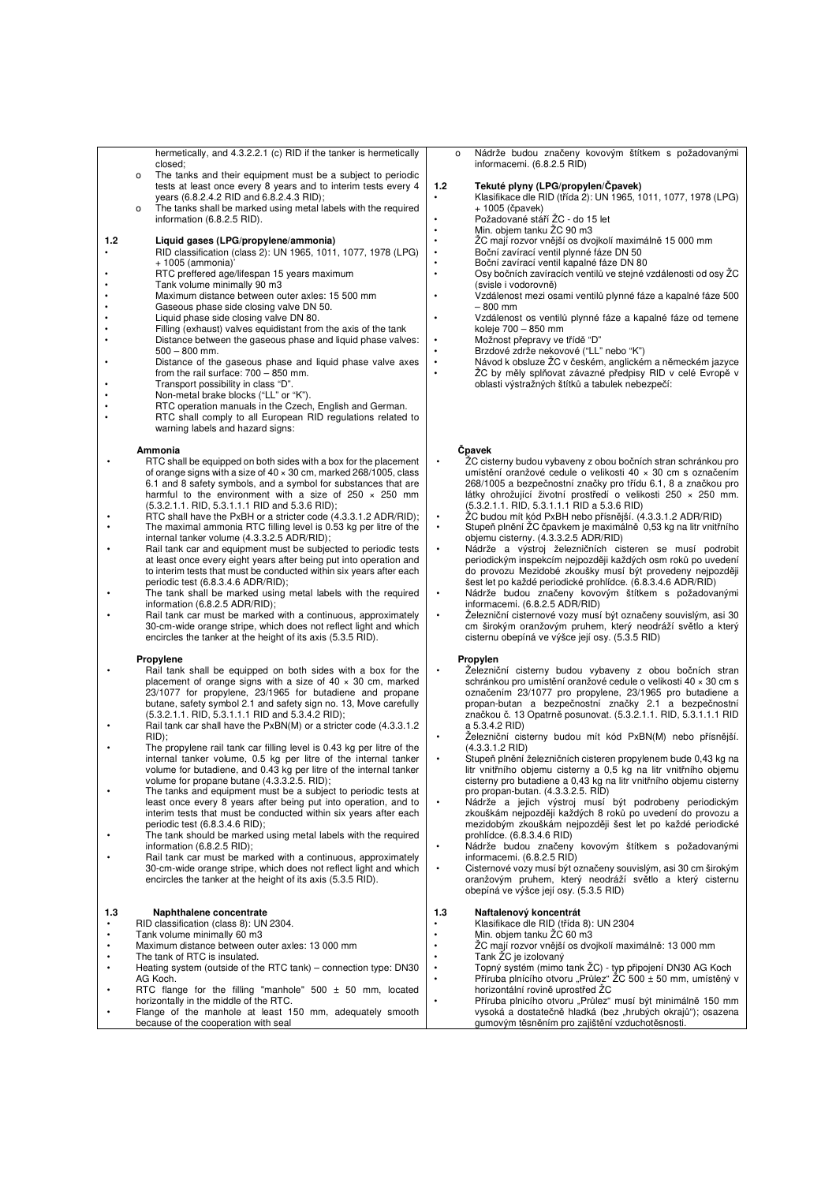| | |
|---|---|
| hermetically, and 4.3.2.2.1 (c) RID if the tanker is hermetically closed;<br>o The tanks and their equipment must be a subject to periodic tests at least once every 8 years and to interim tests every 4 years (6.8.2.4.2 RID and 6.8.2.4.3 RID);<br>o The tanks shall be marked using metal labels with the required information (6.8.2.5 RID). | o Nádrže budou značeny kovovým štítkem s požadovanými informacemi. (6.8.2.5 RID) |
| **1.2 Liquid gases (LPG/propylene/ammonia)**<br>• RID classification (class 2): UN 1965, 1011, 1077, 1978 (LPG) + 1005 (ammonia)'<br>• RTC preffered age/lifespan 15 years maximum<br>• Tank volume minimally 90 m3<br>• Maximum distance between outer axles: 15 500 mm<br>• Gaseous phase side closing valve DN 50.<br>• Liquid phase side closing valve DN 80.<br>• Filling (exhaust) valves equidistant from the axis of the tank<br>• Distance between the gaseous phase and liquid phase valves: 500 – 800 mm.<br>• Distance of the gaseous phase and liquid phase valve axes from the rail surface: 700 – 850 mm.<br>• Transport possibility in class "D".<br>• Non-metal brake blocks ("LL" or "K").<br>• RTC operation manuals in the Czech, English and German.<br>• RTC shall comply to all European RID regulations related to warning labels and hazard signs: | **1.2 Tekuté plyny (LPG/propylen/Čpavek)**<br>• Klasifikace dle RID (třída 2): UN 1965, 1011, 1077, 1978 (LPG) + 1005 (čpavek)<br>• Požadované stáří ŽC - do 15 let<br>• Min. objem tanku ŽC 90 m3<br>• ŽC mají rozvor vnější os dvojkolí maximálně 15 000 mm<br>• Boční zavírací ventil plynné fáze DN 50<br>• Boční zavírací ventil kapalné fáze DN 80<br>• Osy bočních zavíracích ventilů ve stejné vzdálenosti od osy ŽC (svisle i vodorovně)<br>• Vzdálenost mezi osami ventilů plynné fáze a kapalné fáze 500 – 800 mm<br>• Vzdálenost os ventilů plynné fáze a kapalné fáze od temene koleje 700 – 850 mm<br>• Možnost přepravy ve třídě "D"<br>• Brzdové zdrže nekovové ("LL" nebo "K")<br>• Návod k obsluze ŽC v českém, anglickém a německém jazyce<br>• ŽC by měly splňovat závazné předpisy RID v celé Evropě v oblasti výstražných štítků a tabulek nebezpečí: |
| **Ammonia**<br>• RTC shall be equipped on both sides with a box for the placement of orange signs with a size of 40 × 30 cm, marked 268/1005, class 6.1 and 8 safety symbols, and a symbol for substances that are harmful to the environment with a size of 250 × 250 mm (5.3.2.1.1. RID, 5.3.1.1.1 RID and 5.3.6 RID);<br>• RTC shall have the PxBH or a stricter code (4.3.3.1.2 ADR/RID);<br>• The maximal ammonia RTC filling level is 0.53 kg per litre of the internal tanker volume (4.3.3.2.5 ADR/RID);<br>• Rail tank car and equipment must be subjected to periodic tests at least once every eight years after being put into operation and to interim tests that must be conducted within six years after each periodic test (6.8.3.4.6 ADR/RID);<br>• The tank shall be marked using metal labels with the required information (6.8.2.5 ADR/RID);<br>• Rail tank car must be marked with a continuous, approximately 30-cm-wide orange stripe, which does not reflect light and which encircles the tanker at the height of its axis (5.3.5 RID). | **Čpavek**<br>• ŽC cisterny budou vybaveny z obou bočních stran schránkou pro umístění oranžové cedule o velikosti 40 × 30 cm s označením 268/1005 a bezpečnostní značky pro třídu 6.1, 8 a značkou pro látky ohrožující životní prostředí o velikosti 250 × 250 mm. (5.3.2.1.1. RID, 5.3.1.1.1 RID a 5.3.6 RID)<br>• ŽC budou mít kód PxBH nebo přísnější. (4.3.3.1.2 ADR/RID)<br>• Stupeň plnění ŽC čpavkem je maximálně 0,53 kg na litr vnitřního objemu cisterny. (4.3.3.2.5 ADR/RID)<br>• Nádrže a výstroj železničních cisteren se musí podrobit periodickým inspekcím nejpozději každých osm roků po uvedení do provozu Mezidobé zkoušky musí být provedeny nejpozději šest let po každé periodické prohlídce. (6.8.3.4.6 ADR/RID)<br>• Nádrže budou značeny kovovým štítkem s požadovanými informacemi. (6.8.2.5 ADR/RID)<br>• Železniční cisternové vozy musí být označeny souvislým, asi 30 cm širokým oranžovým pruhem, který neodráží světlo a který cisternu obepíná ve výšce její osy. (5.3.5 RID) |
| **Propylene**<br>• Rail tank shall be equipped on both sides with a box for the placement of orange signs with a size of 40 × 30 cm, marked 23/1077 for propylene, 23/1965 for butadiene and propane butane, safety symbol 2.1 and safety sign no. 13, Move carefully (5.3.2.1.1. RID, 5.3.1.1.1 RID and 5.3.4.2 RID);<br>• Rail tank car shall have the PxBN(M) or a stricter code (4.3.3.1.2 RID);<br>• The propylene rail tank car filling level is 0.43 kg per litre of the internal tanker volume, 0.5 kg per litre of the internal tanker volume for butadiene, and 0.43 kg per litre of the internal tanker volume for propane butane (4.3.3.2.5. RID);<br>• The tanks and equipment must be a subject to periodic tests at least once every 8 years after being put into operation, and to interim tests that must be conducted within six years after each periodic test (6.8.3.4.6 RID);<br>• The tank should be marked using metal labels with the required information (6.8.2.5 RID);<br>• Rail tank car must be marked with a continuous, approximately 30-cm-wide orange stripe, which does not reflect light and which encircles the tanker at the height of its axis (5.3.5 RID). | **Propylen**<br>• Železniční cisterny budou vybaveny z obou bočních stran schránkou pro umístění oranžové cedule o velikosti 40 × 30 cm s označením 23/1077 pro propylene, 23/1965 pro butadiene a propan-butan a bezpečnostní značky 2.1 a bezpečnostní značkou č. 13 Opatrně posunovat. (5.3.2.1.1. RID, 5.3.1.1.1 RID a 5.3.4.2 RID)<br>• Železniční cisterny budou mít kód PxBN(M) nebo přísnější. (4.3.3.1.2 RID)<br>• Stupeň plnění železničních cisteren propylenem bude 0,43 kg na litr vnitřního objemu cisterny a 0,5 kg na litr vnitřního objemu cisterny pro butadiene a 0,43 kg na litr vnitřního objemu cisterny pro propan-butan. (4.3.3.2.5. RID)<br>• Nádrže a jejich výstroj musí být podrobeny periodickým zkouškám nejpozději každých 8 roků po uvedení do provozu a mezidobým zkouškám nejpozději šest let po každé periodické prohlídce. (6.8.3.4.6 RID)<br>• Nádrže budou značeny kovovým štítkem s požadovanými informacemi. (6.8.2.5 RID)<br>• Cisternové vozy musí být označeny souvislým, asi 30 cm širokým oranžovým pruhem, který neodráží světlo a který cisternu obepíná ve výšce její osy. (5.3.5 RID) |
| **1.3 Naphthalene concentrate**<br>• RID classification (class 8): UN 2304.<br>• Tank volume minimally 60 m3<br>• Maximum distance between outer axles: 13 000 mm<br>• The tank of RTC is insulated.<br>• Heating system (outside of the RTC tank) – connection type: DN30 AG Koch.<br>• RTC flange for the filling "manhole" 500 ± 50 mm, located horizontally in the middle of the RTC.<br>• Flange of the manhole at least 150 mm, adequately smooth because of the cooperation with seal | **1.3 Naftalenový koncentrát**<br>• Klasifikace dle RID (třída 8): UN 2304<br>• Min. objem tanku ŽC 60 m3<br>• ŽC mají rozvor vnější os dvojkolí maximálně: 13 000 mm<br>• Tank ŽC je izolovaný<br>• Topný systém (mimo tank ŽC) - typ připojení DN30 AG Koch<br>• Příruba plnícího otvoru „Průlez" ŽC 500 ± 50 mm, umístěný v horizontální rovině uprostřed ŽC<br>• Příruba plnícího otvoru „Průlez" musí být minimálně 150 mm vysoká a dostatečně hladká (bez „hrubých okrajů"); osazena gumovým těsněním pro zajištění vzduchotěsnosti. |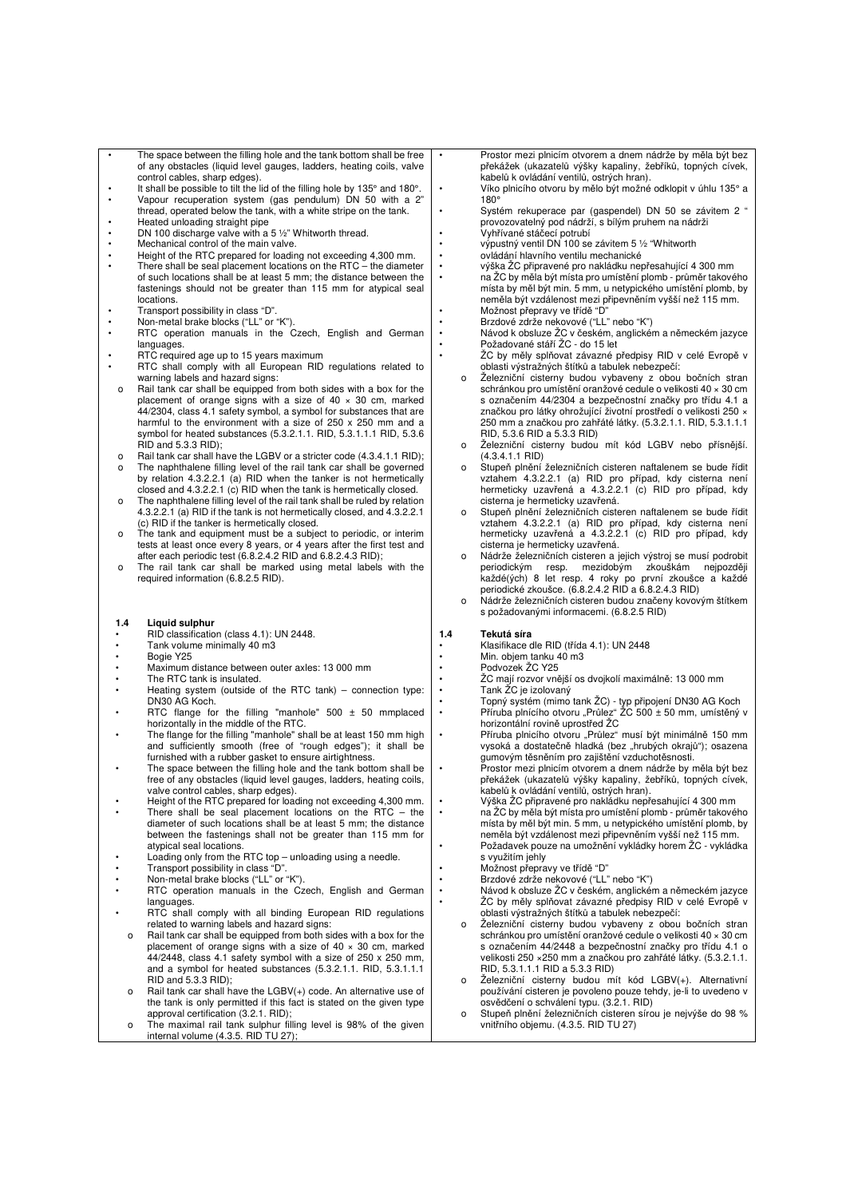| | |
|---|---|
| • The space between the filling hole and the tank bottom shall be free of any obstacles (liquid level gauges, ladders, heating coils, valve control cables, sharp edges).<br>• It shall be possible to tilt the lid of the filling hole by 135° and 180°.<br>• Vapour recuperation system (gas pendulum) DN 50 with a 2" thread, operated below the tank, with a white stripe on the tank.<br>• Heated unloading straight pipe<br>• DN 100 discharge valve with a 5 ½" Whitworth thread.<br>• Mechanical control of the main valve.<br>• Height of the RTC prepared for loading not exceeding 4,300 mm.<br>• There shall be seal placement locations on the RTC – the diameter of such locations shall be at least 5 mm; the distance between the fastenings should not be greater than 115 mm for atypical seal locations.<br>• Transport possibility in class "D".<br>• Non-metal brake blocks ("LL" or "K").<br>• RTC operation manuals in the Czech, English and German languages.<br>• RTC required age up to 15 years maximum<br>• RTC shall comply with all European RID regulations related to warning labels and hazard signs:<br>  o Rail tank car shall be equipped from both sides with a box for the placement of orange signs with a size of 40 × 30 cm, marked 44/2304, class 4.1 safety symbol, a symbol for substances that are harmful to the environment with a size of 250 x 250 mm and a symbol for heated substances (5.3.2.1.1. RID, 5.3.1.1.1 RID, 5.3.6 RID and 5.3.3 RID);<br>  o Rail tank car shall have the LGBV or a stricter code (4.3.4.1.1 RID);<br>  o The naphthalene filling level of the rail tank car shall be governed by relation 4.3.2.2.1 (a) RID when the tanker is not hermetically closed and 4.3.2.2.1 (c) RID when the tank is hermetically closed.<br>  o The naphthalene filling level of the rail tank car shall be ruled by relation 4.3.2.2.1 (a) RID if the tank is not hermetically closed, and 4.3.2.2.1 (c) RID if the tanker is hermetically closed.<br>  o The tank and equipment must be a subject to periodic, or interim tests at least once every 8 years, or 4 years after the first test and after each periodic test (6.8.2.4.2 RID and 6.8.2.4.3 RID);<br>  o The rail tank car shall be marked using metal labels with the required information (6.8.2.5 RID). | • Prostor mezi plnicím otvorem a dnem nádrže by měla být bez překážek (ukazatelů výšky kapaliny, žebříků, topných cívek, kabelů k ovládání ventilů, ostrých hran).<br>• Víko plnicího otvoru by mělo být možné odklopit v úhlu 135° a 180°<br>• Systém rekuperace par (gaspendel) DN 50 se závitem 2 " provozovatelný pod nádrží, s bílým pruhem na nádrži<br>• Vyhřívané stáčecí potrubí<br>• výpustný ventil DN 100 se závitem 5 ½ "Whitworth<br>• ovládání hlavního ventilu mechanické<br>• výška ŽC připravené pro nakládku nepřesahující 4 300 mm<br>• na ŽC by měla být místa pro umístění plomb - průměr takového místa by měl být min. 5 mm, u netypického umístění plomb, by neměla být vzdálenost mezi připevněním vyšší než 115 mm.<br>• Možnost přepravy ve třídě "D"<br>• Brzdové zdrže nekovové ("LL" nebo "K")<br>• Návod k obsluze ŽC v českém, anglickém a německém jazyce<br>• Požadované stáří ŽC - do 15 let<br>• ŽC by měly splňovat závazné předpisy RID v celé Evropě v oblasti výstražných štítků a tabulek nebezpečí:<br>  o Železniční cisterny budou vybaveny z obou bočních stran schránkou pro umístění oranžové cedule o velikosti 40 × 30 cm s označením 44/2304 a bezpečnostní značky pro třídu 4.1 a značkou pro látky ohrožující životní prostředí o velikosti 250 × 250 mm a značkou pro zahřáté látky. (5.3.2.1.1. RID, 5.3.1.1.1 RID, 5.3.6 RID a 5.3.3 RID)<br>  o Železniční cisterny budou mít kód LGBV nebo přísnější. (4.3.4.1.1 RID)<br>  o Stupeň plnění železničních cisteren naftalenem se bude řídit vztahem 4.3.2.2.1 (a) RID pro případ, kdy cisterna není hermeticky uzavřená a 4.3.2.2.1 (c) RID pro případ, kdy cisterna je hermeticky uzavřená.<br>  o Stupeň plnění železničních cisteren naftalenem se bude řídit vztahem 4.3.2.2.1 (a) RID pro případ, kdy cisterna není hermeticky uzavřená a 4.3.2.2.1 (c) RID pro případ, kdy cisterna je hermeticky uzavřená.<br>  o Nádrže železničních cisteren a jejich výstroj se musí podrobit periodickým resp. mezidobým zkouškám nejpozději každé(ých) 8 let resp. 4 roky po první zkoušce a každé periodické zkoušce. (6.8.2.4.2 RID a 6.8.2.4.3 RID)<br>  o Nádrže železničních cisteren budou značeny kovovým štítkem s požadovanými informacemi. (6.8.2.5 RID) |
| **1.4 Liquid sulphur**<br>• RID classification (class 4.1): UN 2448.<br>• Tank volume minimally 40 m3<br>• Bogie Y25<br>• Maximum distance between outer axles: 13 000 mm<br>• The RTC tank is insulated.<br>• Heating system (outside of the RTC tank) – connection type: DN30 AG Koch.<br>• RTC flange for the filling "manhole" 500 ± 50 mmplaced horizontally in the middle of the RTC.<br>• The flange for the filling "manhole" shall be at least 150 mm high and sufficiently smooth (free of "rough edges"); it shall be furnished with a rubber gasket to ensure airtightness.<br>• The space between the filling hole and the tank bottom shall be free of any obstacles (liquid level gauges, ladders, heating coils, valve control cables, sharp edges).<br>• Height of the RTC prepared for loading not exceeding 4,300 mm.<br>• There shall be seal placement locations on the RTC – the diameter of such locations shall be at least 5 mm; the distance between the fastenings shall not be greater than 115 mm for atypical seal locations.<br>• Loading only from the RTC top – unloading using a needle.<br>• Transport possibility in class "D".<br>• Non-metal brake blocks ("LL" or "K").<br>• RTC operation manuals in the Czech, English and German languages.<br>• RTC shall comply with all binding European RID regulations related to warning labels and hazard signs:<br>  o Rail tank car shall be equipped from both sides with a box for the placement of orange signs with a size of 40 × 30 cm, marked 44/2448, class 4.1 safety symbol with a size of 250 x 250 mm, and a symbol for heated substances (5.3.2.1.1. RID, 5.3.1.1.1 RID and 5.3.3 RID);<br>  o Rail tank car shall have the LGBV(+) code. An alternative use of the tank is only permitted if this fact is stated on the given type approval certification (3.2.1. RID);<br>  o The maximal rail tank sulphur filling level is 98% of the given internal volume (4.3.5. RID TU 27); | **1.4 Tekutá síra**<br>• Klasifikace dle RID (třída 4.1): UN 2448<br>• Min. objem tanku 40 m3<br>• Podvozek ŽC Y25<br>• ŽC mají rozvor vnější os dvojkolí maximálně: 13 000 mm<br>• Tank ŽC je izolovaný<br>• Topný systém (mimo tank ŽC) - typ připojení DN30 AG Koch<br>• Příruba plnicího otvoru „Průlez" ŽC 500 ± 50 mm, umístěný v horizontální rovině uprostřed ŽC<br>• Příruba plnicího otvoru „Průlez" musí být minimálně 150 mm vysoká a dostatečně hladká (bez „hrubých okrajů"); osazena gumovým těsněním pro zajištění vzduchotěsnosti.<br>• Prostor mezi plnicím otvorem a dnem nádrže by měla být bez překážek (ukazatelů výšky kapaliny, žebříků, topných cívek, kabelů k ovládání ventilů, ostrých hran).<br>• Výška ŽC připravené pro nakládku nepřesahující 4 300 mm<br>• na ŽC by měla být místa pro umístění plomb - průměr takového místa by měl být min. 5 mm, u netypického umístění plomb, by neměla být vzdálenost mezi připevněním vyšší než 115 mm.<br>• Požadavek pouze na umožnění vykládky horem ŽC - vykládka s využitím jehly<br>• Možnost přepravy ve třídě "D"<br>• Brzdové zdrže nekovové ("LL" nebo "K")<br>• Návod k obsluze ŽC v českém, anglickém a německém jazyce<br>• ŽC by měly splňovat závazné předpisy RID v celé Evropě v oblasti výstražných štítků a tabulek nebezpečí:<br>  o Železniční cisterny budou vybaveny z obou bočních stran schránkou pro umístění oranžové cedule o velikosti 40 × 30 cm s označením 44/2448 a bezpečnostní značky pro třídu 4.1 o velikosti 250 ×250 mm a značkou pro zahřáté látky. (5.3.2.1.1. RID, 5.3.1.1.1 RID a 5.3.3 RID)<br>  o Železniční cisterny budou mít kód LGBV(+). Alternativní používání cisteren je povoleno pouze tehdy, je-li to uvedeno v osvědčení o schválení typu. (3.2.1. RID)<br>  o Stupeň plnění železničních cisteren sírou je nejvýše do 98 % vnitřního objemu. (4.3.5. RID TU 27) |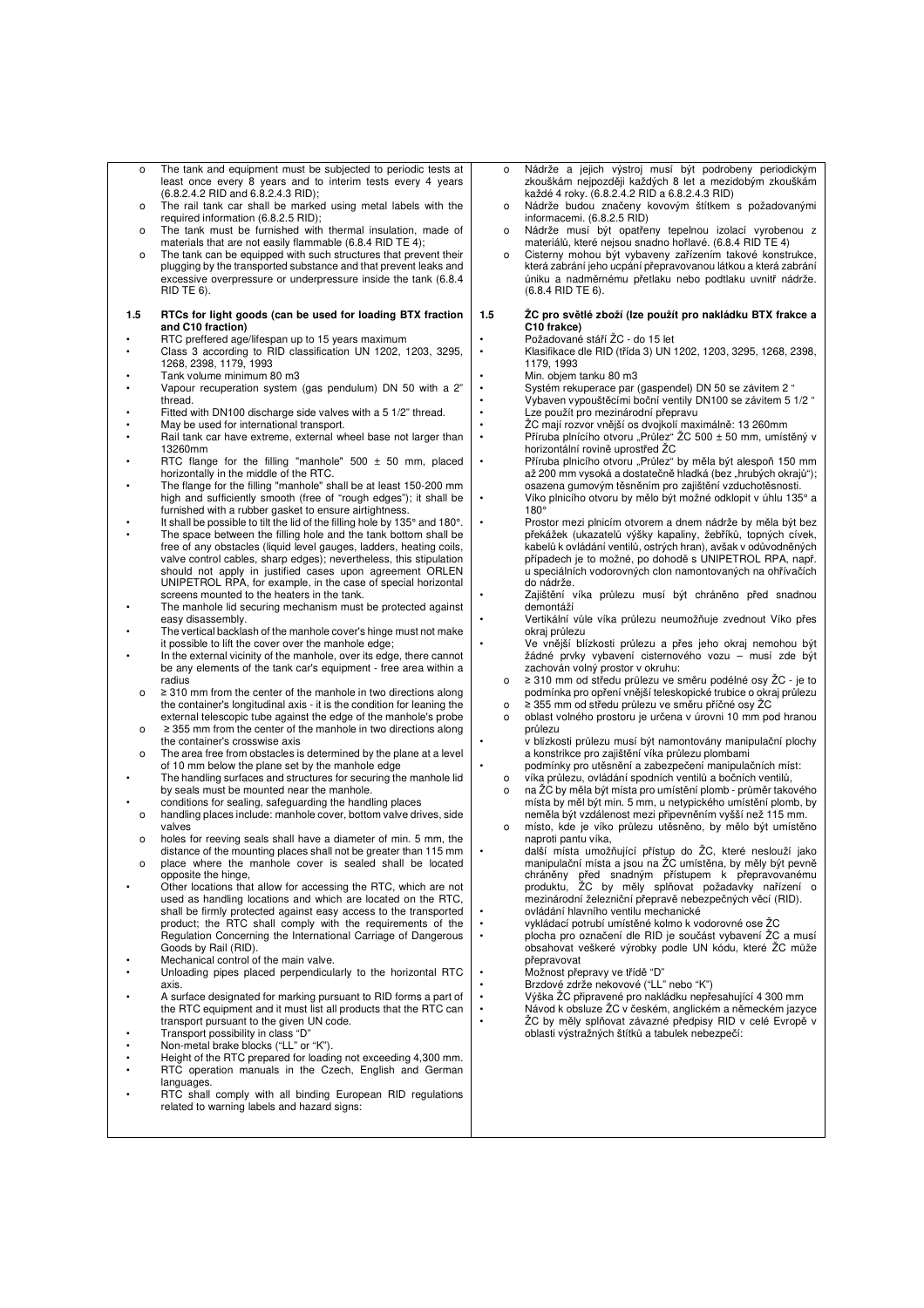- The tank and equipment must be subjected to periodic tests at least once every 8 years and to interim tests every 4 years (6.8.2.4.2 RID and 6.8.2.4.3 RID);
- The rail tank car shall be marked using metal labels with the required information (6.8.2.5 RID);
- The tank must be furnished with thermal insulation, made of materials that are not easily flammable (6.8.4 RID TE 4);
- The tank can be equipped with such structures that prevent their plugging by the transported substance and that prevent leaks and excessive overpressure or underpressure inside the tank (6.8.4 RID TE 6).

## 1.5 RTCs for light goods (can be used for loading BTX fraction and C10 fraction)

- RTC preffered age/lifespan up to 15 years maximum
- Class 3 according to RID classification UN 1202, 1203, 3295, 1268, 2398, 1179, 1993
- Tank volume minimum 80 m3
- Vapour recuperation system (gas pendulum) DN 50 with a 2" thread.
- Fitted with DN100 discharge side valves with a 5 1/2" thread.
- May be used for international transport.
- Rail tank car have extreme, external wheel base not larger than 13260mm
- RTC flange for the filling "manhole" 500 ± 50 mm, placed horizontally in the middle of the RTC.
- The flange for the filling "manhole" shall be at least 150-200 mm high and sufficiently smooth (free of "rough edges"); it shall be furnished with a rubber gasket to ensure airtightness.
- It shall be possible to tilt the lid of the filling hole by 135° and 180°.
- The space between the filling hole and the tank bottom shall be free of any obstacles (liquid level gauges, ladders, heating coils, valve control cables, sharp edges); nevertheless, this stipulation should not apply in justified cases upon agreement ORLEN UNIPETROL RPA, for example, in the case of special horizontal screens mounted to the heaters in the tank.
- The manhole lid securing mechanism must be protected against easy disassembly.
- The vertical backlash of the manhole cover's hinge must not make it possible to lift the cover over the manhole edge;
- In the external vicinity of the manhole, over its edge, there cannot be any elements of the tank car's equipment - free area within a radius
  - ≥ 310 mm from the center of the manhole in two directions along the container's longitudinal axis - it is the condition for leaning the external telescopic tube against the edge of the manhole's probe
  - ≥ 355 mm from the center of the manhole in two directions along the container's crosswise axis
  - The area free from obstacles is determined by the plane at a level of 10 mm below the plane set by the manhole edge
- The handling surfaces and structures for securing the manhole lid by seals must be mounted near the manhole.
- conditions for sealing, safeguarding the handling places
  - handling places include: manhole cover, bottom valve drives, side valves
  - holes for reeving seals shall have a diameter of min. 5 mm, the distance of the mounting places shall not be greater than 115 mm
  - place where the manhole cover is sealed shall be located opposite the hinge,
- Other locations that allow for accessing the RTC, which are not used as handling locations and which are located on the RTC, shall be firmly protected against easy access to the transported product; the RTC shall comply with the requirements of the Regulation Concerning the International Carriage of Dangerous Goods by Rail (RID).
- Mechanical control of the main valve.
- Unloading pipes placed perpendicularly to the horizontal RTC axis.
- A surface designated for marking pursuant to RID forms a part of the RTC equipment and it must list all products that the RTC can transport pursuant to the given UN code.
- Transport possibility in class "D"
- Non-metal brake blocks ("LL" or "K").
- Height of the RTC prepared for loading not exceeding 4,300 mm.
- RTC operation manuals in the Czech, English and German languages.
- RTC shall comply with all binding European RID regulations related to warning labels and hazard signs:

---

- Nádrže a jejich výstroj musí být podrobeny periodickým zkouškám nejpozději každých 8 let a mezidobým zkouškám každé 4 roky. (6.8.2.4.2 RID a 6.8.2.4.3 RID)
- Nádrže budou značeny kovovým štítkem s požadovanými informacemi. (6.8.2.5 RID)
- Nádrže musí být opatřeny tepelnou izolací vyrobenou z materiálů, které nejsou snadno hořlavé. (6.8.4 RID TE 4)
- Cisterny mohou být vybaveny zařízením takové konstrukce, která zabrání jeho ucpání přepravovanou látkou a která zabrání úniku a nadměrnému přetlaku nebo podtlaku uvnitř nádrže. (6.8.4 RID TE 6).

## 1.5 ŽC pro světlé zboží (lze použít pro nakládku BTX frakce a C10 frakce)

- Požadované stáří ŽC - do 15 let
- Klasifikace dle RID (třída 3) UN 1202, 1203, 3295, 1268, 2398, 1179, 1993
- Min. objem tanku 80 m3
- Systém rekuperace par (gaspendel) DN 50 se závitem 2 "
- Vybaven vypouštěcími boční ventily DN100 se závitem 5 1/2 "
- Lze použít pro mezinárodní přepravu
- ŽC mají rozvor vnější os dvojkolí maximálně: 13 260mm
- Příruba plnícího otvoru „Průlez" ŽC 500 ± 50 mm, umístěný v horizontální rovině uprostřed ŽC
- Příruba plnicího otvoru „Průlez" by měla být alespoň 150 mm až 200 mm vysoká a dostatečně hladká (bez „hrubých okrajů"); osazena gumovým těsněním pro zajištění vzduchotěsnosti.
- Víko plnicího otvoru by mělo být možné odklopit v úhlu 135° a 180°
- Prostor mezi plnicím otvorem a dnem nádrže by měla být bez překážek (ukazatelů výšky kapaliny, žebříků, topných cívek, kabelů k ovládání ventilů, ostrých hran), avšak v odůvodněných případech je to možné, po dohodě s UNIPETROL RPA, např. u speciálních vodorovných clon namontovaných na ohřívačích do nádrže.
- Zajištění víka průlezu musí být chráněno před snadnou demontáží
- Vertikální vůle víka průlezu neumožňuje zvednout Víko přes okraj průlezu
- Ve vnější blízkosti průlezu a přes jeho okraj nemohou být žádné prvky vybavení cisternového vozu – musí zde být zachován volný prostor v okruhu:
  - ≥ 310 mm od středu průlezu ve směru podélné osy ŽC - je to podmínka pro opření vnější teleskopické trubice o okraj průlezu
  - ≥ 355 mm od středu průlezu ve směru příčné osy ŽC
  - oblast volného prostoru je určena v úrovni 10 mm pod hranou průlezu
- v blízkosti průlezu musí být namontovány manipulační plochy a konstrikce pro zajištění víka průlezu plombami
- podmínky pro utěsnění a zabezpečení manipulačních míst:
  - víka průlezu, ovládání spodních ventilů a bočních ventilů,
  - na ŽC by měla být místa pro umístění plomb - průměr takového místa by měl být min. 5 mm, u netypického umístění plomb, by neměla být vzdálenost mezi připevněním vyšší než 115 mm.
  - místo, kde je víko průlezu utěsněno, by mělo být umístěno naproti pantu víka,
- další místa umožňující přístup do ŽC, které neslouží jako manipulační místa a jsou na ŽC umístěna, by měly být pevně chráněny před snadným přístupem k přepravovanému produktu, ŽC by měly splňovat požadavky nařízení o mezinárodní železniční přepravě nebezpečných věcí (RID).
- ovládání hlavního ventilu mechanické
- vykládací potrubí umístěné kolmo k vodorovné ose ŽC
- plocha pro označení dle RID je součást vybavení ŽC a musí obsahovat veškeré výrobky podle UN kódu, které ŽC může přepravovat
- Možnost přepravy ve třídě "D"
- Brzdové zdrže nekovové ("LL" nebo "K")
- Výška ŽC připravené pro nakládku nepřesahující 4 300 mm
- Návod k obsluze ŽC v českém, anglickém a německém jazyce
- ŽC by měly splňovat závazné předpisy RID v celé Evropě v oblasti výstražných štítků a tabulek nebezpečí: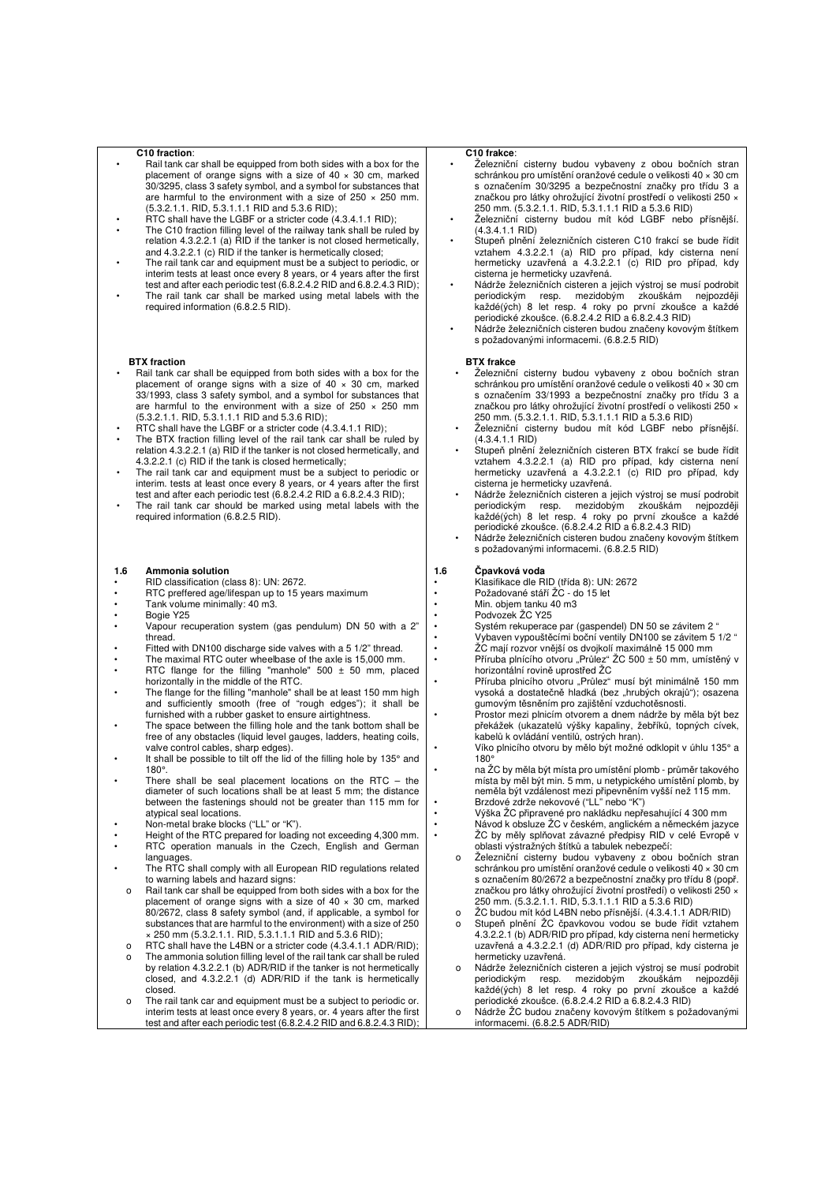**C10 fraction**:

- Rail tank car shall be equipped from both sides with a box for the placement of orange signs with a size of 40 × 30 cm, marked 30/3295, class 3 safety symbol, and a symbol for substances that are harmful to the environment with a size of 250 × 250 mm. (5.3.2.1.1. RID, 5.3.1.1.1 RID and 5.3.6 RID);
- RTC shall have the LGBF or a stricter code (4.3.4.1.1 RID);
- The C10 fraction filling level of the railway tank shall be ruled by relation 4.3.2.2.1 (a) RID if the tanker is not closed hermetically, and 4.3.2.2.1 (c) RID if the tanker is hermetically closed;
- The rail tank car and equipment must be a subject to periodic, or interim tests at least once every 8 years, or 4 years after the first test and after each periodic test (6.8.2.4.2 RID and 6.8.2.4.3 RID);
- The rail tank car shall be marked using metal labels with the required information (6.8.2.5 RID).

**C10 frakce**:

- Železniční cisterny budou vybaveny z obou bočních stran schránkou pro umístění oranžové cedule o velikosti 40 × 30 cm s označením 30/3295 a bezpečnostní značky pro třídu 3 a značkou pro látky ohrožující životní prostředí o velikosti 250 × 250 mm. (5.3.2.1.1. RID, 5.3.1.1.1 RID a 5.3.6 RID)
- Železniční cisterny budou mít kód LGBF nebo přísnější. (4.3.4.1.1 RID)
- Stupeň plnění železničních cisteren C10 frakcí se bude řídit vztahem 4.3.2.2.1 (a) RID pro případ, kdy cisterna není hermeticky uzavřená a 4.3.2.2.1 (c) RID pro případ, kdy cisterna je hermeticky uzavřená.
- Nádrže železničních cisteren a jejich výstroj se musí podrobit periodickým resp. mezidobým zkouškám nejpozději každé(ých) 8 let resp. 4 roky po první zkoušce a každé periodické zkoušce. (6.8.2.4.2 RID a 6.8.2.4.3 RID)
- Nádrže železničních cisteren budou značeny kovovým štítkem s požadovanými informacemi. (6.8.2.5 RID)

**BTX fraction**

- Rail tank car shall be equipped from both sides with a box for the placement of orange signs with a size of 40 × 30 cm, marked 33/1993, class 3 safety symbol, and a symbol for substances that are harmful to the environment with a size of 250 × 250 mm (5.3.2.1.1. RID, 5.3.1.1.1 RID and 5.3.6 RID);
- RTC shall have the LGBF or a stricter code (4.3.4.1.1 RID);
- The BTX fraction filling level of the rail tank car shall be ruled by relation 4.3.2.2.1 (a) RID if the tanker is not closed hermetically, and 4.3.2.2.1 (c) RID if the tank is closed hermetically;
- The rail tank car and equipment must be a subject to periodic or interim. tests at least once every 8 years, or 4 years after the first test and after each periodic test (6.8.2.4.2 RID a 6.8.2.4.3 RID);
- The rail tank car should be marked using metal labels with the required information (6.8.2.5 RID).

**BTX frakce**

- Železniční cisterny budou vybaveny z obou bočních stran schránkou pro umístění oranžové cedule o velikosti 40 × 30 cm s označením 33/1993 a bezpečnostní značky pro třídu 3 a značkou pro látky ohrožující životní prostředí o velikosti 250 × 250 mm. (5.3.2.1.1. RID, 5.3.1.1.1 RID a 5.3.6 RID)
- Železniční cisterny budou mít kód LGBF nebo přísnější. (4.3.4.1.1 RID)
- Stupeň plnění železničních cisteren BTX frakcí se bude řídit vztahem 4.3.2.2.1 (a) RID pro případ, kdy cisterna není hermeticky uzavřená a 4.3.2.2.1 (c) RID pro případ, kdy cisterna je hermeticky uzavřená.
- Nádrže železničních cisteren a jejich výstroj se musí podrobit periodickým resp. mezidobým zkouškám nejpozději každé(ých) 8 let resp. 4 roky po první zkoušce a každé periodické zkoušce. (6.8.2.4.2 RID a 6.8.2.4.3 RID)
- Nádrže železničních cisteren budou značeny kovovým štítkem s požadovanými informacemi. (6.8.2.5 RID)

## 1.6 Ammonia solution

- RID classification (class 8): UN: 2672.
- RTC preffered age/lifespan up to 15 years maximum
- Tank volume minimally: 40 m3.
- Bogie Y25
- Vapour recuperation system (gas pendulum) DN 50 with a 2" thread.
- Fitted with DN100 discharge side valves with a 5 1/2" thread.
- The maximal RTC outer wheelbase of the axle is 15,000 mm.
- RTC flange for the filling "manhole" 500 ± 50 mm, placed horizontally in the middle of the RTC.
- The flange for the filling "manhole" shall be at least 150 mm high and sufficiently smooth (free of "rough edges"); it shall be furnished with a rubber gasket to ensure airtightness.
- The space between the filling hole and the tank bottom shall be free of any obstacles (liquid level gauges, ladders, heating coils, valve control cables, sharp edges).
- It shall be possible to tilt off the lid of the filling hole by 135° and 180°.
- There shall be seal placement locations on the RTC – the diameter of such locations shall be at least 5 mm; the distance between the fastenings should not be greater than 115 mm for atypical seal locations.
- Non-metal brake blocks ("LL" or "K").
- Height of the RTC prepared for loading not exceeding 4,300 mm.
- RTC operation manuals in the Czech, English and German languages.
- The RTC shall comply with all European RID regulations related to warning labels and hazard signs:
  - Rail tank car shall be equipped from both sides with a box for the placement of orange signs with a size of 40 × 30 cm, marked 80/2672, class 8 safety symbol (and, if applicable, a symbol for substances that are harmful to the environment) with a size of 250 × 250 mm (5.3.2.1.1. RID, 5.3.1.1.1 RID and 5.3.6 RID);
  - RTC shall have the L4BN or a stricter code (4.3.4.1.1 ADR/RID);
  - The ammonia solution filling level of the rail tank car shall be ruled by relation 4.3.2.2.1 (b) ADR/RID if the tanker is not hermetically closed, and 4.3.2.2.1 (d) ADR/RID if the tank is hermetically closed.
  - The rail tank car and equipment must be a subject to periodic or. interim tests at least once every 8 years, or. 4 years after the first test and after each periodic test (6.8.2.4.2 RID and 6.8.2.4.3 RID);

## 1.6 Čpavková voda

- Klasifikace dle RID (třída 8): UN: 2672
- Požadované stáří ŽC - do 15 let
- Min. objem tanku 40 m3
- Podvozek ŽC Y25
- Systém rekuperace par (gaspendel) DN 50 se závitem 2 "
- Vybaven vypouštěcími boční ventily DN100 se závitem 5 1/2 "
- ŽC mají rozvor vnější os dvojkolí maximálně 15 000 mm
- Příruba plnícího otvoru „Průlez" ŽC 500 ± 50 mm, umístěný v horizontální rovině uprostřed ŽC
- Příruba plnicího otvoru „Průlez" musí být minimálně 150 mm vysoká a dostatečně hladká (bez „hrubých okrajů"); osazena gumovým těsněním pro zajištění vzduchotěsnosti.
- Prostor mezi plnicím otvorem a dnem nádrže by měla být bez překážek (ukazatelů výšky kapaliny, žebříků, topných cívek, kabelů k ovládání ventilů, ostrých hran).
- Víko plnicího otvoru by mělo být možné odklopit v úhlu 135° a 180°
- na ŽC by měla být místa pro umístění plomb - průměr takového místa by měl být min. 5 mm, u netypického umístění plomb, by neměla být vzdálenost mezi připevněním vyšší než 115 mm.
- Brzdové zdrže nekovové ("LL" nebo "K")
- Výška ŽC připravené pro nakládku nepřesahující 4 300 mm
- Návod k obsluze ŽC v českém, anglickém a německém jazyce
- ŽC by měly splňovat závazné předpisy RID v celé Evropě v oblasti výstražných štítků a tabulek nebezpečí:
  - Železniční cisterny budou vybaveny z obou bočních stran schránkou pro umístění oranžové cedule o velikosti 40 × 30 cm s označením 80/2672 a bezpečnostní značky pro třídu 8 (popř. značkou pro látky ohrožující životní prostředí) o velikosti 250 × 250 mm. (5.3.2.1.1. RID, 5.3.1.1.1 RID a 5.3.6 RID)
  - ŽC budou mít kód L4BN nebo přísnější. (4.3.4.1.1 ADR/RID)
  - Stupeň plnění ŽC čpavkovou vodou se bude řídit vztahem 4.3.2.2.1 (b) ADR/RID pro případ, kdy cisterna není hermeticky uzavřená a 4.3.2.2.1 (d) ADR/RID pro případ, kdy cisterna je hermeticky uzavřená.
  - Nádrže železničních cisteren a jejich výstroj se musí podrobit periodickým resp. mezidobým zkouškám nejpozději každé(ých) 8 let resp. 4 roky po první zkoušce a každé periodické zkoušce. (6.8.2.4.2 RID a 6.8.2.4.3 RID)
  - Nádrže ŽC budou značeny kovovým štítkem s požadovanými informacemi. (6.8.2.5 ADR/RID)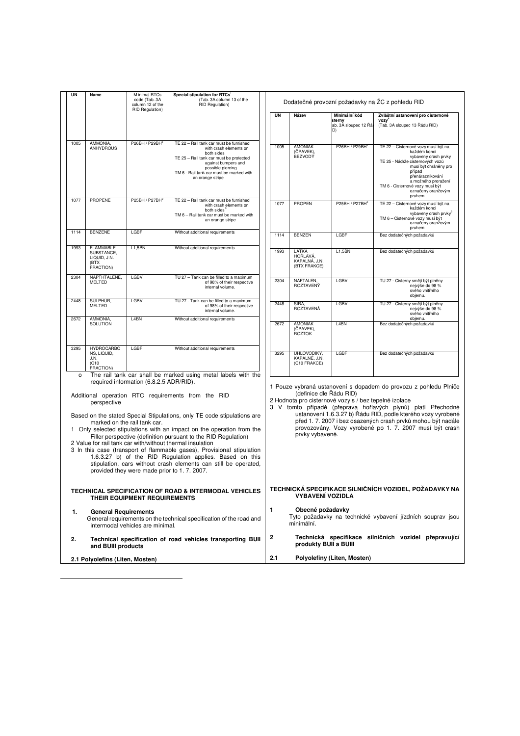| UN | Name | Minimal RTCs code (Tab. 3A column 12 of the RID Regulation) | Special stipulation for RTCs[1] (Tab. 3A column 13 of the RID Regulation) |
|---|---|---|---|
| 1005 | AMMONIA, ANHYDROUS | P26BH / P29BH[2] | TE 22 – Rail tank car must be furnished with crash elements on both sides<br>TE 25 – Rail tank car must be protected against bumpers and possible piercing<br>TM 6 - Rail tank car must be marked with an orange stripe |
| 1077 | PROPENE | P25BH / P27BH[2] | TE 22 – Rail tank car must be furnished with crash elements on both sides[3]<br>TM 6 – Rail tank car must be marked with an orange stripe |
| 1114 | BENZENE | LGBF | Without additional requirements |
| 1993 | FLAMMABLE SUBSTANCE, LIQUID, J.N. (BTX FRACTION) | L1,5BN | Without additional requirements |
| 2304 | NAPTHTALENE, MELTED | LGBV | TU 27 – Tank can be filled to a maximum of 98% of their respective internal volume. |
| 2448 | SULPHUR, MELTED | LGBV | TU 27 - Tank can be filled to a maximum of 98% of their respective internal volume. |
| 2672 | AMMONIA, SOLUTION | L4BN | Without additional requirements |
| 3295 | HYDROCARBONS, LIQUID, J.N. (C10 FRACTION) | LGBF | Without additional requirements |

- The rail tank car shall be marked using metal labels with the required information (6.8.2.5 ADR/RID).

Additional operation RTC requirements from the RID perspective

Based on the stated Special Stipulations, only TE code stipulations are marked on the rail tank car.

1 Only selected stipulations with an impact on the operation from the Filler perspective (definition pursuant to the RID Regulation)

2 Value for rail tank car with/without thermal insulation

3 In this case (transport of flammable gases), Provisional stipulation 1.6.3.27 b) of the RID Regulation applies. Based on this stipulation, cars without crash elements can still be operated, provided they were made prior to 1. 7. 2007.

## TECHNICAL SPECIFICATION OF ROAD & INTERMODAL VEHICLES THEIR EQUIPMENT REQUIREMENTS

### 1. General Requirements

General requirements on the technical specification of the road and intermodal vehicles are minimal.

### 2. Technical specification of road vehicles transporting BUII and BUIII products

#### 2.1 Polyolefins (Liten, Mosten)

---

Dodatečné provozní požadavky na ŽC z pohledu RID

| UN | Název | Minimální kód cisterny (Tab. 3A sloupec 12 Řádu RID) | Zvláštní ustanovení pro cisternové vozy[1] (Tab. 3A sloupec 13 Řádu RID) |
|---|---|---|---|
| 1005 | AMONIAK (ČPAVEK), BEZVODÝ | P26BH / P29BH[2] | TE 22 – Cisternové vozy musí být na každém konci vybaveny crash prvky<br>TE 25 - Nádrže cisternových vozů musí být chráněny pro případ přenárazníkování a možného proražení<br>TM 6 - Cisternové vozy musí být označeny oranžovým pruhem |
| 1077 | PROPEN | P25BH / P27BH[2] | TE 22 – Cisternové vozy musí být na každém konci vybaveny crash prvky[3]<br>TM 6 – Cisternové vozy musí být označeny oranžovým pruhem |
| 1114 | BENZEN | LGBF | Bez dodatečných požadavků |
| 1993 | LÁTKA HOŘLAVÁ, KAPALNÁ, J.N. (BTX FRAKCE) | L1,5BN | Bez dodatečných požadavků |
| 2304 | NAFTALEN, ROZTAVENÝ | LGBV | TU 27 - Cisterny smějí být plněny nejvýše do 98 % svého vnitřního objemu. |
| 2448 | SÍRA, ROZTAVENÁ | LGBV | TU 27 - Cisterny smějí být plněny nejvýše do 98 % svého vnitřního objemu. |
| 2672 | AMONIAK (ČPAVEK), ROZTOK | L4BN | Bez dodatečných požadavků |
| 3295 | UHLOVODÍKY, KAPALNÉ, J.N. (C10 FRAKCE) | LGBF | Bez dodatečných požadavků |

1 Pouze vybraná ustanovení s dopadem do provozu z pohledu Plniče (definice dle Řádu RID)

2 Hodnota pro cisternové vozy s / bez tepelné izolace

3 V tomto případě (přeprava hořlavých plynů) platí Přechodné ustanovení 1.6.3.27 b) Řádu RID, podle kterého vozy vyrobené před 1. 7. 2007 i bez osazených crash prvků mohou být nadále provozovány. Vozy vyrobené po 1. 7. 2007 musí být crash prvky vybavené.

## TECHNICKÁ SPECIFIKACE SILNIČNÍCH VOZIDEL, POŽADAVKY NA VYBAVENÍ VOZIDLA

### 1 Obecné požadavky

Tyto požadavky na technické vybavení jízdních souprav jsou minimální.

### 2 Technická specifikace silničních vozidel přepravující produkty BUII a BUIII

#### 2.1 Polyolefiny (Liten, Mosten)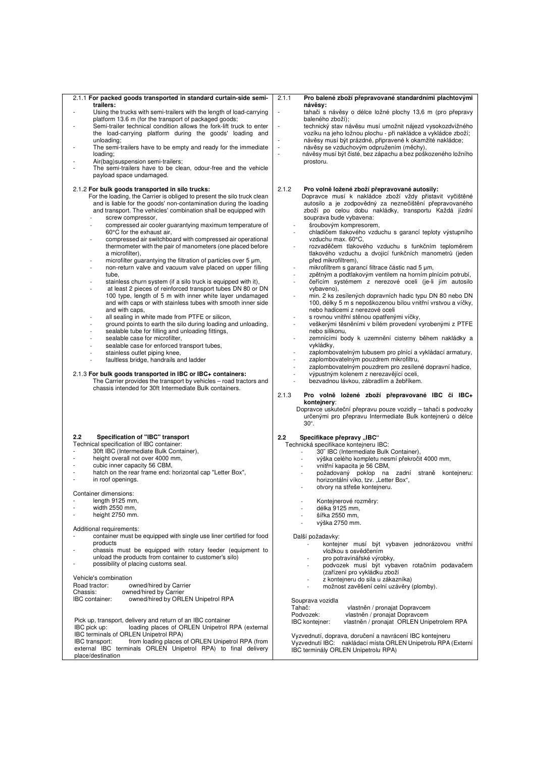### 2.1.1 For packed goods transported in standard curtain-side semi-trailers:

- Using the trucks with semi-trailers with the length of load-carrying platform 13.6 m (for the transport of packaged goods;
- Semi-trailer technical condition allows the fork-lift truck to enter the load-carrying platform during the goods' loading and unloading;
- The semi-trailers have to be empty and ready for the immediate loading;
- Air(bag)suspension semi-trailers;
- The semi-trailers have to be clean, odour-free and the vehicle payload space undamaged.

### 2.1.2 For bulk goods transported in silo trucks:

For the loading, the Carrier is obliged to present the silo truck clean and is liable for the goods' non-contamination during the loading and transport. The vehicles' combination shall be equipped with

- screw compressor,
- compressed air cooler guarantying maximum temperature of 60°C for the exhaust air,
- compressed air switchboard with compressed air operational thermometer with the pair of manometers (one placed before a microfilter),
- microfilter guarantying the filtration of particles over 5 μm,
- non-return valve and vacuum valve placed on upper filling tube,
- stainless churn system (if a silo truck is equipped with it),
- at least 2 pieces of reinforced transport tubes DN 80 or DN 100 type, length of 5 m with inner white layer undamaged and with caps or with stainless tubes with smooth inner side and with caps,
- all sealing in white made from PTFE or silicon,
- ground points to earth the silo during loading and unloading,
- sealable tube for filling and unloading fittings,
- sealable case for microfilter,
- sealable case for enforced transport tubes,
- stainless outlet piping knee,
- faultless bridge, handrails and ladder

### 2.1.3 For bulk goods transported in IBC or IBC+ containers:

The Carrier provides the transport by vehicles – road tractors and chassis intended for 30ft Intermediate Bulk containers.

## 2.2 Specification of "IBC" transport

Technical specification of IBC container:

- 30ft IBC (Intermediate Bulk Container),
- height overall not over 4000 mm,
- cubic inner capacity 56 CBM,
- hatch on the rear frame end: horizontal cap "Letter Box",
- in roof openings.

Container dimensions:

- length 9125 mm,
- width 2550 mm,
- height 2750 mm.

Additional requirements:

- container must be equipped with single use liner certified for food products
- chassis must be equipped with rotary feeder (equipment to unload the products from container to customer's silo)
- possibility of placing customs seal.

Vehicle's combination

Road tractor: owned/hired by Carrier
Chassis: owned/hired by Carrier
IBC container: owned/hired by ORLEN Unipetrol RPA

Pick up, transport, delivery and return of an IBC container

IBC pick up: loading places of ORLEN Unipetrol RPA (external IBC terminals of ORLEN Unipetrol RPA)

IBC transport: from loading places of ORLEN Unipetrol RPA (from external IBC terminals ORLEN Unipetrol RPA) to final delivery place/destination

---

### 2.1.1 Pro balené zboží přepravované standardními plachtovými návěsy:

- tahači s návěsy o délce ložné plochy 13,6 m (pro přepravy baleného zboží);
- technický stav návěsu musí umožnit nájezd vysokozdvižného vozíku na jeho ložnou plochu - při nakládce a vykládce zboží;
- návěsy musí být prázdné, připravené k okamžité nakládce;
- návěsy se vzduchovým odpružením (měchy),
- návěsy musí být čisté, bez zápachu a bez poškozeného ložního prostoru.

### 2.1.2 Pro volně ložené zboží přepravované autosily:

Dopravce musí k nakládce zboží vždy přistavit vyčištěné autosilo a je zodpovědný za neznečištění přepravovaného zboží po celou dobu nakládky, transportu Každá jízdní souprava bude vybavena:

- šroubovým kompresorem,
- chladičem tlakového vzduchu s garancí teploty výstupního vzduchu max. 60°C,
- rozvaděčem tlakového vzduchu s funkčním teploměrem tlakového vzduchu a dvojicí funkčních manometrů (jeden před mikrofiltrem),
- mikrofiltrem s garancí filtrace částic nad 5 μm,
- zpětným a podtlakovým ventilem na horním plnícím potrubí,
- čeřícím systémem z nerezové oceli (je-li jím autosilo vybaveno),
- min. 2 ks zesílených dopravních hadic typu DN 80 nebo DN 100, délky 5 m s nepoškozenou bílou vnitřní vrstvou a víčky, nebo hadicemi z nerezové oceli
- s rovnou vnitřní stěnou opatřenými víčky,
- veškerými těsněními v bílém provedení vyrobenými z PTFE nebo silikonu,
- zemnícími body k uzemnění cisterny během nakládky a vykládky,
- zaplombovatelným tubusem pro plnící a vykládací armatury,
- zaplombovatelným pouzdrem mikrofiltru,
- zaplombovatelným pouzdrem pro zesílené dopravní hadice,
- výpustným kolenem z nerezavějící oceli,
- bezvadnou lávkou, zábradlím a žebříkem.

### 2.1.3 Pro volně ložené zboží přepravované IBC či IBC+ kontejnery:

Dopravce uskuteční přepravu pouze vozidly – tahači s podvozky určenými pro přepravu Intermediate Bulk kontejnerů o délce 30".

## 2.2 Specifikace přepravy „IBC"

Technická specifikace kontejneru IBC:

- 30" IBC (Intermediate Bulk Container),
- výška celého kompletu nesmí překročit 4000 mm,
- vnitřní kapacita je 56 CBM,
- požadovaný poklop na zadní straně kontejneru: horizontální víko, tzv. „Letter Box",
- otvory na střeše kontejneru.

- Kontejnerové rozměry:
- délka 9125 mm,
- šířka 2550 mm,
- výška 2750 mm.

Další požadavky:

- kontejner musí být vybaven jednorázovou vnitřní vložkou s osvědčením
- pro potravinářské výrobky,
- podvozek musí být vybaven rotačním podavačem (zařízení pro vykládku zboží z kontejneru do sila u zákazníka)
- možnost zavěšení celní uzávěry (plomby).

Souprava vozidla

Tahač: vlastněn / pronajat Dopravcem
Podvozek: vlastněn / pronajat Dopravcem
IBC kontejner: vlastněn / pronajat ORLEN Unipetrolem RPA

Vyzvednutí, doprava, doručení a navrácení IBC kontejneru

Vyzvednutí IBC: nakládací místa ORLEN Unipetrolu RPA (Externí IBC terminály ORLEN Unipetrolu RPA)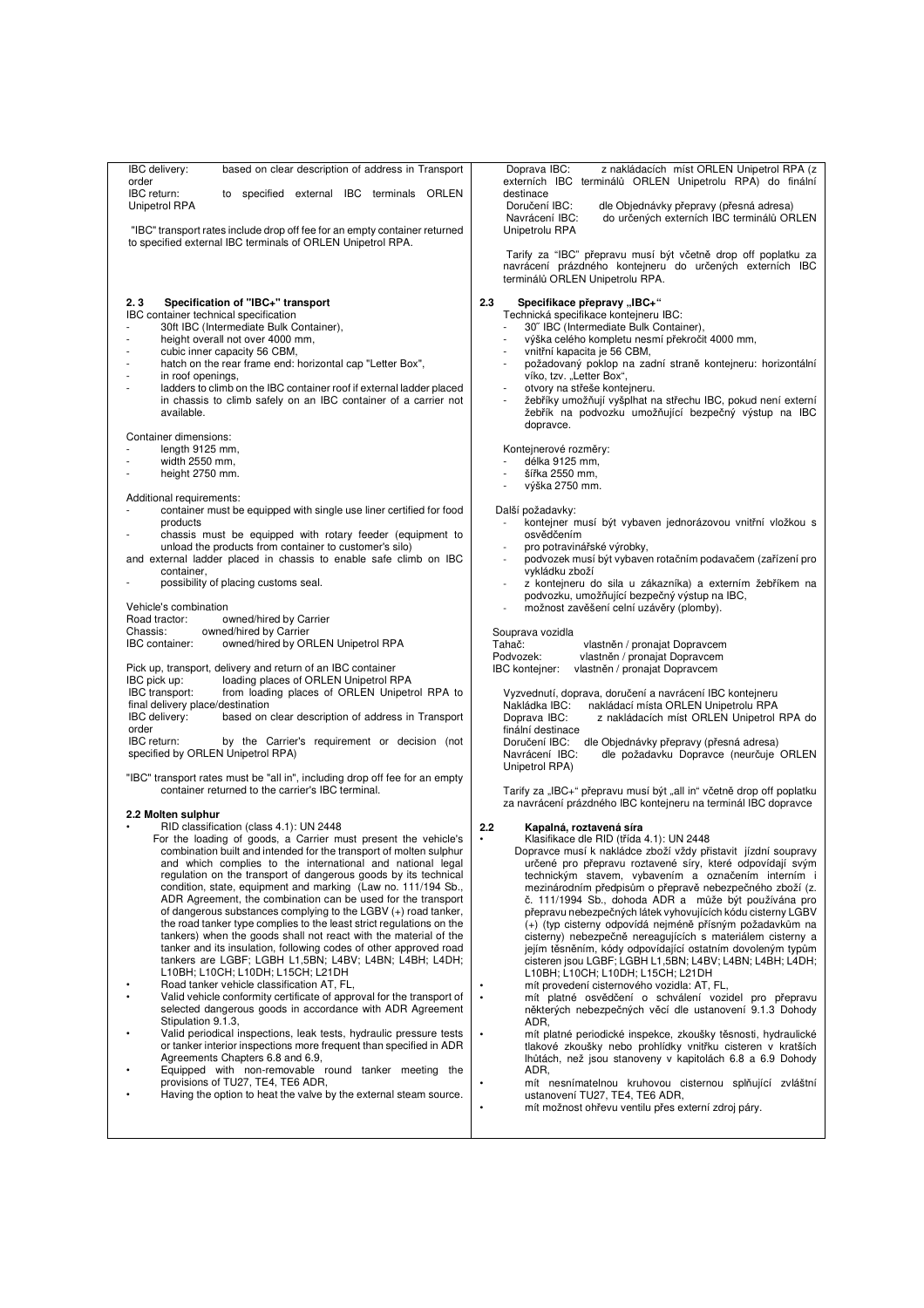IBC delivery: based on clear description of address in Transport order
IBC return: to specified external IBC terminals ORLEN Unipetrol RPA

"IBC" transport rates include drop off fee for an empty container returned to specified external IBC terminals of ORLEN Unipetrol RPA.

### 2.3 Specification of "IBC+" transport

IBC container technical specification

- 30ft IBC (Intermediate Bulk Container),
- height overall not over 4000 mm,
- cubic inner capacity 56 CBM,
- hatch on the rear frame end: horizontal cap "Letter Box",
- in roof openings,
- ladders to climb on the IBC container roof if external ladder placed in chassis to climb safely on an IBC container of a carrier not available.

Container dimensions:

- length 9125 mm,
- width 2550 mm,
- height 2750 mm.

Additional requirements:

- container must be equipped with single use liner certified for food products
- chassis must be equipped with rotary feeder (equipment to unload the products from container to customer's silo)

and external ladder placed in chassis to enable safe climb on IBC container,

- possibility of placing customs seal.

Vehicle's combination
Road tractor: owned/hired by Carrier
Chassis: owned/hired by Carrier
IBC container: owned/hired by ORLEN Unipetrol RPA

Pick up, transport, delivery and return of an IBC container
IBC pick up: loading places of ORLEN Unipetrol RPA
IBC transport: from loading places of ORLEN Unipetrol RPA to final delivery place/destination
IBC delivery: based on clear description of address in Transport order
IBC return: by the Carrier's requirement or decision (not specified by ORLEN Unipetrol RPA)

"IBC" transport rates must be "all in", including drop off fee for an empty container returned to the carrier's IBC terminal.

### 2.2 Molten sulphur

- RID classification (class 4.1): UN 2448

For the loading of goods, a Carrier must present the vehicle's combination built and intended for the transport of molten sulphur and which complies to the international and national legal regulation on the transport of dangerous goods by its technical condition, state, equipment and marking (Law no. 111/194 Sb., ADR Agreement, the combination can be used for the transport of dangerous substances complying to the LGBV (+) road tanker, the road tanker type complies to the least strict regulations on the tankers) when the goods shall not react with the material of the tanker and its insulation, following codes of other approved road tankers are LGBF; LGBH L1,5BN; L4BV; L4BN; L4BH; L4DH; L10BH; L10CH; L10DH; L15CH; L21DH

- Road tanker vehicle classification AT, FL,
- Valid vehicle conformity certificate of approval for the transport of selected dangerous goods in accordance with ADR Agreement Stipulation 9.1.3,
- Valid periodical inspections, leak tests, hydraulic pressure tests or tanker interior inspections more frequent than specified in ADR Agreements Chapters 6.8 and 6.9,
- Equipped with non-removable round tanker meeting the provisions of TU27, TE4, TE6 ADR,
- Having the option to heat the valve by the external steam source.

---

Doprava IBC: z nakládacích míst ORLEN Unipetrol RPA (z externích IBC terminálů ORLEN Unipetrolu RPA) do finální destinace
Doručení IBC: dle Objednávky přepravy (přesná adresa)
Navrácení IBC: do určených externích IBC terminálů ORLEN Unipetrolu RPA

Tarify za "IBC" přepravu musí být včetně drop off poplatku za navrácení prázdného kontejneru do určených externích IBC terminálů ORLEN Unipetrolu RPA.

### 2.3 Specifikace přepravy „IBC+"

Technická specifikace kontejneru IBC:

- 30" IBC (Intermediate Bulk Container),
- výška celého kompletu nesmí překročit 4000 mm,
- vnitřní kapacita je 56 CBM,
- požadovaný poklop na zadní straně kontejneru: horizontální víko, tzv. „Letter Box",
- otvory na střeše kontejneru.
- žebříky umožňují vyšplhat na střechu IBC, pokud není externí žebřík na podvozku umožňující bezpečný výstup na IBC dopravce.

Kontejnerové rozměry:

- délka 9125 mm,
- šířka 2550 mm,
- výška 2750 mm.

Další požadavky:

- kontejner musí být vybaven jednorázovou vnitřní vložkou s osvědčením
- pro potravinářské výrobky,
- podvozek musí být vybaven rotačním podavačem (zařízení pro vykládku zboží
- z kontejneru do sila u zákazníka) a externím žebříkem na podvozku, umožňující bezpečný výstup na IBC,
- možnost zavěšení celní uzávěry (plomby).

Souprava vozidla
Tahač: vlastněn / pronajat Dopravcem
Podvozek: vlastněn / pronajat Dopravcem
IBC kontejner: vlastněn / pronajat Dopravcem

Vyzvednutí, doprava, doručení a navrácení IBC kontejneru
Nakládka IBC: nakládací místa ORLEN Unipetrolu RPA
Doprava IBC: z nakládacích míst ORLEN Unipetrol RPA do finální destinace
Doručení IBC: dle Objednávky přepravy (přesná adresa)
Navrácení IBC: dle požadavku Dopravce (neurčuje ORLEN Unipetrol RPA)

Tarify za „IBC+" přepravu musí být „all in" včetně drop off poplatku za navrácení prázdného IBC kontejneru na terminál IBC dopravce

### 2.2 Kapalná, roztavená síra

- Klasifikace dle RID (třída 4.1): UN 2448

Dopravce musí k nakládce zboží vždy přistavit jízdní soupravy určené pro přepravu roztavené síry, které odpovídají svým technickým stavem, vybavením a označením interním i mezinárodním předpisům o přepravě nebezpečného zboží (z. č. 111/1994 Sb., dohoda ADR a může být používána pro přepravu nebezpečných látek vyhovujících kódu cisterny LGBV (+) (typ cisterny odpovídá nejméně přísným požadavkům na cisterny) nebezpečně nereagujících s materiálem cisterny a jejím těsněním, kódy odpovídající ostatním dovoleným typům cisteren jsou LGBF; LGBH L1,5BN; L4BV; L4BN; L4BH; L4DH; L10BH; L10CH; L10DH; L15CH; L21DH

- mít provedení cisternového vozidla: AT, FL,
- mít platné osvědčení o schválení vozidel pro přepravu některých nebezpečných věcí dle ustanovení 9.1.3 Dohody ADR,
- mít platné periodické inspekce, zkoušky těsnosti, hydraulické tlakové zkoušky nebo prohlídky vnitřku cisteren v kratších lhůtách, než jsou stanoveny v kapitolách 6.8 a 6.9 Dohody ADR,
- mít nesnímatelnou kruhovou cisternou splňující zvláštní ustanovení TU27, TE4, TE6 ADR,
- mít možnost ohřevu ventilu přes externí zdroj páry.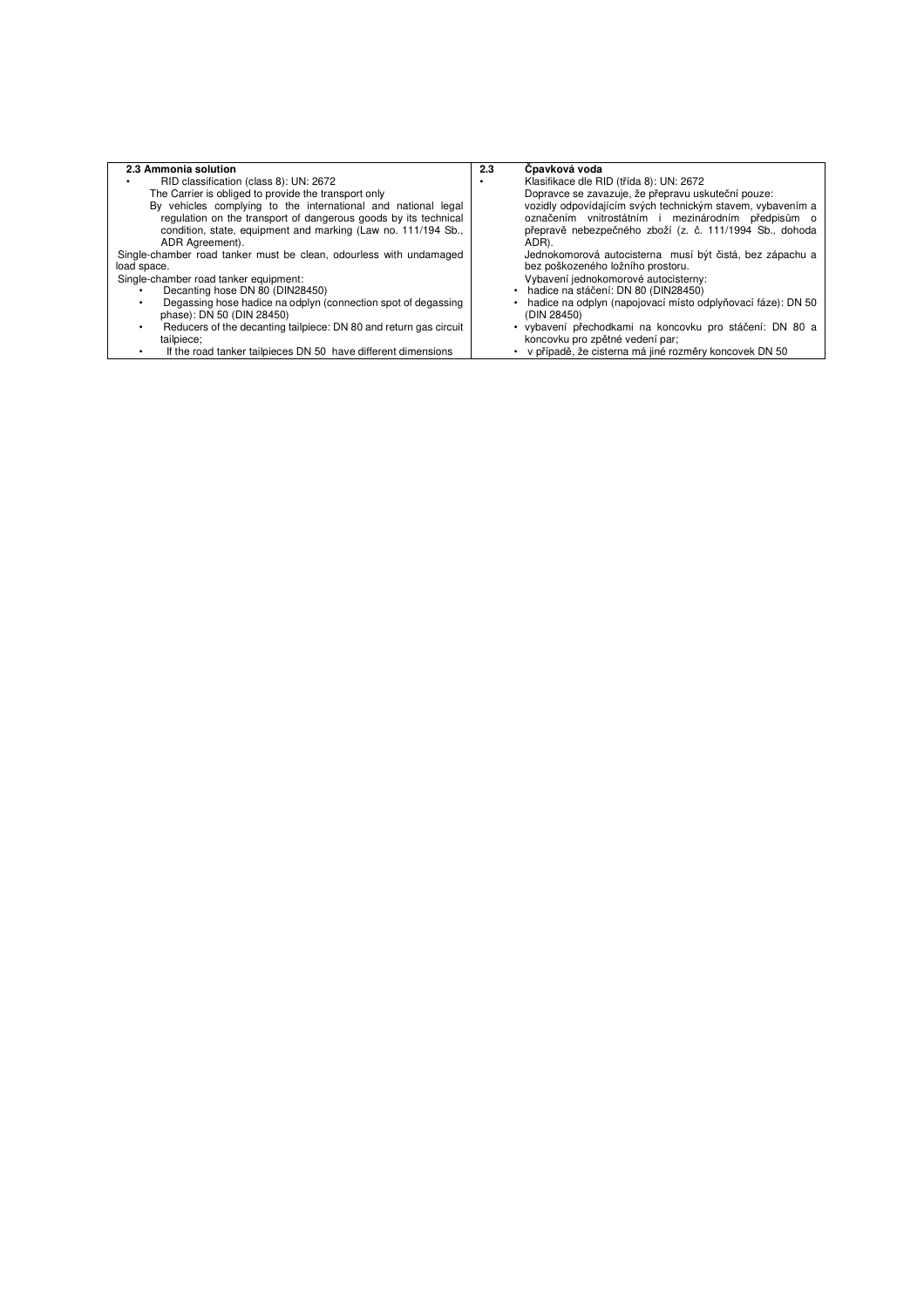| 2.3 Ammonia solution | 2.3 | Čpavková voda |
|---|---|---|
| • RID classification (class 8): UN: 2672<br>The Carrier is obliged to provide the transport only<br>By vehicles complying to the international and national legal regulation on the transport of dangerous goods by its technical condition, state, equipment and marking (Law no. 111/194 Sb., ADR Agreement).<br>Single-chamber road tanker must be clean, odourless with undamaged load space.<br>Single-chamber road tanker equipment:<br>• Decanting hose DN 80 (DIN28450)<br>• Degassing hose hadice na odplyn (connection spot of degassing phase): DN 50 (DIN 28450)<br>• Reducers of the decanting tailpiece: DN 80 and return gas circuit tailpiece;<br>• If the road tanker tailpieces DN 50 have different dimensions | • | Klasifikace dle RID (třída 8): UN: 2672<br>Dopravce se zavazuje, že přepravu uskuteční pouze:<br>vozidly odpovídajícím svých technickým stavem, vybavením a označením vnitrostátním i mezinárodním předpisům o přepravě nebezpečného zboží (z. č. 111/1994 Sb., dohoda ADR).<br>Jednokomorová autocisterna musí být čistá, bez zápachu a bez poškozeného ložního prostoru.<br>Vybavení jednokomorové autocisterny:<br>• hadice na stáčení: DN 80 (DIN28450)<br>• hadice na odplyn (napojovací místo odplyňovací fáze): DN 50 (DIN 28450)<br>• vybavení přechodkami na koncovku pro stáčení: DN 80 a koncovku pro zpětné vedení par;<br>• v případě, že cisterna má jiné rozměry koncovek DN 50 |